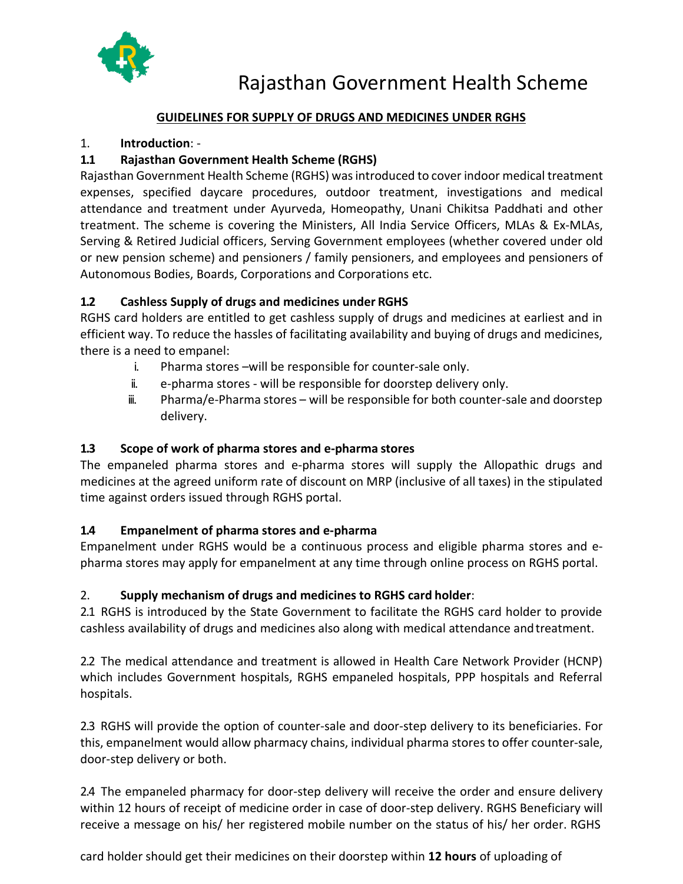# Rajasthan Government Health Scheme

## GUIDELINES FOR SUPPLY OF DRUGS AND MEDICINES UNDER RGHS

1. **Introduction**: -

### 1.1 Rajasthan Government Health Scheme (RGHS)

Rajasthan Government Health Scheme (RGHS) was introduced to cover indoor medical treatment expenses, specified daycare procedures, outdoor treatment, investigations and medical attendance and treatment under Ayurveda, Homeopathy, Unani Chikitsa Paddhati and other treatment. The scheme is covering the Ministers, All India Service Officers, MLAs & Ex-MLAs, Serving & Retired Judicial officers, Serving Government employees (whether covered under old or new pension scheme) and pensioners / family pensioners, and employees and pensioners of Autonomous Bodies, Boards, Corporations and Corporations etc.

### 1.2 Cashless Supply of drugs and medicines under RGHS

RGHS card holders are entitled to get cashless supply of drugs and medicines at earliest and in efficient way. To reduce the hassles of facilitating availability and buying of drugs and medicines, there is a need to empanel:

i. Pharma stores –will be responsible for counter-sale only.

ii. e-pharma stores - will be responsible for doorstep delivery only.

iii. Pharma/e-Pharma stores – will be responsible for both counter-sale and doorstep delivery.

### 1.3 Scope of work of pharma stores and e-pharma stores

The empaneled pharma stores and e-pharma stores will supply the Allopathic drugs and medicines at the agreed uniform rate of discount on MRP (inclusive of all taxes) in the stipulated time against orders issued through RGHS portal.

### 1.4 Empanelment of pharma stores and e-pharma

Empanelment under RGHS would be a continuous process and eligible pharma stores and e-pharma stores may apply for empanelment at any time through online process on RGHS portal.

2. **Supply mechanism of drugs and medicines to RGHS card holder**:

2.1 RGHS is introduced by the State Government to facilitate the RGHS card holder to provide cashless availability of drugs and medicines also along with medical attendance and treatment.

2.2 The medical attendance and treatment is allowed in Health Care Network Provider (HCNP) which includes Government hospitals, RGHS empaneled hospitals, PPP hospitals and Referral hospitals.

2.3 RGHS will provide the option of counter-sale and door-step delivery to its beneficiaries. For this, empanelment would allow pharmacy chains, individual pharma stores to offer counter-sale, door-step delivery or both.

2.4 The empaneled pharmacy for door-step delivery will receive the order and ensure delivery within 12 hours of receipt of medicine order in case of door-step delivery. RGHS Beneficiary will receive a message on his/ her registered mobile number on the status of his/ her order. RGHS card holder should get their medicines on their doorstep within **12 hours** of uploading of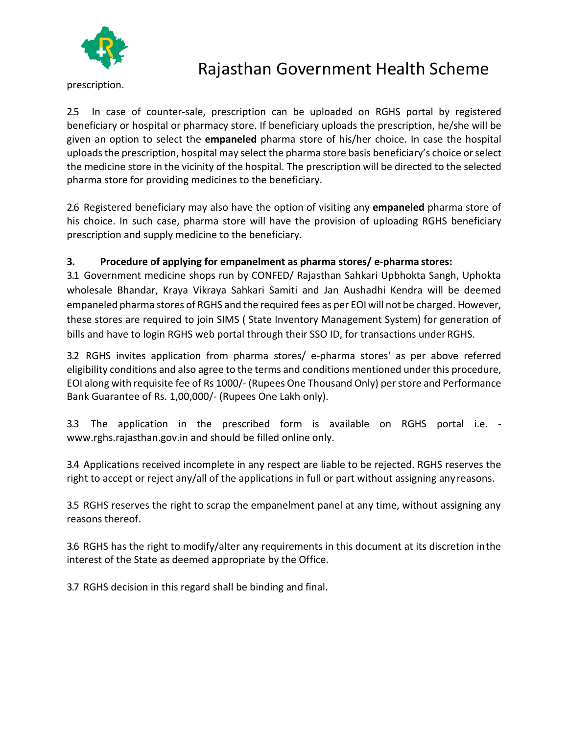prescription.

2.5 In case of counter-sale, prescription can be uploaded on RGHS portal by registered beneficiary or hospital or pharmacy store. If beneficiary uploads the prescription, he/she will be given an option to select the **empaneled** pharma store of his/her choice. In case the hospital uploads the prescription, hospital may select the pharma store basis beneficiary's choice or select the medicine store in the vicinity of the hospital. The prescription will be directed to the selected pharma store for providing medicines to the beneficiary.

2.6 Registered beneficiary may also have the option of visiting any **empaneled** pharma store of his choice. In such case, pharma store will have the provision of uploading RGHS beneficiary prescription and supply medicine to the beneficiary.

**3. Procedure of applying for empanelment as pharma stores/ e-pharma stores:**

3.1 Government medicine shops run by CONFED/ Rajasthan Sahkari Upbhokta Sangh, Uphokta wholesale Bhandar, Kraya Vikraya Sahkari Samiti and Jan Aushadhi Kendra will be deemed empaneled pharma stores of RGHS and the required fees as per EOI will not be charged. However, these stores are required to join SIMS ( State Inventory Management System) for generation of bills and have to login RGHS web portal through their SSO ID, for transactions under RGHS.

3.2 RGHS invites application from pharma stores/ e-pharma stores' as per above referred eligibility conditions and also agree to the terms and conditions mentioned under this procedure, EOI along with requisite fee of Rs 1000/- (Rupees One Thousand Only) per store and Performance Bank Guarantee of Rs. 1,00,000/- (Rupees One Lakh only).

3.3 The application in the prescribed form is available on RGHS portal i.e. - www.rghs.rajasthan.gov.in and should be filled online only.

3.4 Applications received incomplete in any respect are liable to be rejected. RGHS reserves the right to accept or reject any/all of the applications in full or part without assigning any reasons.

3.5 RGHS reserves the right to scrap the empanelment panel at any time, without assigning any reasons thereof.

3.6 RGHS has the right to modify/alter any requirements in this document at its discretion in the interest of the State as deemed appropriate by the Office.

3.7 RGHS decision in this regard shall be binding and final.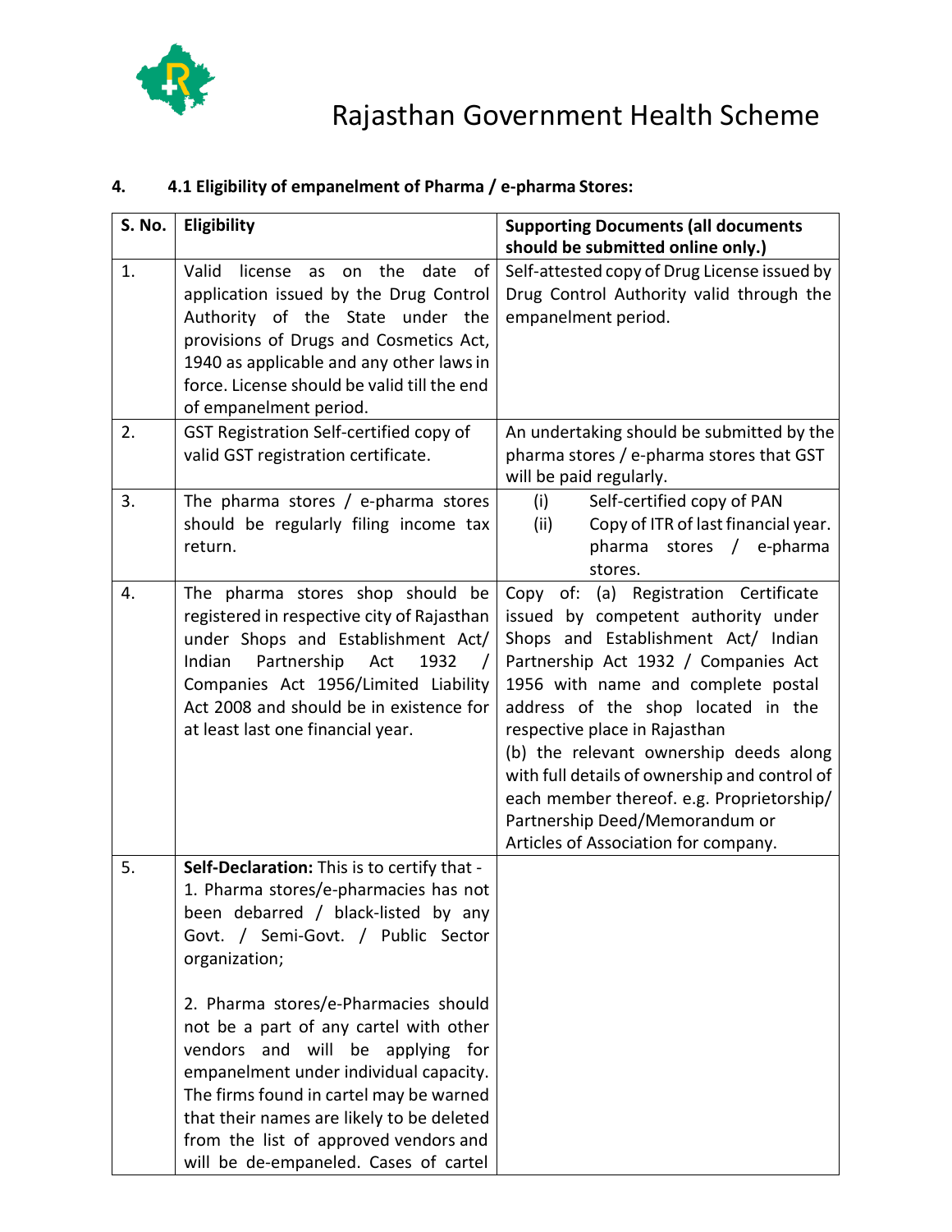# Rajasthan Government Health Scheme

**4. 4.1 Eligibility of empanelment of Pharma / e-pharma Stores:**

| S. No. | Eligibility | Supporting Documents (all documents should be submitted online only.) |
|---|---|---|
| 1. | Valid license as on the date of application issued by the Drug Control Authority of the State under the provisions of Drugs and Cosmetics Act, 1940 as applicable and any other laws in force. License should be valid till the end of empanelment period. | Self-attested copy of Drug License issued by Drug Control Authority valid through the empanelment period. |
| 2. | GST Registration Self-certified copy of valid GST registration certificate. | An undertaking should be submitted by the pharma stores / e-pharma stores that GST will be paid regularly. |
| 3. | The pharma stores / e-pharma stores should be regularly filing income tax return. | (i) Self-certified copy of PAN<br>(ii) Copy of ITR of last financial year. pharma stores / e-pharma stores. |
| 4. | The pharma stores shop should be registered in respective city of Rajasthan under Shops and Establishment Act/ Indian Partnership Act 1932 / Companies Act 1956/Limited Liability Act 2008 and should be in existence for at least last one financial year. | Copy of: (a) Registration Certificate issued by competent authority under Shops and Establishment Act/ Indian Partnership Act 1932 / Companies Act 1956 with name and complete postal address of the shop located in the respective place in Rajasthan<br>(b) the relevant ownership deeds along with full details of ownership and control of each member thereof. e.g. Proprietorship/ Partnership Deed/Memorandum or Articles of Association for company. |
| 5. | **Self-Declaration:** This is to certify that -<br>1. Pharma stores/e-pharmacies has not been debarred / black-listed by any Govt. / Semi-Govt. / Public Sector organization;<br><br>2. Pharma stores/e-Pharmacies should not be a part of any cartel with other vendors and will be applying for empanelment under individual capacity. The firms found in cartel may be warned that their names are likely to be deleted from the list of approved vendors and will be de-empaneled. Cases of cartel | |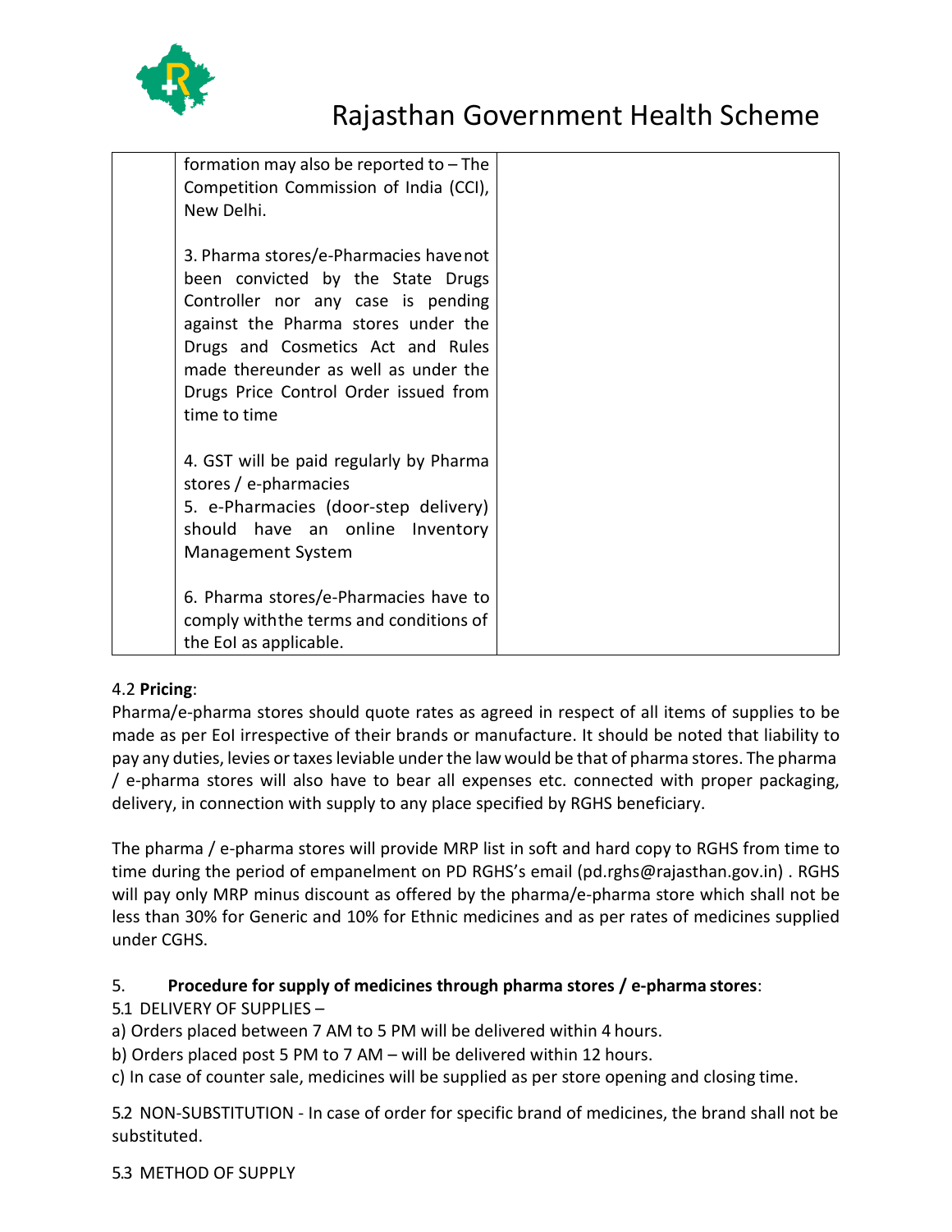| | formation may also be reported to – The Competition Commission of India (CCI), New Delhi.<br><br>3. Pharma stores/e-Pharmacies have not been convicted by the State Drugs Controller nor any case is pending against the Pharma stores under the Drugs and Cosmetics Act and Rules made thereunder as well as under the Drugs Price Control Order issued from time to time<br><br>4. GST will be paid regularly by Pharma stores / e-pharmacies<br>5. e-Pharmacies (door-step delivery) should have an online Inventory Management System<br><br>6. Pharma stores/e-Pharmacies have to comply with the terms and conditions of the EoI as applicable. | |
|---|---|---|

4.2 **Pricing**:

Pharma/e-pharma stores should quote rates as agreed in respect of all items of supplies to be made as per EoI irrespective of their brands or manufacture. It should be noted that liability to pay any duties, levies or taxes leviable under the law would be that of pharma stores. The pharma / e-pharma stores will also have to bear all expenses etc. connected with proper packaging, delivery, in connection with supply to any place specified by RGHS beneficiary.

The pharma / e-pharma stores will provide MRP list in soft and hard copy to RGHS from time to time during the period of empanelment on PD RGHS's email (pd.rghs@rajasthan.gov.in) . RGHS will pay only MRP minus discount as offered by the pharma/e-pharma store which shall not be less than 30% for Generic and 10% for Ethnic medicines and as per rates of medicines supplied under CGHS.

5. **Procedure for supply of medicines through pharma stores / e-pharma stores**:

5.1 DELIVERY OF SUPPLIES –

a) Orders placed between 7 AM to 5 PM will be delivered within 4 hours.

b) Orders placed post 5 PM to 7 AM – will be delivered within 12 hours.

c) In case of counter sale, medicines will be supplied as per store opening and closing time.

5.2 NON-SUBSTITUTION - In case of order for specific brand of medicines, the brand shall not be substituted.

5.3 METHOD OF SUPPLY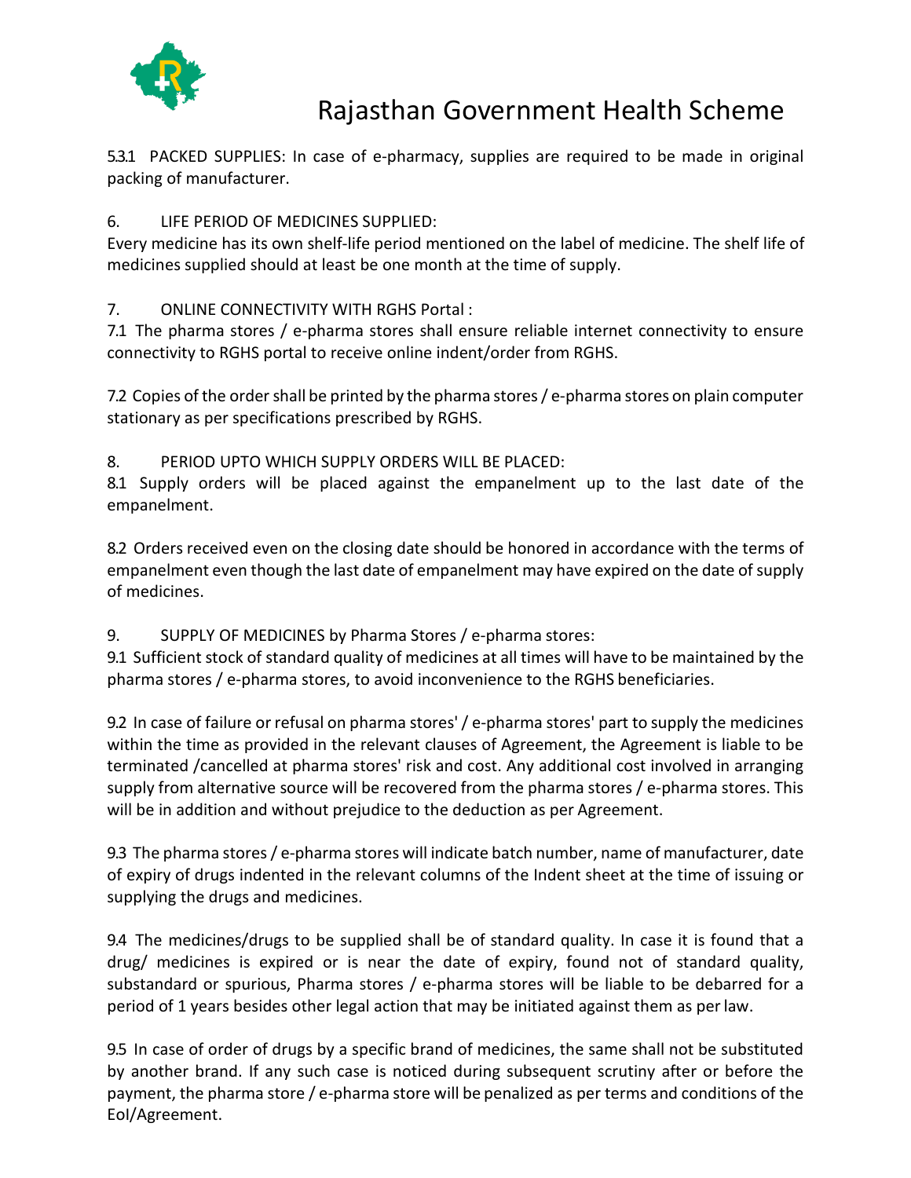5.3.1 PACKED SUPPLIES: In case of e-pharmacy, supplies are required to be made in original packing of manufacturer.

6. LIFE PERIOD OF MEDICINES SUPPLIED:

Every medicine has its own shelf-life period mentioned on the label of medicine. The shelf life of medicines supplied should at least be one month at the time of supply.

7. ONLINE CONNECTIVITY WITH RGHS Portal :

7.1 The pharma stores / e-pharma stores shall ensure reliable internet connectivity to ensure connectivity to RGHS portal to receive online indent/order from RGHS.

7.2 Copies of the order shall be printed by the pharma stores / e-pharma stores on plain computer stationary as per specifications prescribed by RGHS.

8. PERIOD UPTO WHICH SUPPLY ORDERS WILL BE PLACED:

8.1 Supply orders will be placed against the empanelment up to the last date of the empanelment.

8.2 Orders received even on the closing date should be honored in accordance with the terms of empanelment even though the last date of empanelment may have expired on the date of supply of medicines.

9. SUPPLY OF MEDICINES by Pharma Stores / e-pharma stores:

9.1 Sufficient stock of standard quality of medicines at all times will have to be maintained by the pharma stores / e-pharma stores, to avoid inconvenience to the RGHS beneficiaries.

9.2 In case of failure or refusal on pharma stores' / e-pharma stores' part to supply the medicines within the time as provided in the relevant clauses of Agreement, the Agreement is liable to be terminated /cancelled at pharma stores' risk and cost. Any additional cost involved in arranging supply from alternative source will be recovered from the pharma stores / e-pharma stores. This will be in addition and without prejudice to the deduction as per Agreement.

9.3 The pharma stores / e-pharma stores will indicate batch number, name of manufacturer, date of expiry of drugs indented in the relevant columns of the Indent sheet at the time of issuing or supplying the drugs and medicines.

9.4 The medicines/drugs to be supplied shall be of standard quality. In case it is found that a drug/ medicines is expired or is near the date of expiry, found not of standard quality, substandard or spurious, Pharma stores / e-pharma stores will be liable to be debarred for a period of 1 years besides other legal action that may be initiated against them as per law.

9.5 In case of order of drugs by a specific brand of medicines, the same shall not be substituted by another brand. If any such case is noticed during subsequent scrutiny after or before the payment, the pharma store / e-pharma store will be penalized as per terms and conditions of the EoI/Agreement.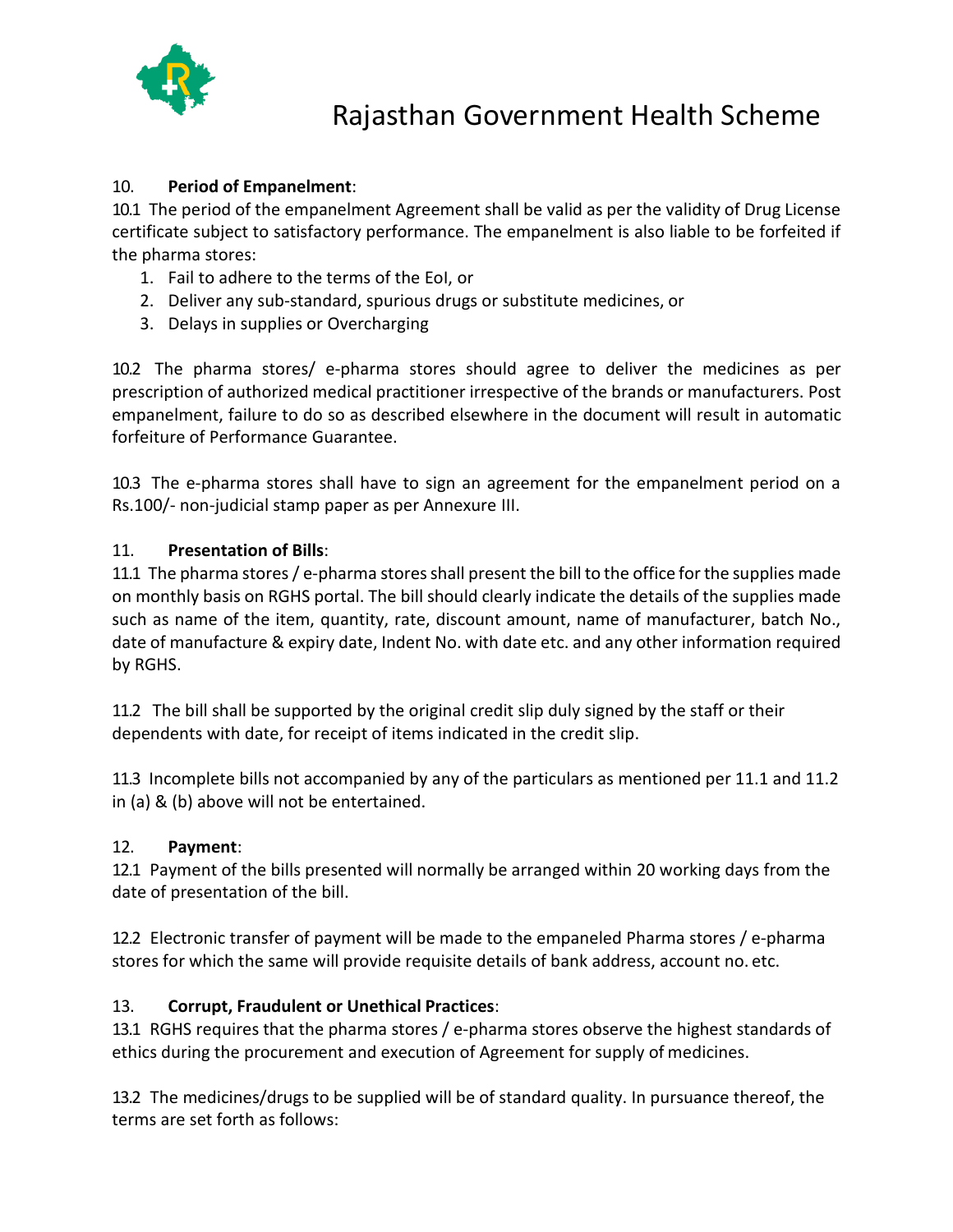10. **Period of Empanelment**:

10.1 The period of the empanelment Agreement shall be valid as per the validity of Drug License certificate subject to satisfactory performance. The empanelment is also liable to be forfeited if the pharma stores:

1. Fail to adhere to the terms of the EoI, or
2. Deliver any sub-standard, spurious drugs or substitute medicines, or
3. Delays in supplies or Overcharging

10.2 The pharma stores/ e-pharma stores should agree to deliver the medicines as per prescription of authorized medical practitioner irrespective of the brands or manufacturers. Post empanelment, failure to do so as described elsewhere in the document will result in automatic forfeiture of Performance Guarantee.

10.3 The e-pharma stores shall have to sign an agreement for the empanelment period on a Rs.100/- non-judicial stamp paper as per Annexure III.

11. **Presentation of Bills**:

11.1 The pharma stores / e-pharma stores shall present the bill to the office for the supplies made on monthly basis on RGHS portal. The bill should clearly indicate the details of the supplies made such as name of the item, quantity, rate, discount amount, name of manufacturer, batch No., date of manufacture & expiry date, Indent No. with date etc. and any other information required by RGHS.

11.2 The bill shall be supported by the original credit slip duly signed by the staff or their dependents with date, for receipt of items indicated in the credit slip.

11.3 Incomplete bills not accompanied by any of the particulars as mentioned per 11.1 and 11.2 in (a) & (b) above will not be entertained.

12. **Payment**:

12.1 Payment of the bills presented will normally be arranged within 20 working days from the date of presentation of the bill.

12.2 Electronic transfer of payment will be made to the empaneled Pharma stores / e-pharma stores for which the same will provide requisite details of bank address, account no. etc.

13. **Corrupt, Fraudulent or Unethical Practices**:

13.1 RGHS requires that the pharma stores / e-pharma stores observe the highest standards of ethics during the procurement and execution of Agreement for supply of medicines.

13.2 The medicines/drugs to be supplied will be of standard quality. In pursuance thereof, the terms are set forth as follows: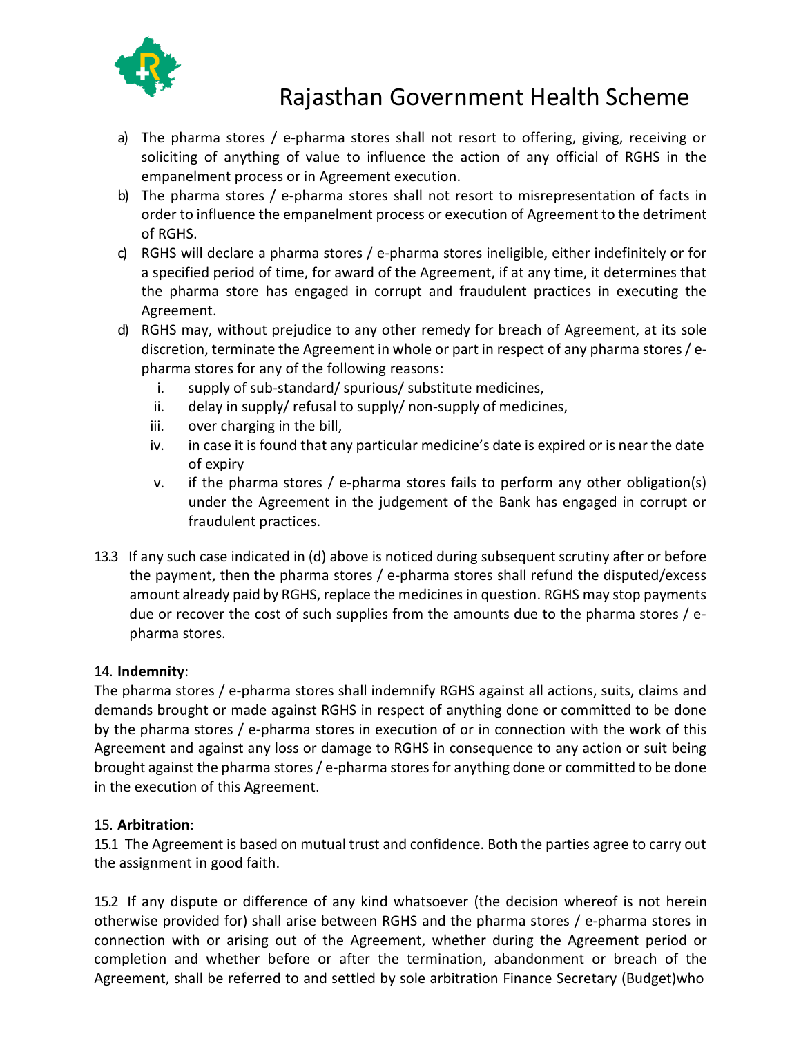a) The pharma stores / e-pharma stores shall not resort to offering, giving, receiving or soliciting of anything of value to influence the action of any official of RGHS in the empanelment process or in Agreement execution.
b) The pharma stores / e-pharma stores shall not resort to misrepresentation of facts in order to influence the empanelment process or execution of Agreement to the detriment of RGHS.
c) RGHS will declare a pharma stores / e-pharma stores ineligible, either indefinitely or for a specified period of time, for award of the Agreement, if at any time, it determines that the pharma store has engaged in corrupt and fraudulent practices in executing the Agreement.
d) RGHS may, without prejudice to any other remedy for breach of Agreement, at its sole discretion, terminate the Agreement in whole or part in respect of any pharma stores / e-pharma stores for any of the following reasons:
   i. supply of sub-standard/ spurious/ substitute medicines,
   ii. delay in supply/ refusal to supply/ non-supply of medicines,
   iii. over charging in the bill,
   iv. in case it is found that any particular medicine's date is expired or is near the date of expiry
   v. if the pharma stores / e-pharma stores fails to perform any other obligation(s) under the Agreement in the judgement of the Bank has engaged in corrupt or fraudulent practices.

13.3 If any such case indicated in (d) above is noticed during subsequent scrutiny after or before the payment, then the pharma stores / e-pharma stores shall refund the disputed/excess amount already paid by RGHS, replace the medicines in question. RGHS may stop payments due or recover the cost of such supplies from the amounts due to the pharma stores / e-pharma stores.

14. **Indemnity**:
The pharma stores / e-pharma stores shall indemnify RGHS against all actions, suits, claims and demands brought or made against RGHS in respect of anything done or committed to be done by the pharma stores / e-pharma stores in execution of or in connection with the work of this Agreement and against any loss or damage to RGHS in consequence to any action or suit being brought against the pharma stores / e-pharma stores for anything done or committed to be done in the execution of this Agreement.

15. **Arbitration**:
15.1 The Agreement is based on mutual trust and confidence. Both the parties agree to carry out the assignment in good faith.

15.2 If any dispute or difference of any kind whatsoever (the decision whereof is not herein otherwise provided for) shall arise between RGHS and the pharma stores / e-pharma stores in connection with or arising out of the Agreement, whether during the Agreement period or completion and whether before or after the termination, abandonment or breach of the Agreement, shall be referred to and settled by sole arbitration Finance Secretary (Budget)who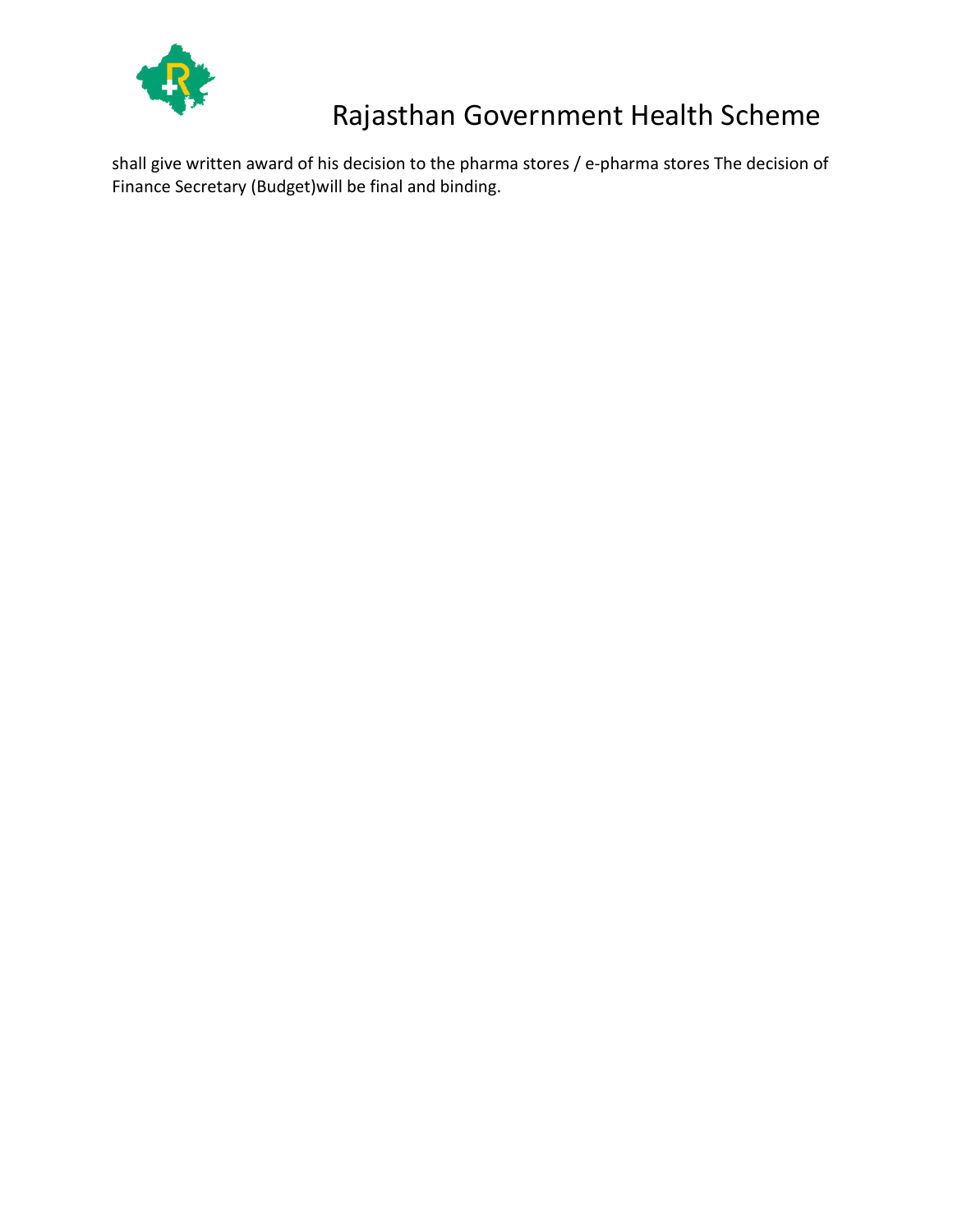shall give written award of his decision to the pharma stores / e-pharma stores The decision of Finance Secretary (Budget)will be final and binding.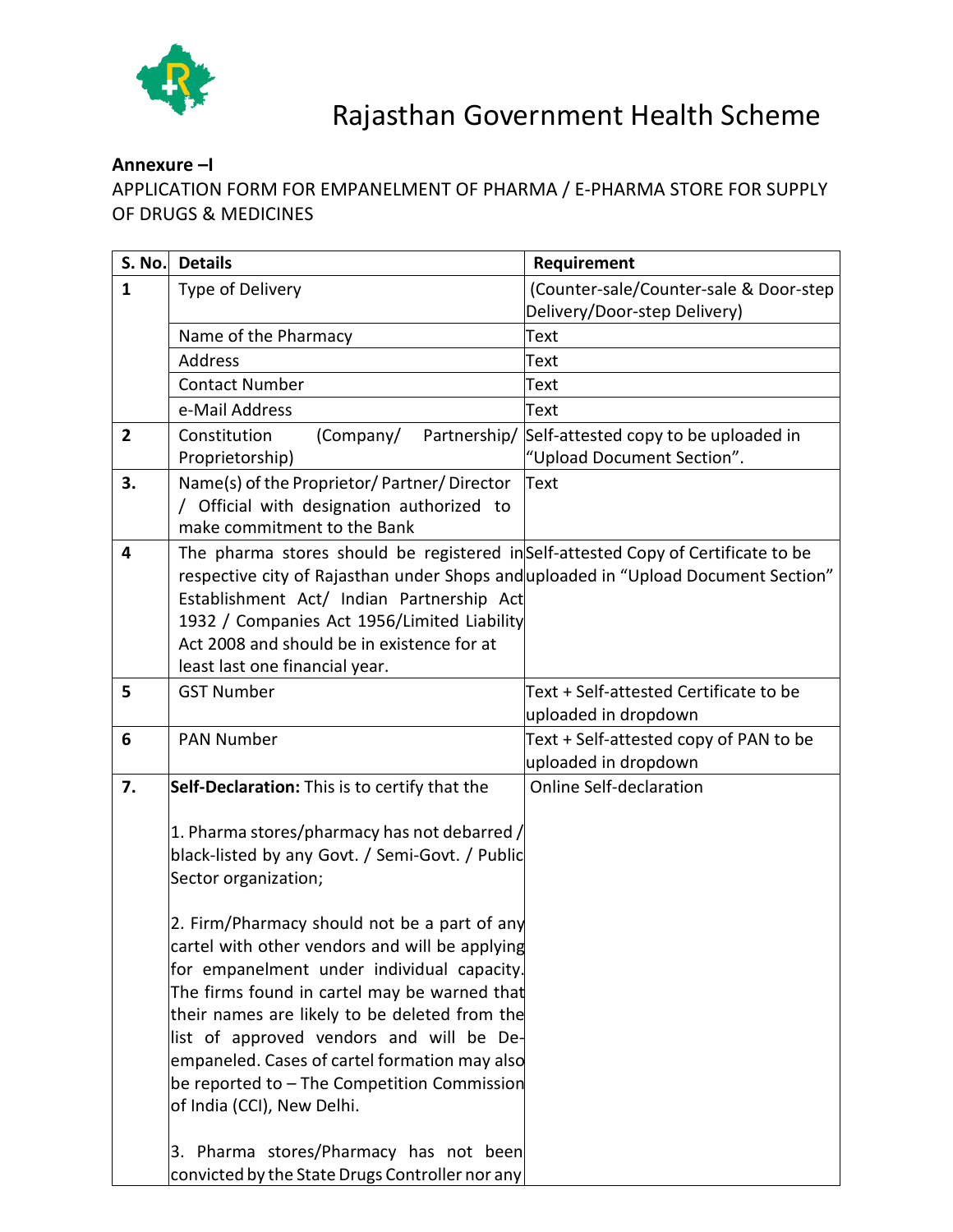# Rajasthan Government Health Scheme

**Annexure –I**

APPLICATION FORM FOR EMPANELMENT OF PHARMA / E-PHARMA STORE FOR SUPPLY OF DRUGS & MEDICINES

| S. No. | Details | Requirement |
|---|---|---|
| 1 | Type of Delivery | (Counter-sale/Counter-sale & Door-step Delivery/Door-step Delivery) |
| | Name of the Pharmacy | Text |
| | Address | Text |
| | Contact Number | Text |
| | e-Mail Address | Text |
| 2 | Constitution (Company/ Partnership/ Proprietorship) | Self-attested copy to be uploaded in "Upload Document Section". |
| 3. | Name(s) of the Proprietor/ Partner/ Director / Official with designation authorized to make commitment to the Bank | Text |
| 4 | The pharma stores should be registered in respective city of Rajasthan under Shops and Establishment Act/ Indian Partnership Act 1932 / Companies Act 1956/Limited Liability Act 2008 and should be in existence for at least last one financial year. | Self-attested Copy of Certificate to be uploaded in "Upload Document Section" |
| 5 | GST Number | Text + Self-attested Certificate to be uploaded in dropdown |
| 6 | PAN Number | Text + Self-attested copy of PAN to be uploaded in dropdown |
| 7. | **Self-Declaration:** This is to certify that the<br><br>1. Pharma stores/pharmacy has not debarred / black-listed by any Govt. / Semi-Govt. / Public Sector organization;<br><br>2. Firm/Pharmacy should not be a part of any cartel with other vendors and will be applying for empanelment under individual capacity. The firms found in cartel may be warned that their names are likely to be deleted from the list of approved vendors and will be De-empaneled. Cases of cartel formation may also be reported to – The Competition Commission of India (CCI), New Delhi.<br><br>3. Pharma stores/Pharmacy has not been convicted by the State Drugs Controller nor any | Online Self-declaration |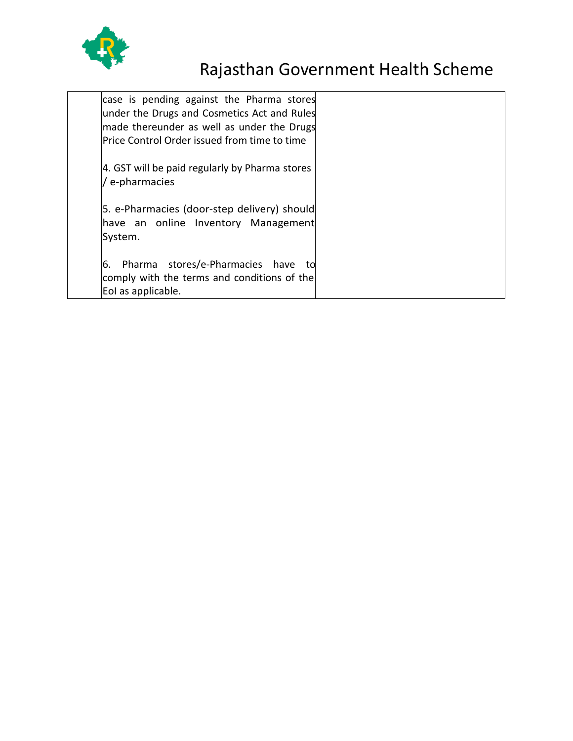| | | |
|---|---|---|
| | case is pending against the Pharma stores under the Drugs and Cosmetics Act and Rules made thereunder as well as under the Drugs Price Control Order issued from time to time<br><br>4. GST will be paid regularly by Pharma stores / e-pharmacies<br><br>5. e-Pharmacies (door-step delivery) should have an online Inventory Management System.<br><br>6. Pharma stores/e-Pharmacies have to comply with the terms and conditions of the EoI as applicable. | |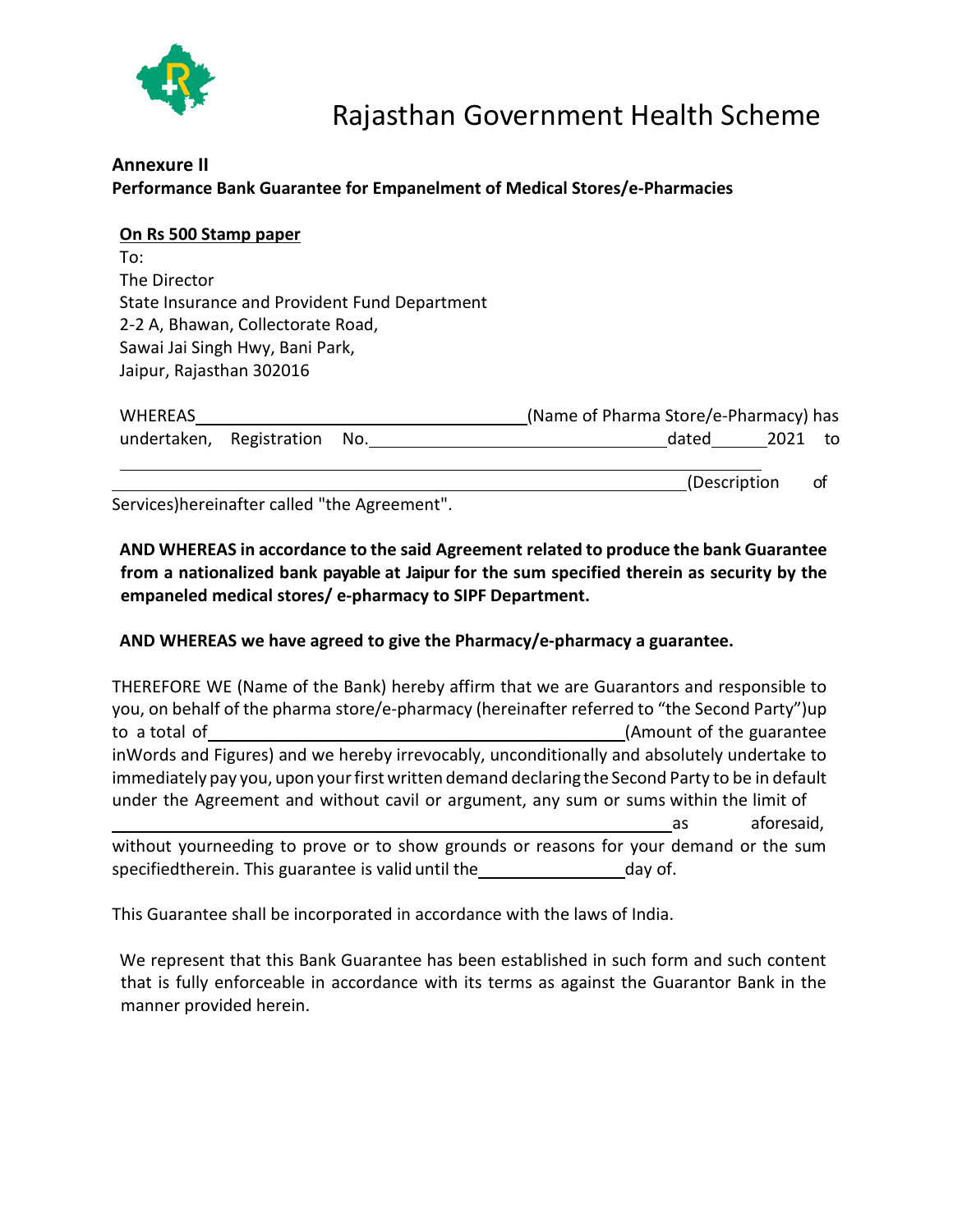# Rajasthan Government Health Scheme

**Annexure II**

**Performance Bank Guarantee for Empanelment of Medical Stores/e-Pharmacies**

**<u>On Rs 500 Stamp paper</u>**

To:
The Director
State Insurance and Provident Fund Department
2-2 A, Bhawan, Collectorate Road,
Sawai Jai Singh Hwy, Bani Park,
Jaipur, Rajasthan 302016

WHEREAS ______________________ (Name of Pharma Store/e-Pharmacy) has undertaken, Registration No. ______________________ dated ______ 2021 to ______________________________________________ (Description of Services)hereinafter called "the Agreement".

**AND WHEREAS in accordance to the said Agreement related to produce the bank Guarantee from a nationalized bank payable at Jaipur for the sum specified therein as security by the empaneled medical stores/ e-pharmacy to SIPF Department.**

**AND WHEREAS we have agreed to give the Pharmacy/e-pharmacy a guarantee.**

THEREFORE WE (Name of the Bank) hereby affirm that we are Guarantors and responsible to you, on behalf of the pharma store/e-pharmacy (hereinafter referred to "the Second Party")up to a total of ______________________ (Amount of the guarantee inWords and Figures) and we hereby irrevocably, unconditionally and absolutely undertake to immediately pay you, upon your first written demand declaring the Second Party to be in default under the Agreement and without cavil or argument, any sum or sums within the limit of ______________________ as aforesaid, without youreneeding to prove or to show grounds or reasons for your demand or the sum specifiedtherein. This guarantee is valid until the ____________ day of.

This Guarantee shall be incorporated in accordance with the laws of India.

We represent that this Bank Guarantee has been established in such form and such content that is fully enforceable in accordance with its terms as against the Guarantor Bank in the manner provided herein.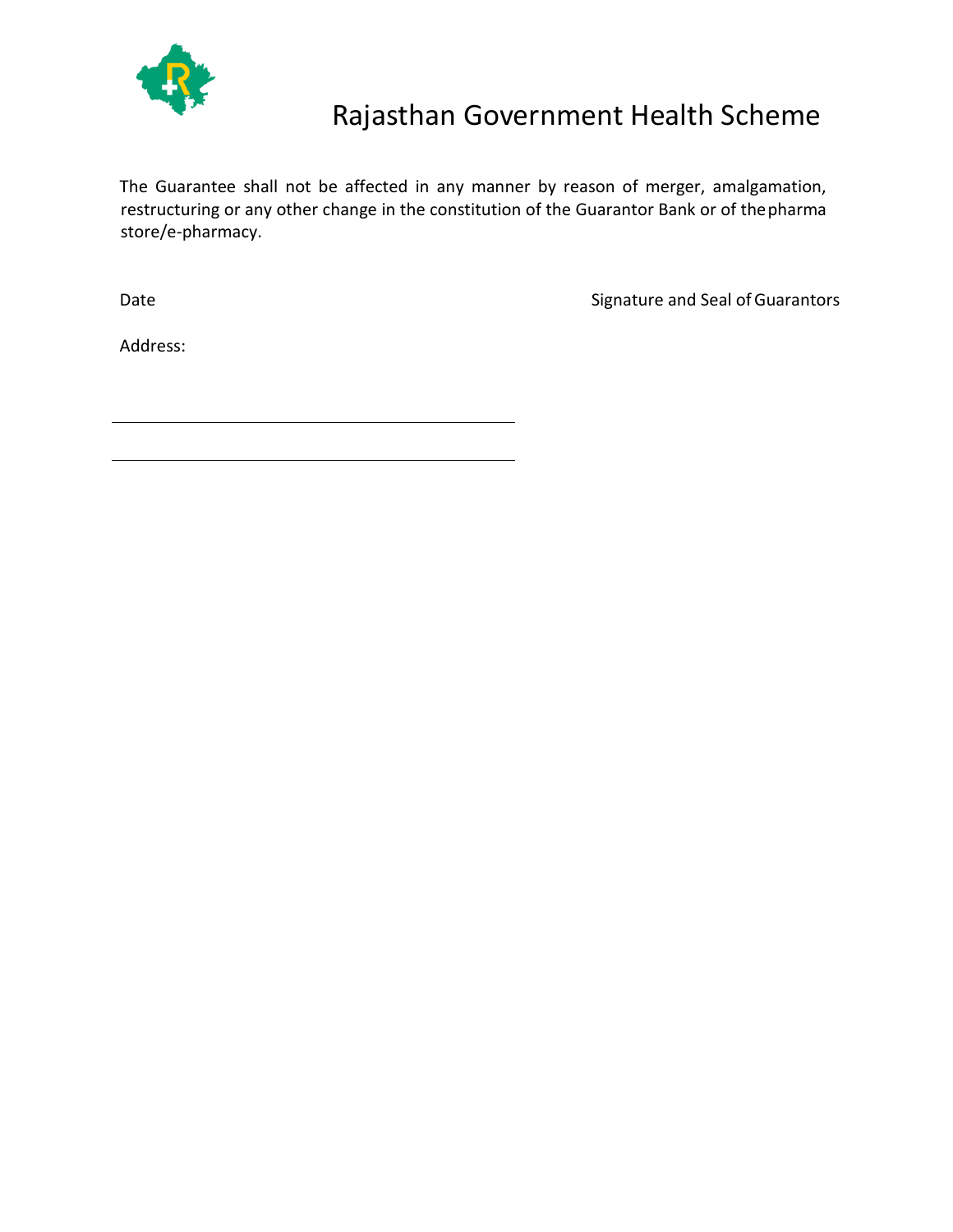The Guarantee shall not be affected in any manner by reason of merger, amalgamation, restructuring or any other change in the constitution of the Guarantor Bank or of the pharma store/e-pharmacy.

Date                                                                                    Signature and Seal of Guarantors

Address:

______________________________________

______________________________________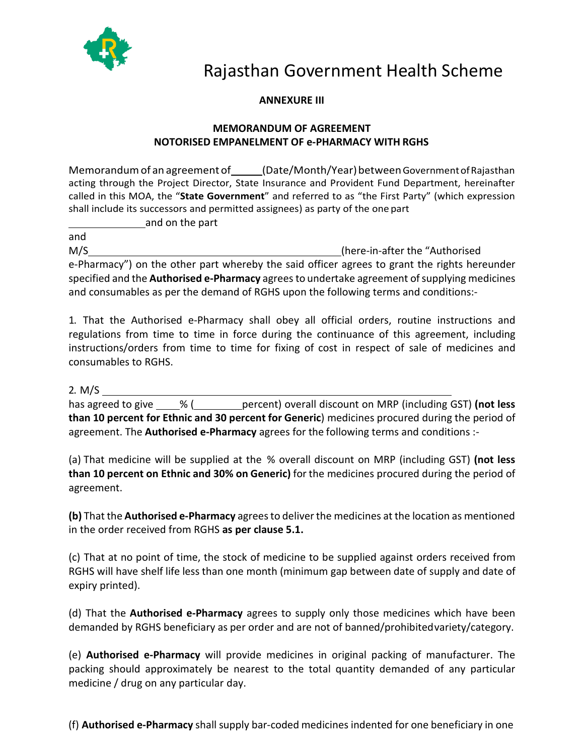# Rajasthan Government Health Scheme

**ANNEXURE III**

**MEMORANDUM OF AGREEMENT**
**NOTORISED EMPANELMENT OF e-PHARMACY WITH RGHS**

Memorandum of an agreement of ______(Date/Month/Year) between Government of Rajasthan acting through the Project Director, State Insurance and Provident Fund Department, hereinafter called in this MOA, the "**State Government**" and referred to as "the First Party" (which expression shall include its successors and permitted assignees) as party of the one part ______________and on the part

and

M/S_____________________________________________(here-in-after the "Authorised e-Pharmacy") on the other part whereby the said officer agrees to grant the rights hereunder specified and the **Authorised e-Pharmacy** agrees to undertake agreement of supplying medicines and consumables as per the demand of RGHS upon the following terms and conditions:-

1. That the Authorised e-Pharmacy shall obey all official orders, routine instructions and regulations from time to time in force during the continuance of this agreement, including instructions/orders from time to time for fixing of cost in respect of sale of medicines and consumables to RGHS.

2. M/S ______________________________________________________

has agreed to give ____% (_________percent) overall discount on MRP (including GST) **(not less than 10 percent for Ethnic and 30 percent for Generic**) medicines procured during the period of agreement. The **Authorised e-Pharmacy** agrees for the following terms and conditions :-

(a) That medicine will be supplied at the % overall discount on MRP (including GST) **(not less than 10 percent on Ethnic and 30% on Generic)** for the medicines procured during the period of agreement.

**(b)** That the **Authorised e-Pharmacy** agrees to deliver the medicines at the location as mentioned in the order received from RGHS **as per clause 5.1.**

(c) That at no point of time, the stock of medicine to be supplied against orders received from RGHS will have shelf life less than one month (minimum gap between date of supply and date of expiry printed).

(d) That the **Authorised e-Pharmacy** agrees to supply only those medicines which have been demanded by RGHS beneficiary as per order and are not of banned/prohibited variety/category.

(e) **Authorised e-Pharmacy** will provide medicines in original packing of manufacturer. The packing should approximately be nearest to the total quantity demanded of any particular medicine / drug on any particular day.

(f) **Authorised e-Pharmacy** shall supply bar-coded medicines indented for one beneficiary in one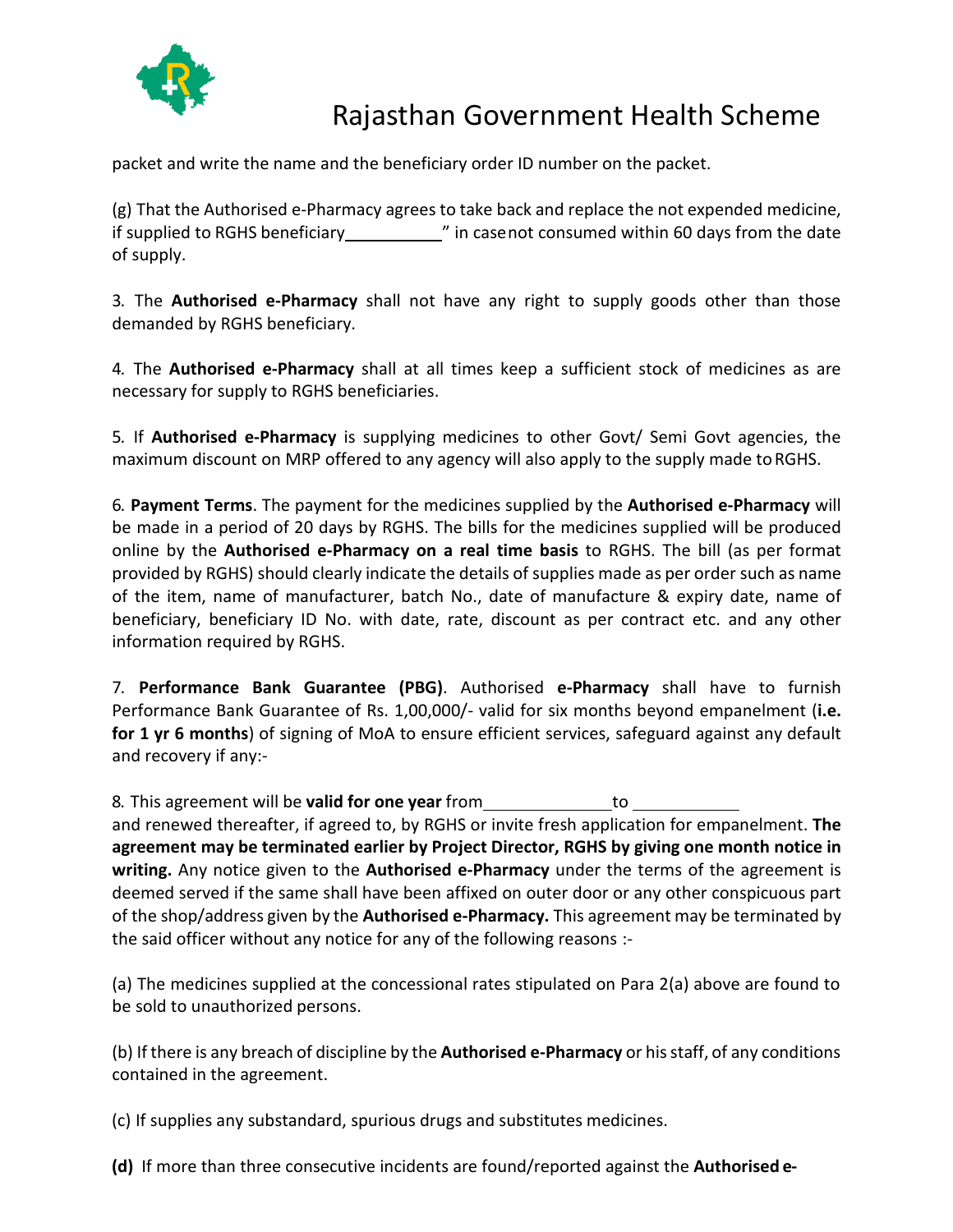packet and write the name and the beneficiary order ID number on the packet.

(g) That the Authorised e-Pharmacy agrees to take back and replace the not expended medicine, if supplied to RGHS beneficiary__________" in case not consumed within 60 days from the date of supply.

3. The **Authorised e-Pharmacy** shall not have any right to supply goods other than those demanded by RGHS beneficiary.

4. The **Authorised e-Pharmacy** shall at all times keep a sufficient stock of medicines as are necessary for supply to RGHS beneficiaries.

5. If **Authorised e-Pharmacy** is supplying medicines to other Govt/ Semi Govt agencies, the maximum discount on MRP offered to any agency will also apply to the supply made to RGHS.

6. **Payment Terms**. The payment for the medicines supplied by the **Authorised e-Pharmacy** will be made in a period of 20 days by RGHS. The bills for the medicines supplied will be produced online by the **Authorised e-Pharmacy on a real time basis** to RGHS. The bill (as per format provided by RGHS) should clearly indicate the details of supplies made as per order such as name of the item, name of manufacturer, batch No., date of manufacture & expiry date, name of beneficiary, beneficiary ID No. with date, rate, discount as per contract etc. and any other information required by RGHS.

7. **Performance Bank Guarantee (PBG)**. Authorised **e-Pharmacy** shall have to furnish Performance Bank Guarantee of Rs. 1,00,000/- valid for six months beyond empanelment (**i.e. for 1 yr 6 months**) of signing of MoA to ensure efficient services, safeguard against any default and recovery if any:-

8. This agreement will be **valid for one year** from______________to ____________ and renewed thereafter, if agreed to, by RGHS or invite fresh application for empanelment. **The agreement may be terminated earlier by Project Director, RGHS by giving one month notice in writing.** Any notice given to the **Authorised e-Pharmacy** under the terms of the agreement is deemed served if the same shall have been affixed on outer door or any other conspicuous part of the shop/address given by the **Authorised e-Pharmacy.** This agreement may be terminated by the said officer without any notice for any of the following reasons :-

(a) The medicines supplied at the concessional rates stipulated on Para 2(a) above are found to be sold to unauthorized persons.

(b) If there is any breach of discipline by the **Authorised e-Pharmacy** or his staff, of any conditions contained in the agreement.

(c) If supplies any substandard, spurious drugs and substitutes medicines.

**(d)** If more than three consecutive incidents are found/reported against the **Authorised e-**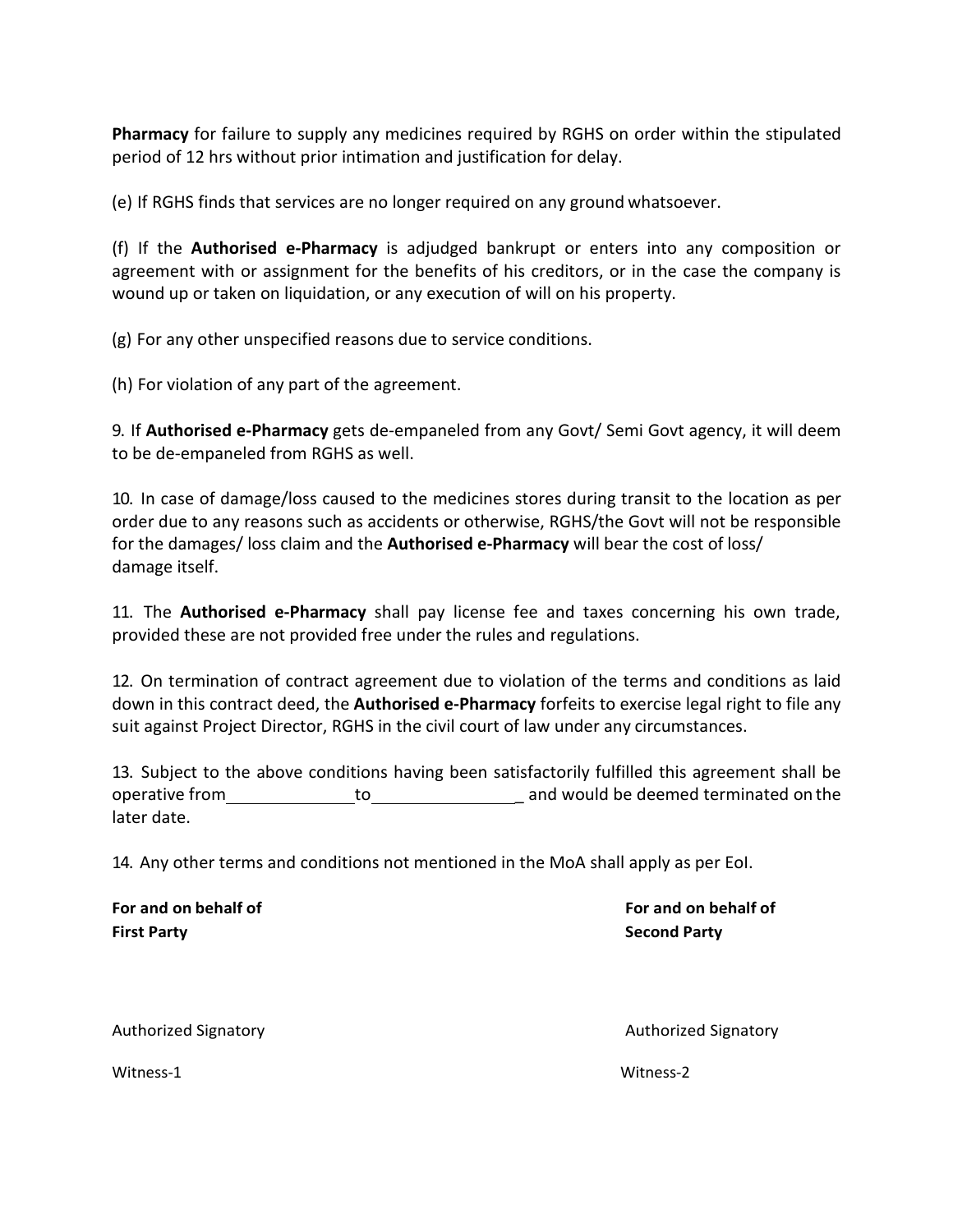**Pharmacy** for failure to supply any medicines required by RGHS on order within the stipulated period of 12 hrs without prior intimation and justification for delay.

(e) If RGHS finds that services are no longer required on any ground whatsoever.

(f) If the **Authorised e-Pharmacy** is adjudged bankrupt or enters into any composition or agreement with or assignment for the benefits of his creditors, or in the case the company is wound up or taken on liquidation, or any execution of will on his property.

(g) For any other unspecified reasons due to service conditions.

(h) For violation of any part of the agreement.

9. If **Authorised e-Pharmacy** gets de-empaneled from any Govt/ Semi Govt agency, it will deem to be de-empaneled from RGHS as well.

10. In case of damage/loss caused to the medicines stores during transit to the location as per order due to any reasons such as accidents or otherwise, RGHS/the Govt will not be responsible for the damages/ loss claim and the **Authorised e-Pharmacy** will bear the cost of loss/ damage itself.

11. The **Authorised e-Pharmacy** shall pay license fee and taxes concerning his own trade, provided these are not provided free under the rules and regulations.

12. On termination of contract agreement due to violation of the terms and conditions as laid down in this contract deed, the **Authorised e-Pharmacy** forfeits to exercise legal right to file any suit against Project Director, RGHS in the civil court of law under any circumstances.

13. Subject to the above conditions having been satisfactorily fulfilled this agreement shall be operative from______________to________________ and would be deemed terminated on the later date.

14. Any other terms and conditions not mentioned in the MoA shall apply as per EoI.

**For and on behalf of**
**First Party**

**For and on behalf of**
**Second Party**

Authorized Signatory

Authorized Signatory

Witness-1

Witness-2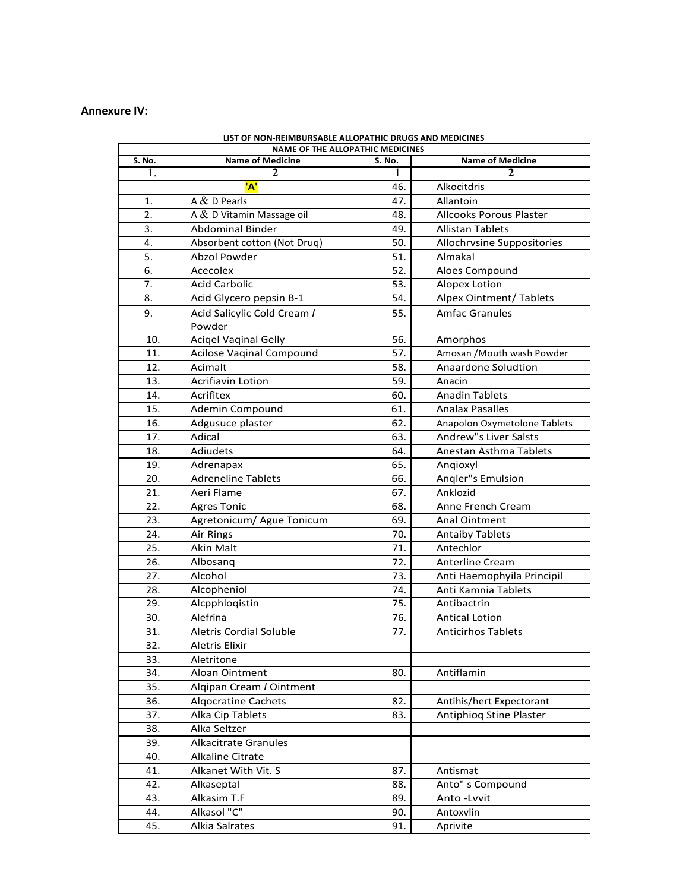**Annexure IV:**

| LIST OF NON-REIMBURSABLE ALLOPATHIC DRUGS AND MEDICINES | | | |
|---|---|---|---|
| NAME OF THE ALLOPATHIC MEDICINES | | | |
| S. No. | Name of Medicine | S. No. | Name of Medicine |
| 1. | 2 | 1 | 2 |
| 'A' | | 46. | Alkocitdris |
| 1. | A & D Pearls | 47. | Allantoin |
| 2. | A & D Vitamin Massage oil | 48. | Allcooks Porous Plaster |
| 3. | Abdominal Binder | 49. | Allistan Tablets |
| 4. | Absorbent cotton (Not Druq) | 50. | Allochrvsine Suppositories |
| 5. | Abzol Powder | 51. | Almakal |
| 6. | Acecolex | 52. | Aloes Compound |
| 7. | Acid Carbolic | 53. | Alopex Lotion |
| 8. | Acid Glycero pepsin B-1 | 54. | Alpex Ointment/ Tablets |
| 9. | Acid Salicylic Cold Cream / Powder | 55. | Amfac Granules |
| 10. | Aciqel Vaqinal Gelly | 56. | Amorphos |
| 11. | Acilose Vaqinal Compound | 57. | Amosan /Mouth wash Powder |
| 12. | Acimalt | 58. | Anaardone Soludtion |
| 13. | Acrifiavin Lotion | 59. | Anacin |
| 14. | Acrifitex | 60. | Anadin Tablets |
| 15. | Ademin Compound | 61. | Analax Pasalles |
| 16. | Adgusuce plaster | 62. | Anapolon Oxymetolone Tablets |
| 17. | Adical | 63. | Andrew"s Liver Salsts |
| 18. | Adiudets | 64. | Anestan Asthma Tablets |
| 19. | Adrenapax | 65. | Anqioxyl |
| 20. | Adreneline Tablets | 66. | Anqler"s Emulsion |
| 21. | Aeri Flame | 67. | Anklozid |
| 22. | Agres Tonic | 68. | Anne French Cream |
| 23. | Agretonicum/ Ague Tonicum | 69. | Anal Ointment |
| 24. | Air Rings | 70. | Antaiby Tablets |
| 25. | Akin Malt | 71. | Antechlor |
| 26. | Albosanq | 72. | Anterline Cream |
| 27. | Alcohol | 73. | Anti Haemophyila Principil |
| 28. | Alcopheniol | 74. | Anti Kamnia Tablets |
| 29. | Alcpphloqistin | 75. | Antibactrin |
| 30. | Alefrina | 76. | Antical Lotion |
| 31. | Aletris Cordial Soluble | 77. | Anticirhos Tablets |
| 32. | Aletris Elixir | | |
| 33. | Aletritone | | |
| 34. | Aloan Ointment | 80. | Antiflamin |
| 35. | Alqipan Cream / Ointment | | |
| 36. | Alqocratine Cachets | 82. | Antihis/hert Expectorant |
| 37. | Alka Cip Tablets | 83. | Antiphioq Stine Plaster |
| 38. | Alka Seltzer | | |
| 39. | Alkacitrate Granules | | |
| 40. | Alkaline Citrate | | |
| 41. | Alkanet With Vit. S | 87. | Antismat |
| 42. | Alkaseptal | 88. | Anto" s Compound |
| 43. | Alkasim T.F | 89. | Anto -Lvvit |
| 44. | Alkasol "C" | 90. | Antoxvlin |
| 45. | Alkia Salrates | 91. | Aprivite |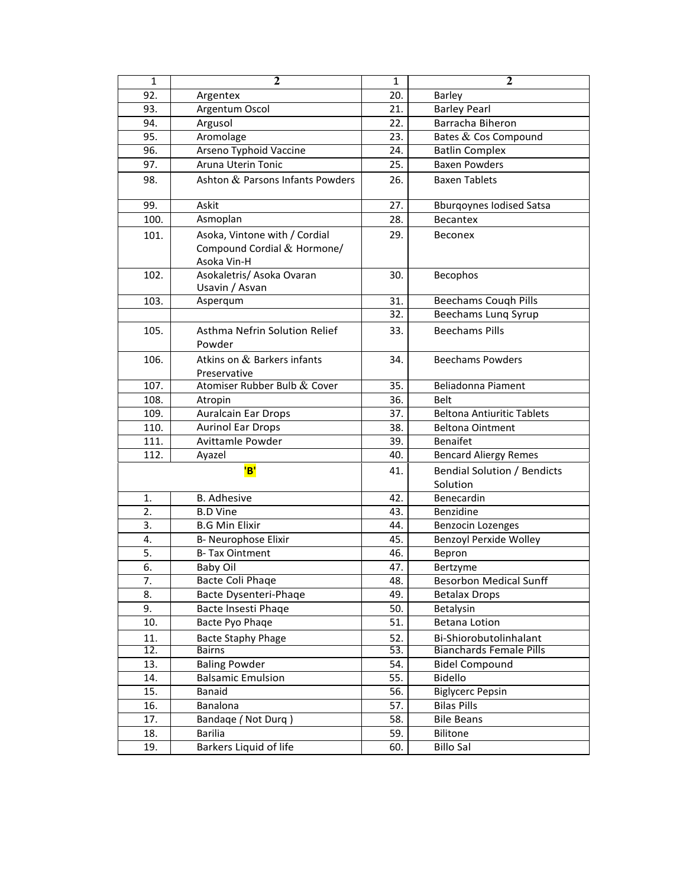| 1 | 2 | 1 | 2 |
|---|---|---|---|
| 92. | Argentex | 20. | Barley |
| 93. | Argentum Oscol | 21. | Barley Pearl |
| 94. | Argusol | 22. | Barracha Biheron |
| 95. | Aromolage | 23. | Bates & Cos Compound |
| 96. | Arseno Typhoid Vaccine | 24. | Batlin Complex |
| 97. | Aruna Uterin Tonic | 25. | Baxen Powders |
| 98. | Ashton & Parsons Infants Powders | 26. | Baxen Tablets |
| 99. | Askit | 27. | Bburqoynes Iodised Satsa |
| 100. | Asmoplan | 28. | Becantex |
| 101. | Asoka, Vintone with / Cordial Compound Cordial & Hormone/ Asoka Vin-H | 29. | Beconex |
| 102. | Asokaletris/ Asoka Ovaran Usavin / Asvan | 30. | Becophos |
| 103. | Asperqum | 31. | Beechams Couqh Pills |
| | | 32. | Beechams Lunq Syrup |
| 105. | Asthma Nefrin Solution Relief Powder | 33. | Beechams Pills |
| 106. | Atkins on & Barkers infants Preservative | 34. | Beechams Powders |
| 107. | Atomiser Rubber Bulb & Cover | 35. | Beliadonna Piament |
| 108. | Atropin | 36. | Belt |
| 109. | Auralcain Ear Drops | 37. | Beltona Antiuritic Tablets |
| 110. | Aurinol Ear Drops | 38. | Beltona Ointment |
| 111. | Avittamle Powder | 39. | Benaifet |
| 112. | Ayazel | 40. | Bencard Aliergy Remes |
| **'B'** | | 41. | Bendial Solution / Bendicts Solution |
| 1. | B. Adhesive | 42. | Benecardin |
| 2. | B.D Vine | 43. | Benzidine |
| 3. | B.G Min Elixir | 44. | Benzocin Lozenges |
| 4. | B- Neurophose Elixir | 45. | Benzoyl Perxide Wolley |
| 5. | B- Tax Ointment | 46. | Bepron |
| 6. | Baby Oil | 47. | Bertzyme |
| 7. | Bacte Coli Phaqe | 48. | Besorbon Medical Sunff |
| 8. | Bacte Dysenteri-Phaqe | 49. | Betalax Drops |
| 9. | Bacte Insesti Phaqe | 50. | Betalysin |
| 10. | Bacte Pyo Phaqe | 51. | Betana Lotion |
| 11. | Bacte Staphy Phage | 52. | Bi-Shiorobutolinhalant |
| 12. | Bairns | 53. | Bianchards Female Pills |
| 13. | Baling Powder | 54. | Bidel Compound |
| 14. | Balsamic Emulsion | 55. | Bidello |
| 15. | Banaid | 56. | Biglycerc Pepsin |
| 16. | Banalona | 57. | Bilas Pills |
| 17. | Bandaqe ( Not Durq ) | 58. | Bile Beans |
| 18. | Barilia | 59. | Bilitone |
| 19. | Barkers Liquid of life | 60. | Billo Sal |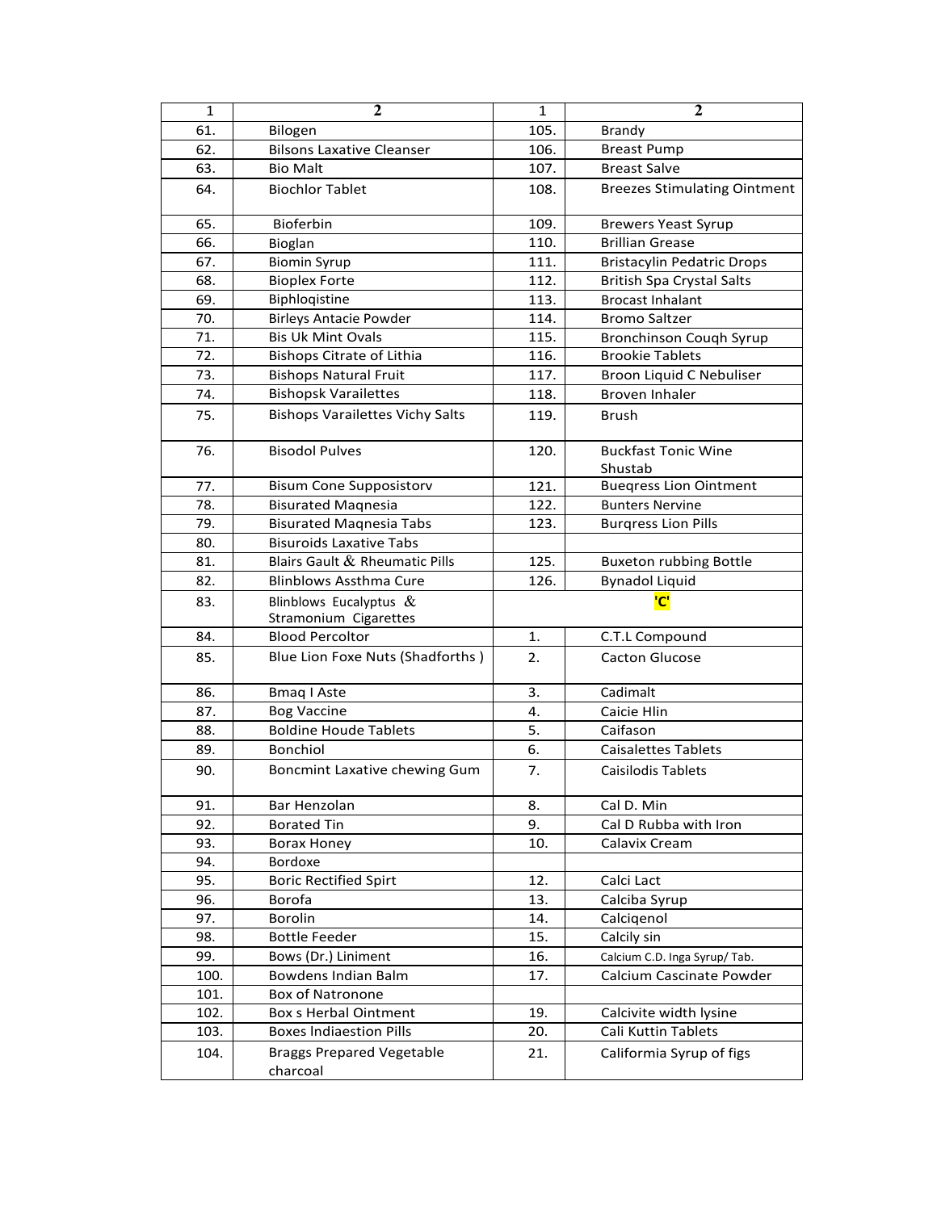| 1 | 2 | 1 | 2 |
|---|---|---|---|
| 61. | Bilogen | 105. | Brandy |
| 62. | Bilsons Laxative Cleanser | 106. | Breast Pump |
| 63. | Bio Malt | 107. | Breast Salve |
| 64. | Biochlor Tablet | 108. | Breezes Stimulating Ointment |
| 65. | Bioferbin | 109. | Brewers Yeast Syrup |
| 66. | Bioglan | 110. | Brillian Grease |
| 67. | Biomin Syrup | 111. | Bristacylin Pedatric Drops |
| 68. | Bioplex Forte | 112. | British Spa Crystal Salts |
| 69. | Biphloqistine | 113. | Brocast Inhalant |
| 70. | Birleys Antacie Powder | 114. | Bromo Saltzer |
| 71. | Bis Uk Mint Ovals | 115. | Bronchinson Couqh Syrup |
| 72. | Bishops Citrate of Lithia | 116. | Brookie Tablets |
| 73. | Bishops Natural Fruit | 117. | Broon Liquid C Nebuliser |
| 74. | Bishopsk Varailettes | 118. | Broven Inhaler |
| 75. | Bishops Varailettes Vichy Salts | 119. | Brush |
| 76. | Bisodol Pulves | 120. | Buckfast Tonic Wine Shustab |
| 77. | Bisum Cone Supposistorv | 121. | Bueqress Lion Ointment |
| 78. | Bisurated Maqnesia | 122. | Bunters Nervine |
| 79. | Bisurated Maqnesia Tabs | 123. | Burqress Lion Pills |
| 80. | Bisuroids Laxative Tabs | | |
| 81. | Blairs Gault & Rheumatic Pills | 125. | Buxeton rubbing Bottle |
| 82. | Blinblows Assthma Cure | 126. | Bynadol Liquid |
| 83. | Blinblows Eucalyptus & Stramonium Cigarettes | | **'C'** |
| 84. | Blood Percoltor | 1. | C.T.L Compound |
| 85. | Blue Lion Foxe Nuts (Shadforths ) | 2. | Cacton Glucose |
| 86. | Bmaq I Aste | 3. | Cadimalt |
| 87. | Bog Vaccine | 4. | Caicie Hlin |
| 88. | Boldine Houde Tablets | 5. | Caifason |
| 89. | Bonchiol | 6. | Caisalettes Tablets |
| 90. | Boncmint Laxative chewing Gum | 7. | Caisilodis Tablets |
| 91. | Bar Henzolan | 8. | Cal D. Min |
| 92. | Borated Tin | 9. | Cal D Rubba with Iron |
| 93. | Borax Honey | 10. | Calavix Cream |
| 94. | Bordoxe | | |
| 95. | Boric Rectified Spirt | 12. | Calci Lact |
| 96. | Borofa | 13. | Calciba Syrup |
| 97. | Borolin | 14. | Calciqenol |
| 98. | Bottle Feeder | 15. | Calcily sin |
| 99. | Bows (Dr.) Liniment | 16. | Calcium C.D. Inga Syrup/ Tab. |
| 100. | Bowdens Indian Balm | 17. | Calcium Cascinate Powder |
| 101. | Box of Natronone | | |
| 102. | Box s Herbal Ointment | 19. | Calcivite width lysine |
| 103. | Boxes lndiaestion Pills | 20. | Cali Kuttin Tablets |
| 104. | Braggs Prepared Vegetable charcoal | 21. | Califormia Syrup of figs |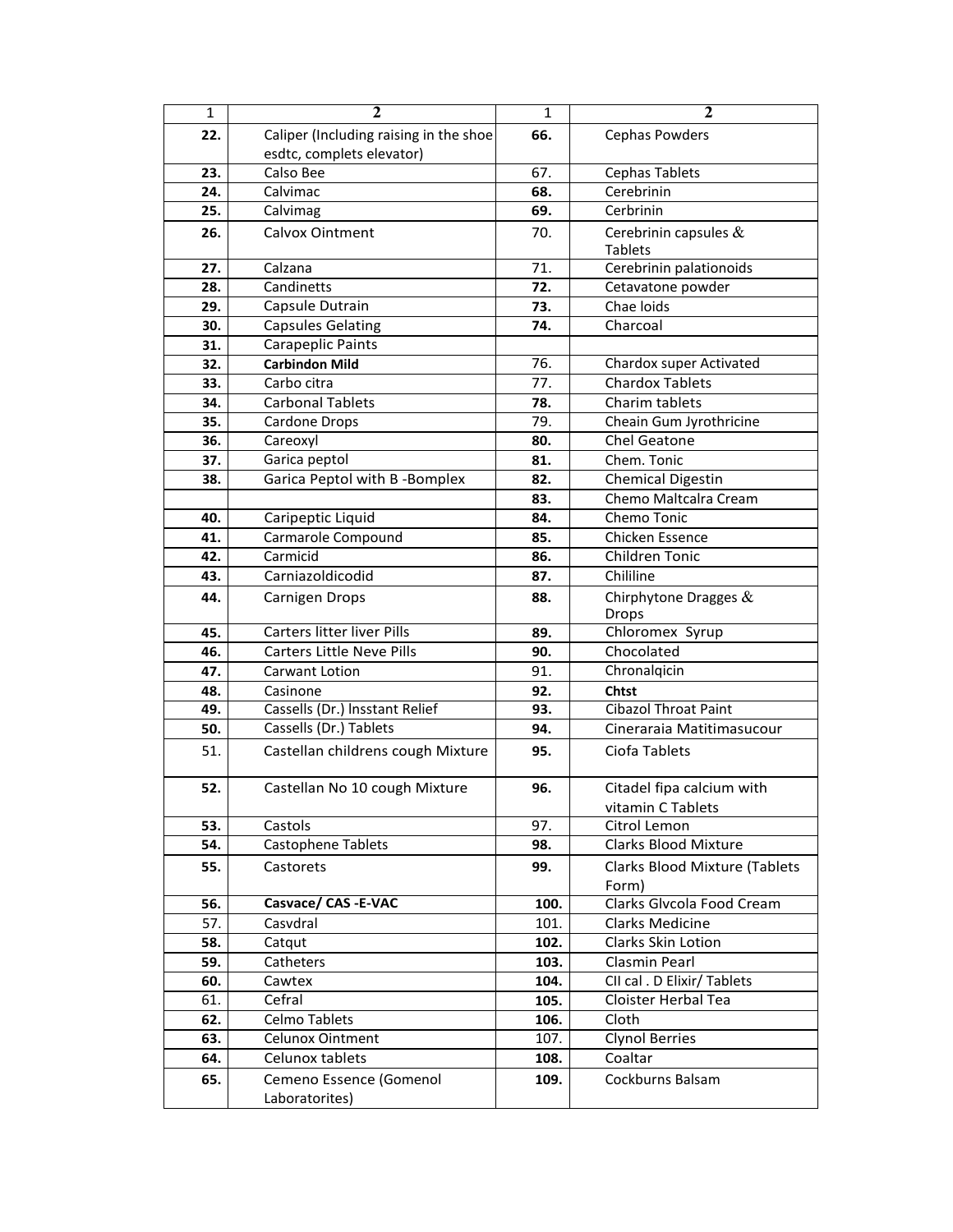| 1 | 2 | 1 | 2 |
|---|---|---|---|
| **22.** | Caliper (Including raising in the shoe esdtc, complets elevator) | **66.** | Cephas Powders |
| **23.** | Calso Bee | 67. | Cephas Tablets |
| **24.** | Calvimac | **68.** | Cerebrinin |
| **25.** | Calvimag | **69.** | Cerbrinin |
| **26.** | Calvox Ointment | 70. | Cerebrinin capsules & Tablets |
| **27.** | Calzana | 71. | Cerebrinin palationoids |
| **28.** | Candinetts | **72.** | Cetavatone powder |
| **29.** | Capsule Dutrain | **73.** | Chae loids |
| **30.** | Capsules Gelating | **74.** | Charcoal |
| **31.** | Carapeplic Paints | | |
| **32.** | **Carbindon Mild** | 76. | Chardox super Activated |
| **33.** | Carbo citra | 77. | Chardox Tablets |
| **34.** | Carbonal Tablets | **78.** | Charim tablets |
| **35.** | Cardone Drops | 79. | Cheain Gum Jyrothricine |
| **36.** | Careoxyl | **80.** | Chel Geatone |
| **37.** | Garica peptol | **81.** | Chem. Tonic |
| **38.** | Garica Peptol with B -Bomplex | **82.** | Chemical Digestin |
| | | **83.** | Chemo Maltcalra Cream |
| **40.** | Caripeptic Liquid | **84.** | Chemo Tonic |
| **41.** | Carmarole Compound | **85.** | Chicken Essence |
| **42.** | Carmicid | **86.** | Children Tonic |
| **43.** | Carniazoldicodid | **87.** | Chililine |
| **44.** | Carnigen Drops | **88.** | Chirphytone Dragges & Drops |
| **45.** | Carters litter liver Pills | **89.** | Chloromex Syrup |
| **46.** | Carters Little Neve Pills | **90.** | Chocolated |
| **47.** | Carwant Lotion | 91. | Chronalqicin |
| **48.** | Casinone | **92.** | **Chtst** |
| **49.** | Cassells (Dr.) Insstant Relief | **93.** | Cibazol Throat Paint |
| **50.** | Cassells (Dr.) Tablets | **94.** | Cineraraia Matitimasucour |
| 51. | Castellan childrens cough Mixture | **95.** | Ciofa Tablets |
| **52.** | Castellan No 10 cough Mixture | **96.** | Citadel fipa calcium with vitamin C Tablets |
| **53.** | Castols | 97. | Citrol Lemon |
| **54.** | Castophene Tablets | **98.** | Clarks Blood Mixture |
| **55.** | Castorets | **99.** | Clarks Blood Mixture (Tablets Form) |
| **56.** | **Casvace/ CAS -E-VAC** | **100.** | Clarks Glvcola Food Cream |
| 57. | Casvdral | 101. | Clarks Medicine |
| **58.** | Catqut | **102.** | Clarks Skin Lotion |
| **59.** | Catheters | **103.** | Clasmin Pearl |
| **60.** | Cawtex | **104.** | CII cal . D Elixir/ Tablets |
| 61. | Cefral | **105.** | Cloister Herbal Tea |
| **62.** | Celmo Tablets | **106.** | Cloth |
| **63.** | Celunox Ointment | 107. | Clynol Berries |
| **64.** | Celunox tablets | **108.** | Coaltar |
| **65.** | Cemeno Essence (Gomenol Laboratorites) | **109.** | Cockburns Balsam |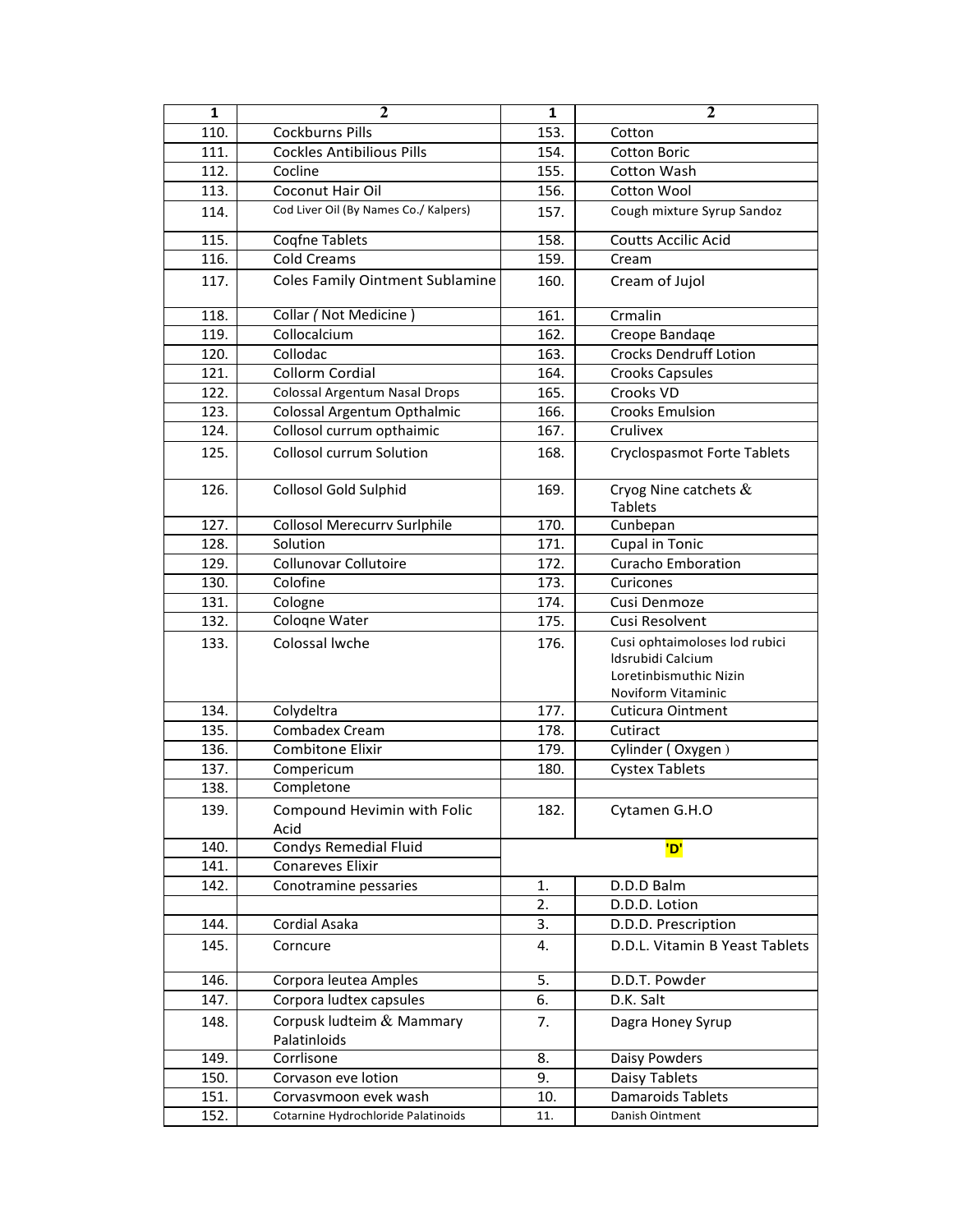| 1 | 2 | 1 | 2 |
|---|---|---|---|
| 110. | Cockburns Pills | 153. | Cotton |
| 111. | Cockles Antibilious Pills | 154. | Cotton Boric |
| 112. | Cocline | 155. | Cotton Wash |
| 113. | Coconut Hair Oil | 156. | Cotton Wool |
| 114. | Cod Liver Oil (By Names Co./ Kalpers) | 157. | Cough mixture Syrup Sandoz |
| 115. | Coqfne Tablets | 158. | Coutts Accilic Acid |
| 116. | Cold Creams | 159. | Cream |
| 117. | Coles Family Ointment Sublamine | 160. | Cream of Jujol |
| 118. | Collar ( Not Medicine ) | 161. | Crmalin |
| 119. | Collocalcium | 162. | Creope Bandaqe |
| 120. | Collodac | 163. | Crocks Dendruff Lotion |
| 121. | Collorm Cordial | 164. | Crooks Capsules |
| 122. | Colossal Argentum Nasal Drops | 165. | Crooks VD |
| 123. | Colossal Argentum Opthalmic | 166. | Crooks Emulsion |
| 124. | Collosol currum opthaimic | 167. | Crulivex |
| 125. | Collosol currum Solution | 168. | Cryclospasmot Forte Tablets |
| 126. | Collosol Gold Sulphid | 169. | Cryog Nine catchets & Tablets |
| 127. | Collosol Merecurrv Surlphile | 170. | Cunbepan |
| 128. | Solution | 171. | Cupal in Tonic |
| 129. | Collunovar Collutoire | 172. | Curacho Emboration |
| 130. | Colofine | 173. | Curicones |
| 131. | Cologne | 174. | Cusi Denmoze |
| 132. | Coloqne Water | 175. | Cusi Resolvent |
| 133. | Colossal lwche | 176. | Cusi ophtaimoloses lod rubici ldsrubidi Calcium Loretinbismuthic Nizin Noviform Vitaminic |
| 134. | Colydeltra | 177. | Cuticura Ointment |
| 135. | Combadex Cream | 178. | Cutiract |
| 136. | Combitone Elixir | 179. | Cylinder ( Oxygen ) |
| 137. | Compericum | 180. | Cystex Tablets |
| 138. | Completone | | |
| 139. | Compound Hevimin with Folic Acid | 182. | Cytamen G.H.O |
| 140. | Condys Remedial Fluid | | **'D'** |
| 141. | Conareves Elixir | | |
| 142. | Conotramine pessaries | 1. | D.D.D Balm |
| | | 2. | D.D.D. Lotion |
| 144. | Cordial Asaka | 3. | D.D.D. Prescription |
| 145. | Corncure | 4. | D.D.L. Vitamin B Yeast Tablets |
| 146. | Corpora leutea Amples | 5. | D.D.T. Powder |
| 147. | Corpora ludtex capsules | 6. | D.K. Salt |
| 148. | Corpusk ludteim & Mammary Palatinloids | 7. | Dagra Honey Syrup |
| 149. | Corrlisone | 8. | Daisy Powders |
| 150. | Corvason eve lotion | 9. | Daisy Tablets |
| 151. | Corvasvmoon evek wash | 10. | Damaroids Tablets |
| 152. | Cotarnine Hydrochloride Palatinoids | 11. | Danish Ointment |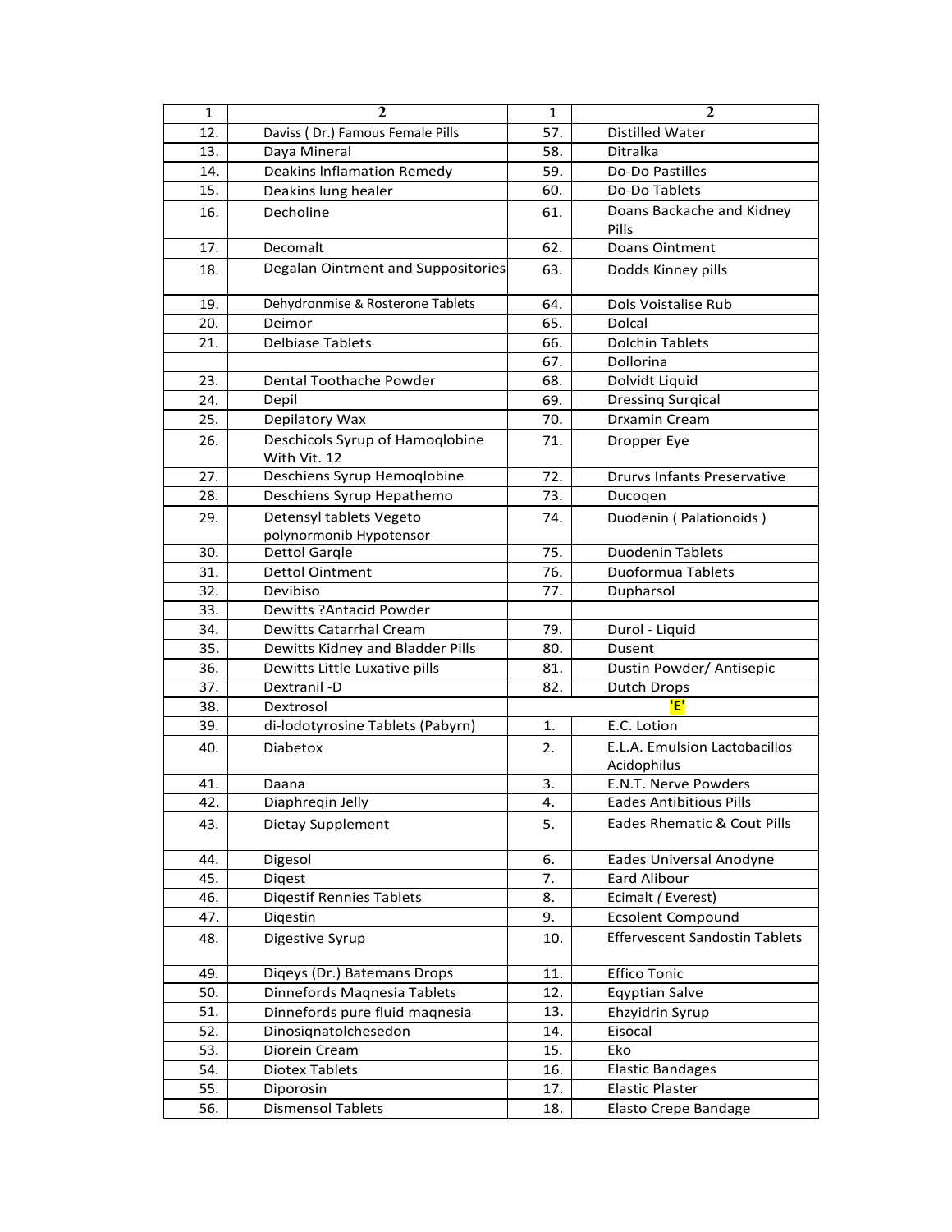| 1 | 2 | 1 | 2 |
|---|---|---|---|
| 12. | Daviss ( Dr.) Famous Female Pills | 57. | Distilled Water |
| 13. | Daya Mineral | 58. | Ditralka |
| 14. | Deakins Inflamation Remedy | 59. | Do-Do Pastilles |
| 15. | Deakins lung healer | 60. | Do-Do Tablets |
| 16. | Decholine | 61. | Doans Backache and Kidney Pills |
| 17. | Decomalt | 62. | Doans Ointment |
| 18. | Degalan Ointment and Suppositories | 63. | Dodds Kinney pills |
| 19. | Dehydronmise & Rosterone Tablets | 64. | Dols Voistalise Rub |
| 20. | Deimor | 65. | Dolcal |
| 21. | Delbiase Tablets | 66. | Dolchin Tablets |
| | | 67. | Dollorina |
| 23. | Dental Toothache Powder | 68. | Dolvidt Liquid |
| 24. | Depil | 69. | Dressinq Surqical |
| 25. | Depilatory Wax | 70. | Drxamin Cream |
| 26. | Deschicols Syrup of Hamoqlobine With Vit. 12 | 71. | Dropper Eye |
| 27. | Deschiens Syrup Hemoqlobine | 72. | Drurvs Infants Preservative |
| 28. | Deschiens Syrup Hepathemo | 73. | Ducoqen |
| 29. | Detensyl tablets Vegeto polynormonib Hypotensor | 74. | Duodenin ( Palationoids ) |
| 30. | Dettol Garqle | 75. | Duodenin Tablets |
| 31. | Dettol Ointment | 76. | Duoformua Tablets |
| 32. | Devibiso | 77. | Dupharsol |
| 33. | Dewitts ?Antacid Powder | | |
| 34. | Dewitts Catarrhal Cream | 79. | Durol - Liquid |
| 35. | Dewitts Kidney and Bladder Pills | 80. | Dusent |
| 36. | Dewitts Little Luxative pills | 81. | Dustin Powder/ Antisepic |
| 37. | Dextranil -D | 82. | Dutch Drops |
| 38. | Dextrosol | | 'E' |
| 39. | di-lodotyrosine Tablets (Pabyrn) | 1. | E.C. Lotion |
| 40. | Diabetox | 2. | E.L.A. Emulsion Lactobacillos Acidophilus |
| 41. | Daana | 3. | E.N.T. Nerve Powders |
| 42. | Diaphreqin Jelly | 4. | Eades Antibitious Pills |
| 43. | Dietay Supplement | 5. | Eades Rhematic & Cout Pills |
| 44. | Digesol | 6. | Eades Universal Anodyne |
| 45. | Diqest | 7. | Eard Alibour |
| 46. | Diqestif Rennies Tablets | 8. | Ecimalt ( Everest) |
| 47. | Diqestin | 9. | Ecsolent Compound |
| 48. | Digestive Syrup | 10. | Effervescent Sandostin Tablets |
| 49. | Diqeys (Dr.) Batemans Drops | 11. | Effico Tonic |
| 50. | Dinnefords Maqnesia Tablets | 12. | Eqyptian Salve |
| 51. | Dinnefords pure fluid maqnesia | 13. | Ehzyidrin Syrup |
| 52. | Dinosiqnatolchesedon | 14. | Eisocal |
| 53. | Diorein Cream | 15. | Eko |
| 54. | Diotex Tablets | 16. | Elastic Bandages |
| 55. | Diporosin | 17. | Elastic Plaster |
| 56. | Dismensol Tablets | 18. | Elasto Crepe Bandage |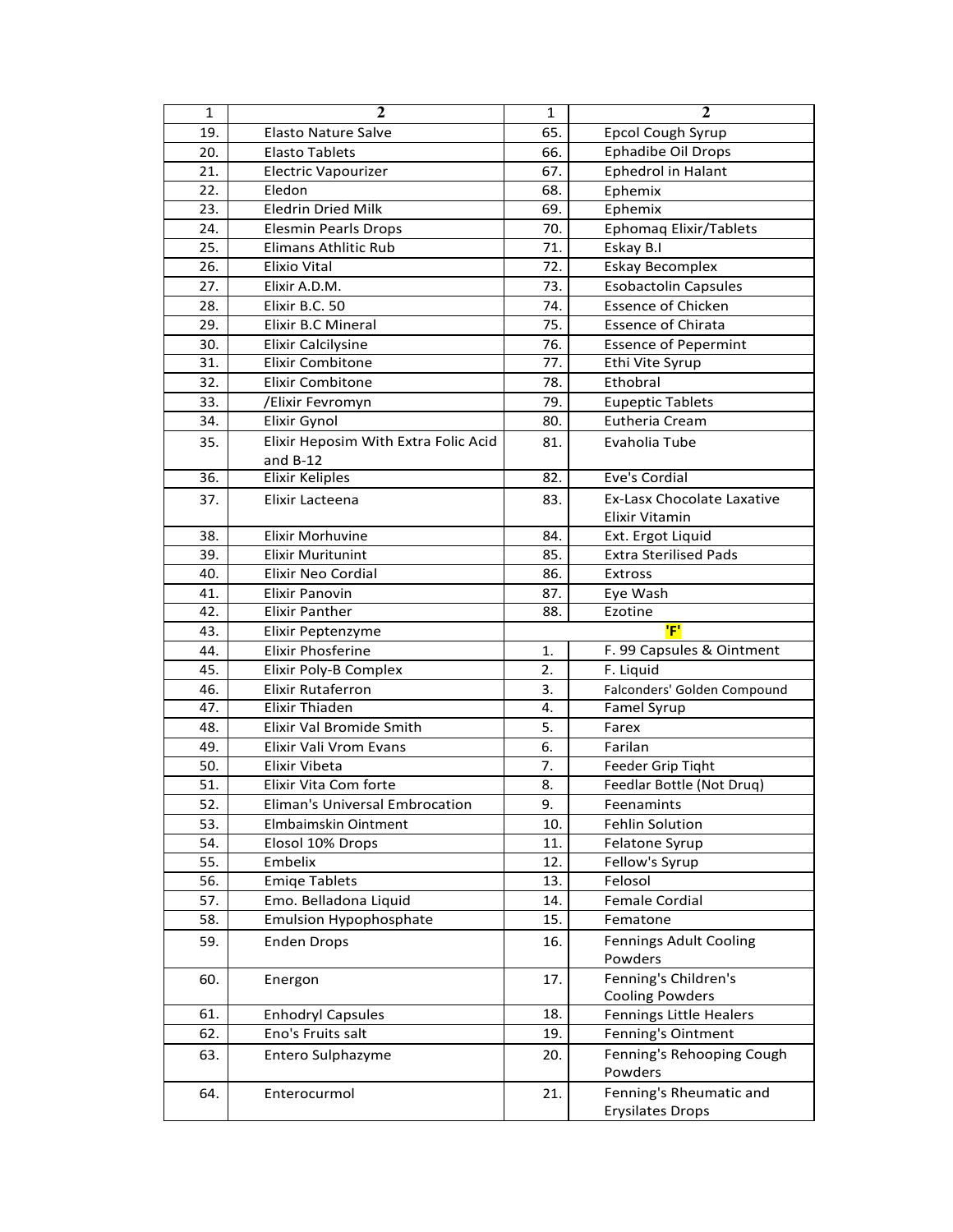| 1 | 2 | 1 | 2 |
|---|---|---|---|
| 19. | Elasto Nature Salve | 65. | Epcol Cough Syrup |
| 20. | Elasto Tablets | 66. | Ephadibe Oil Drops |
| 21. | Electric Vapourizer | 67. | Ephedrol in Halant |
| 22. | Eledon | 68. | Ephemix |
| 23. | Eledrin Dried Milk | 69. | Ephemix |
| 24. | Elesmin Pearls Drops | 70. | Ephomaq Elixir/Tablets |
| 25. | Elimans Athlitic Rub | 71. | Eskay B.I |
| 26. | Elixio Vital | 72. | Eskay Becomplex |
| 27. | Elixir A.D.M. | 73. | Esobactolin Capsules |
| 28. | Elixir B.C. 50 | 74. | Essence of Chicken |
| 29. | Elixir B.C Mineral | 75. | Essence of Chirata |
| 30. | Elixir Calcilysine | 76. | Essence of Pepermint |
| 31. | Elixir Combitone | 77. | Ethi Vite Syrup |
| 32. | Elixir Combitone | 78. | Ethobral |
| 33. | /Elixir Fevromyn | 79. | Eupeptic Tablets |
| 34. | Elixir Gynol | 80. | Eutheria Cream |
| 35. | Elixir Heposim With Extra Folic Acid and B-12 | 81. | Evaholia Tube |
| 36. | Elixir Keliples | 82. | Eve's Cordial |
| 37. | Elixir Lacteena | 83. | Ex-Lasx Chocolate Laxative Elixir Vitamin |
| 38. | Elixir Morhuvine | 84. | Ext. Ergot Liquid |
| 39. | Elixir Muritunint | 85. | Extra Sterilised Pads |
| 40. | Elixir Neo Cordial | 86. | Extross |
| 41. | Elixir Panovin | 87. | Eye Wash |
| 42. | Elixir Panther | 88. | Ezotine |
| 43. | Elixir Peptenzyme | | **'F'** |
| 44. | Elixir Phosferine | 1. | F. 99 Capsules & Ointment |
| 45. | Elixir Poly-B Complex | 2. | F. Liquid |
| 46. | Elixir Rutaferron | 3. | Falconders' Golden Compound |
| 47. | Elixir Thiaden | 4. | Famel Syrup |
| 48. | Elixir Val Bromide Smith | 5. | Farex |
| 49. | Elixir Vali Vrom Evans | 6. | Farilan |
| 50. | Elixir Vibeta | 7. | Feeder Grip Tiqht |
| 51. | Elixir Vita Com forte | 8. | Feedlar Bottle (Not Druq) |
| 52. | Eliman's Universal Embrocation | 9. | Feenamints |
| 53. | Elmbaimskin Ointment | 10. | Fehlin Solution |
| 54. | Elosol 10% Drops | 11. | Felatone Syrup |
| 55. | Embelix | 12. | Fellow's Syrup |
| 56. | Emiqe Tablets | 13. | Felosol |
| 57. | Emo. Belladona Liquid | 14. | Female Cordial |
| 58. | Emulsion Hypophosphate | 15. | Fematone |
| 59. | Enden Drops | 16. | Fennings Adult Cooling Powders |
| 60. | Energon | 17. | Fenning's Children's Cooling Powders |
| 61. | Enhodryl Capsules | 18. | Fennings Little Healers |
| 62. | Eno's Fruits salt | 19. | Fenning's Ointment |
| 63. | Entero Sulphazyme | 20. | Fenning's Rehooping Cough Powders |
| 64. | Enterocurmol | 21. | Fenning's Rheumatic and Erysilates Drops |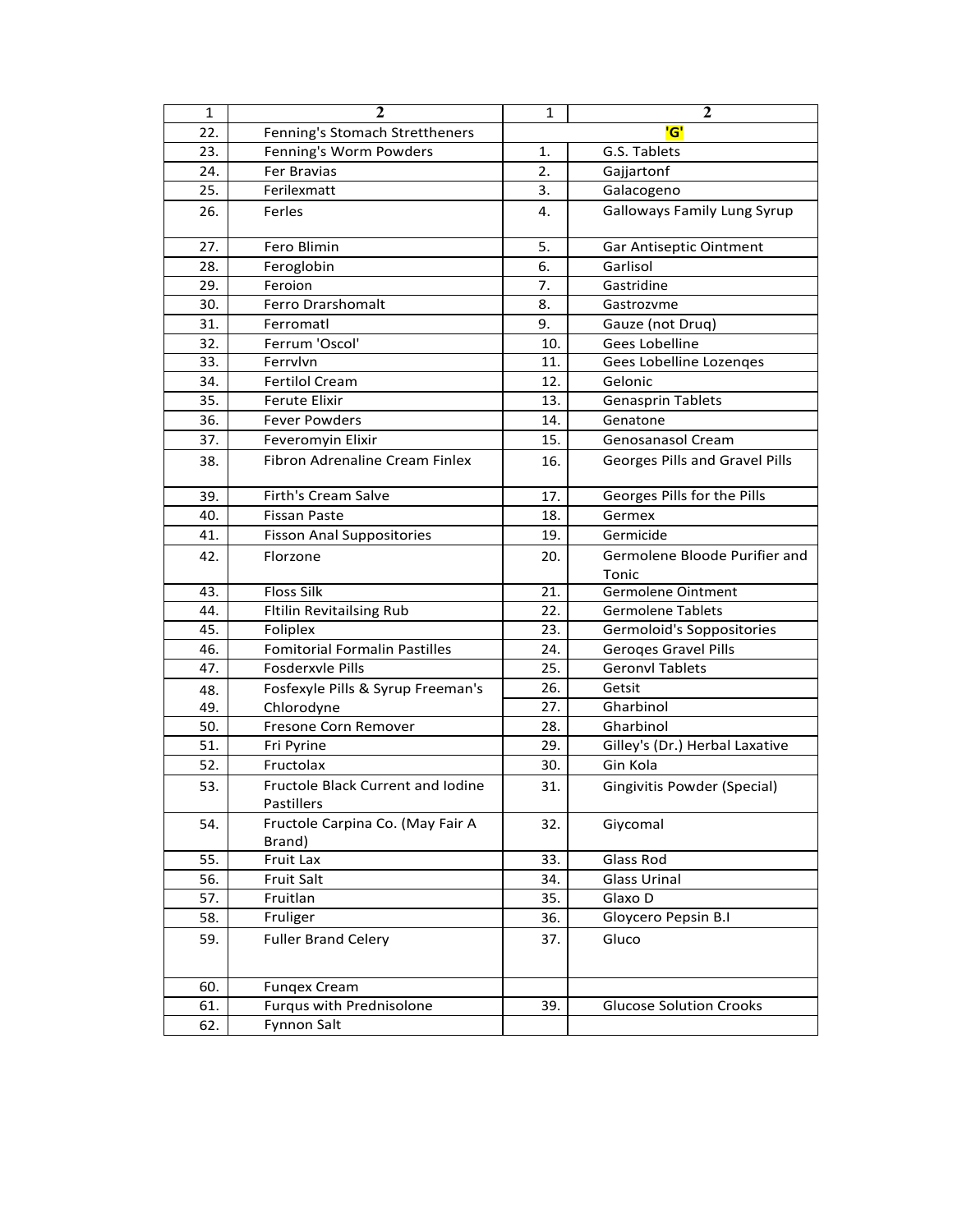| 1 | 2 | 1 | 2 |
|---|---|---|---|
| 22. | Fenning's Stomach Strettheners | | **'G'** |
| 23. | Fenning's Worm Powders | 1. | G.S. Tablets |
| 24. | Fer Bravias | 2. | Gajjartonf |
| 25. | Ferilexmatt | 3. | Galacogeno |
| 26. | Ferles | 4. | Galloways Family Lung Syrup |
| 27. | Fero Blimin | 5. | Gar Antiseptic Ointment |
| 28. | Feroglobin | 6. | Garlisol |
| 29. | Feroion | 7. | Gastridine |
| 30. | Ferro Drarshomalt | 8. | Gastrozvme |
| 31. | Ferromatl | 9. | Gauze (not Druq) |
| 32. | Ferrum 'Oscol' | 10. | Gees Lobelline |
| 33. | Ferrvlvn | 11. | Gees Lobelline Lozenqes |
| 34. | Fertilol Cream | 12. | Gelonic |
| 35. | Ferute Elixir | 13. | Genasprin Tablets |
| 36. | Fever Powders | 14. | Genatone |
| 37. | Feveromyin Elixir | 15. | Genosanasol Cream |
| 38. | Fibron Adrenaline Cream Finlex | 16. | Georges Pills and Gravel Pills |
| 39. | Firth's Cream Salve | 17. | Georges Pills for the Pills |
| 40. | Fissan Paste | 18. | Germex |
| 41. | Fisson Anal Suppositories | 19. | Germicide |
| 42. | Florzone | 20. | Germolene Bloode Purifier and Tonic |
| 43. | Floss Silk | 21. | Germolene Ointment |
| 44. | Fltilin Revitailsing Rub | 22. | Germolene Tablets |
| 45. | Foliplex | 23. | Germoloid's Soppositories |
| 46. | Fomitorial Formalin Pastilles | 24. | Geroqes Gravel Pills |
| 47. | Fosderxvle Pills | 25. | Geronvl Tablets |
| 48. | Fosfexyle Pills & Syrup Freeman's | 26. | Getsit |
| 49. | Chlorodyne | 27. | Gharbinol |
| 50. | Fresone Corn Remover | 28. | Gharbinol |
| 51. | Fri Pyrine | 29. | Gilley's (Dr.) Herbal Laxative |
| 52. | Fructolax | 30. | Gin Kola |
| 53. | Fructole Black Current and Iodine Pastillers | 31. | Gingivitis Powder (Special) |
| 54. | Fructole Carpina Co. (May Fair A Brand) | 32. | Giycomal |
| 55. | Fruit Lax | 33. | Glass Rod |
| 56. | Fruit Salt | 34. | Glass Urinal |
| 57. | Fruitlan | 35. | Glaxo D |
| 58. | Fruliger | 36. | Gloycero Pepsin B.I |
| 59. | Fuller Brand Celery | 37. | Gluco |
| 60. | Funqex Cream | | |
| 61. | Furqus with Prednisolone | 39. | Glucose Solution Crooks |
| 62. | Fynnon Salt | | |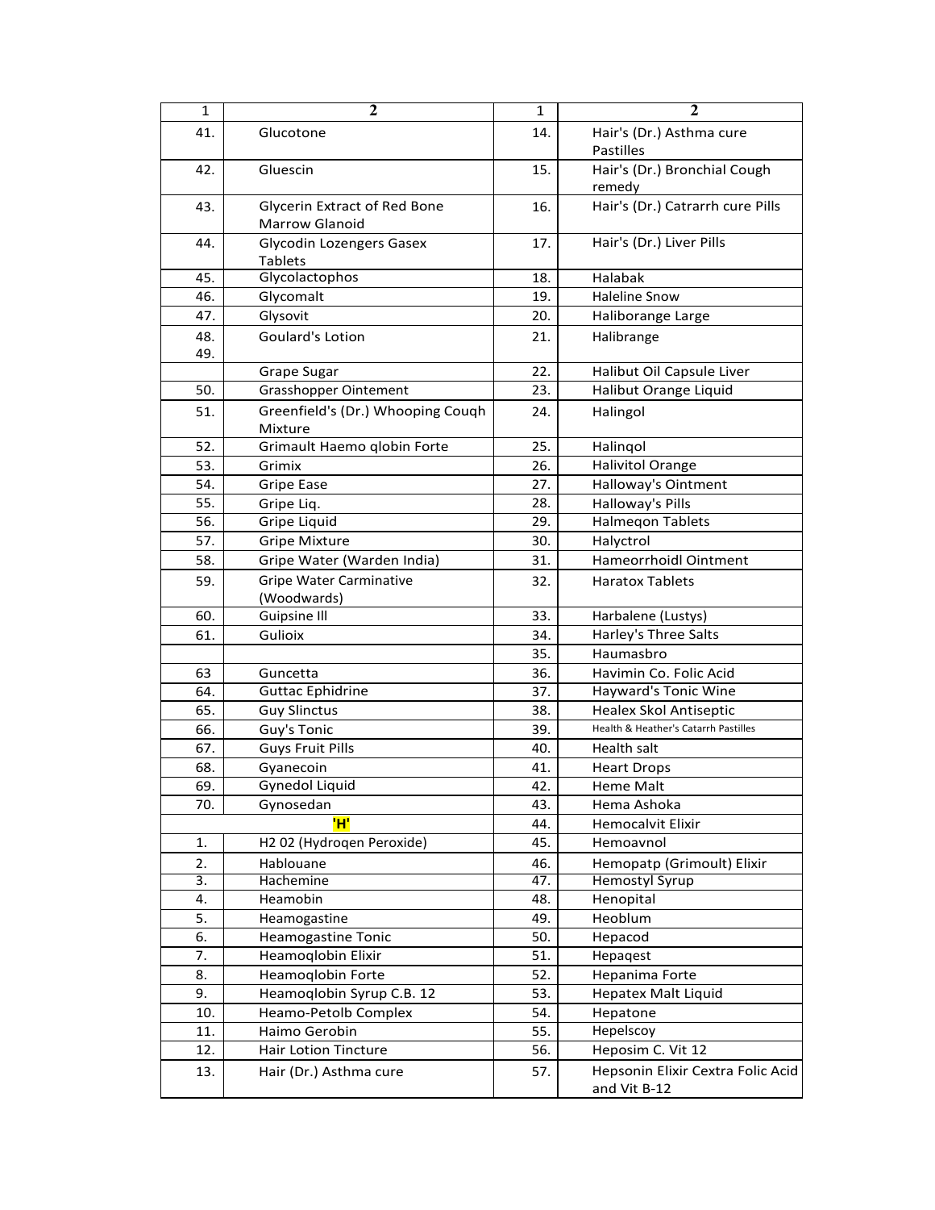| 1 | 2 | 1 | 2 |
|---|---|---|---|
| 41. | Glucotone | 14. | Hair's (Dr.) Asthma cure Pastilles |
| 42. | Gluescin | 15. | Hair's (Dr.) Bronchial Cough remedy |
| 43. | Glycerin Extract of Red Bone Marrow Glanoid | 16. | Hair's (Dr.) Catrarrh cure Pills |
| 44. | Glycodin Lozengers Gasex Tablets | 17. | Hair's (Dr.) Liver Pills |
| 45. | Glycolactophos | 18. | Halabak |
| 46. | Glycomalt | 19. | Haleline Snow |
| 47. | Glysovit | 20. | Haliborange Large |
| 48. 49. | Goulard's Lotion | 21. | Halibrange |
| | Grape Sugar | 22. | Halibut Oil Capsule Liver |
| 50. | Grasshopper Ointement | 23. | Halibut Orange Liquid |
| 51. | Greenfield's (Dr.) Whooping Couqh Mixture | 24. | Halingol |
| 52. | Grimault Haemo qlobin Forte | 25. | Halinqol |
| 53. | Grimix | 26. | Halivitol Orange |
| 54. | Gripe Ease | 27. | Halloway's Ointment |
| 55. | Gripe Liq. | 28. | Halloway's Pills |
| 56. | Gripe Liquid | 29. | Halmeqon Tablets |
| 57. | Gripe Mixture | 30. | Halyctrol |
| 58. | Gripe Water (Warden India) | 31. | Hameorrhoidl Ointment |
| 59. | Gripe Water Carminative (Woodwards) | 32. | Haratox Tablets |
| 60. | Guipsine Ill | 33. | Harbalene (Lustys) |
| 61. | Gulioix | 34. | Harley's Three Salts |
| | | 35. | Haumasbro |
| 63 | Guncetta | 36. | Havimin Co. Folic Acid |
| 64. | Guttac Ephidrine | 37. | Hayward's Tonic Wine |
| 65. | Guy Slinctus | 38. | Healex Skol Antiseptic |
| 66. | Guy's Tonic | 39. | Health & Heather's Catarrh Pastilles |
| 67. | Guys Fruit Pills | 40. | Health salt |
| 68. | Gyanecoin | 41. | Heart Drops |
| 69. | Gynedol Liquid | 42. | Heme Malt |
| 70. | Gynosedan | 43. | Hema Ashoka |
| | **'H'** | 44. | Hemocalvit Elixir |
| 1. | H2 02 (Hydroqen Peroxide) | 45. | Hemoavnol |
| 2. | Hablouane | 46. | Hemopatp (Grimoult) Elixir |
| 3. | Hachemine | 47. | Hemostyl Syrup |
| 4. | Heamobin | 48. | Henopital |
| 5. | Heamogastine | 49. | Heoblum |
| 6. | Heamogastine Tonic | 50. | Hepacod |
| 7. | Heamoqlobin Elixir | 51. | Hepaqest |
| 8. | Heamoqlobin Forte | 52. | Hepanima Forte |
| 9. | Heamoqlobin Syrup C.B. 12 | 53. | Hepatex Malt Liquid |
| 10. | Heamo-Petolb Complex | 54. | Hepatone |
| 11. | Haimo Gerobin | 55. | Hepelscoy |
| 12. | Hair Lotion Tincture | 56. | Heposim C. Vit 12 |
| 13. | Hair (Dr.) Asthma cure | 57. | Hepsonin Elixir Cextra Folic Acid and Vit B-12 |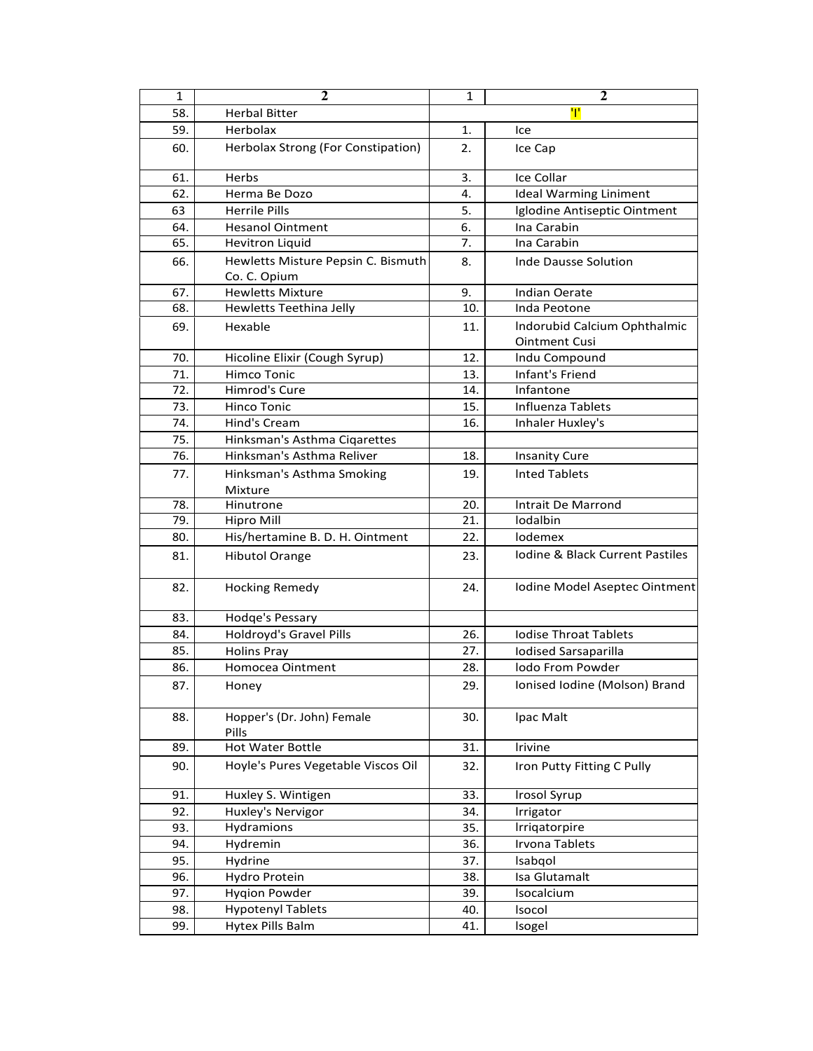| 1 | 2 | 1 | 2 |
|---|---|---|---|
| 58. | Herbal Bitter | | 'I' |
| 59. | Herbolax | 1. | Ice |
| 60. | Herbolax Strong (For Constipation) | 2. | Ice Cap |
| 61. | Herbs | 3. | Ice Collar |
| 62. | Herma Be Dozo | 4. | Ideal Warming Liniment |
| 63 | Herrile Pills | 5. | Iglodine Antiseptic Ointment |
| 64. | Hesanol Ointment | 6. | Ina Carabin |
| 65. | Hevitron Liquid | 7. | Ina Carabin |
| 66. | Hewletts Misture Pepsin C. Bismuth Co. C. Opium | 8. | Inde Dausse Solution |
| 67. | Hewletts Mixture | 9. | Indian Oerate |
| 68. | Hewletts Teethina Jelly | 10. | Inda Peotone |
| 69. | Hexable | 11. | Indorubid Calcium Ophthalmic Ointment Cusi |
| 70. | Hicoline Elixir (Cough Syrup) | 12. | Indu Compound |
| 71. | Himco Tonic | 13. | Infant's Friend |
| 72. | Himrod's Cure | 14. | Infantone |
| 73. | Hinco Tonic | 15. | Influenza Tablets |
| 74. | Hind's Cream | 16. | Inhaler Huxley's |
| 75. | Hinksman's Asthma Ciqarettes | | |
| 76. | Hinksman's Asthma Reliver | 18. | Insanity Cure |
| 77. | Hinksman's Asthma Smoking Mixture | 19. | Inted Tablets |
| 78. | Hinutrone | 20. | Intrait De Marrond |
| 79. | Hipro Mill | 21. | Iodalbin |
| 80. | His/hertamine B. D. H. Ointment | 22. | Iodemex |
| 81. | Hibutol Orange | 23. | Iodine & Black Current Pastiles |
| 82. | Hocking Remedy | 24. | Iodine Model Aseptec Ointment |
| 83. | Hodqe's Pessary | | |
| 84. | Holdroyd's Gravel Pills | 26. | Iodise Throat Tablets |
| 85. | Holins Pray | 27. | Iodised Sarsaparilla |
| 86. | Homocea Ointment | 28. | Iodo From Powder |
| 87. | Honey | 29. | Ionised Iodine (Molson) Brand |
| 88. | Hopper's (Dr. John) Female Pills | 30. | Ipac Malt |
| 89. | Hot Water Bottle | 31. | Irivine |
| 90. | Hoyle's Pures Vegetable Viscos Oil | 32. | Iron Putty Fitting C Pully |
| 91. | Huxley S. Wintigen | 33. | Irosol Syrup |
| 92. | Huxley's Nervigor | 34. | Irrigator |
| 93. | Hydramions | 35. | Irriqatorpire |
| 94. | Hydremin | 36. | Irvona Tablets |
| 95. | Hydrine | 37. | Isabqol |
| 96. | Hydro Protein | 38. | Isa Glutamalt |
| 97. | Hyqion Powder | 39. | Isocalcium |
| 98. | Hypotenyl Tablets | 40. | Isocol |
| 99. | Hytex Pills Balm | 41. | Isogel |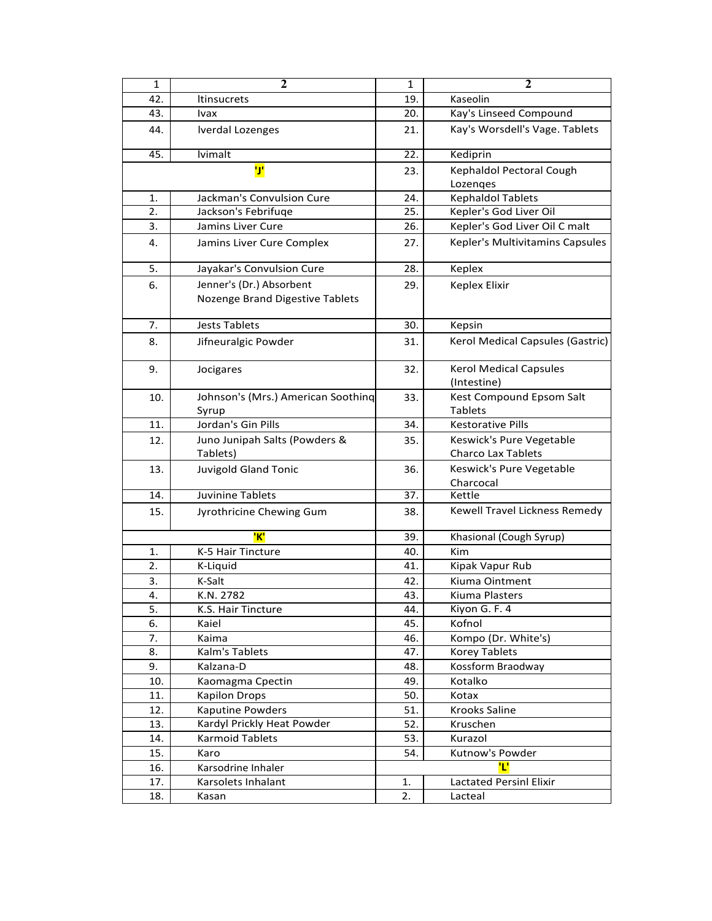| 1 | 2 | 1 | 2 |
|---|---|---|---|
| 42. | Itinsucrets | 19. | Kaseolin |
| 43. | Ivax | 20. | Kay's Linseed Compound |
| 44. | Iverdal Lozenges | 21. | Kay's Worsdell's Vage. Tablets |
| 45. | Ivimalt | 22. | Kediprin |
| 'J' | | 23. | Kephaldol Pectoral Cough Lozenqes |
| 1. | Jackman's Convulsion Cure | 24. | Kephaldol Tablets |
| 2. | Jackson's Febrifuqe | 25. | Kepler's God Liver Oil |
| 3. | Jamins Liver Cure | 26. | Kepler's God Liver Oil C malt |
| 4. | Jamins Liver Cure Complex | 27. | Kepler's Multivitamins Capsules |
| 5. | Jayakar's Convulsion Cure | 28. | Keplex |
| 6. | Jenner's (Dr.) Absorbent Nozenge Brand Digestive Tablets | 29. | Keplex Elixir |
| 7. | Jests Tablets | 30. | Kepsin |
| 8. | Jifneuralgic Powder | 31. | Kerol Medical Capsules (Gastric) |
| 9. | Jocigares | 32. | Kerol Medical Capsules (Intestine) |
| 10. | Johnson's (Mrs.) American Soothinq Syrup | 33. | Kest Compound Epsom Salt Tablets |
| 11. | Jordan's Gin Pills | 34. | Kestorative Pills |
| 12. | Juno Junipah Salts (Powders & Tablets) | 35. | Keswick's Pure Vegetable Charco Lax Tablets |
| 13. | Juvigold Gland Tonic | 36. | Keswick's Pure Vegetable Charcocal |
| 14. | Juvinine Tablets | 37. | Kettle |
| 15. | Jyrothricine Chewing Gum | 38. | Kewell Travel Lickness Remedy |
| 'K' | | 39. | Khasional (Cough Syrup) |
| 1. | K-5 Hair Tincture | 40. | Kim |
| 2. | K-Liquid | 41. | Kipak Vapur Rub |
| 3. | K-Salt | 42. | Kiuma Ointment |
| 4. | K.N. 2782 | 43. | Kiuma Plasters |
| 5. | K.S. Hair Tincture | 44. | Kiyon G. F. 4 |
| 6. | Kaiel | 45. | Kofnol |
| 7. | Kaima | 46. | Kompo (Dr. White's) |
| 8. | Kalm's Tablets | 47. | Korey Tablets |
| 9. | Kalzana-D | 48. | Kossform Braodway |
| 10. | Kaomagma Cpectin | 49. | Kotalko |
| 11. | Kapilon Drops | 50. | Kotax |
| 12. | Kaputine Powders | 51. | Krooks Saline |
| 13. | Kardyl Prickly Heat Powder | 52. | Kruschen |
| 14. | Karmoid Tablets | 53. | Kurazol |
| 15. | Karo | 54. | Kutnow's Powder |
| 16. | Karsodrine Inhaler | 'L' | |
| 17. | Karsolets Inhalant | 1. | Lactated Persinl Elixir |
| 18. | Kasan | 2. | Lacteal |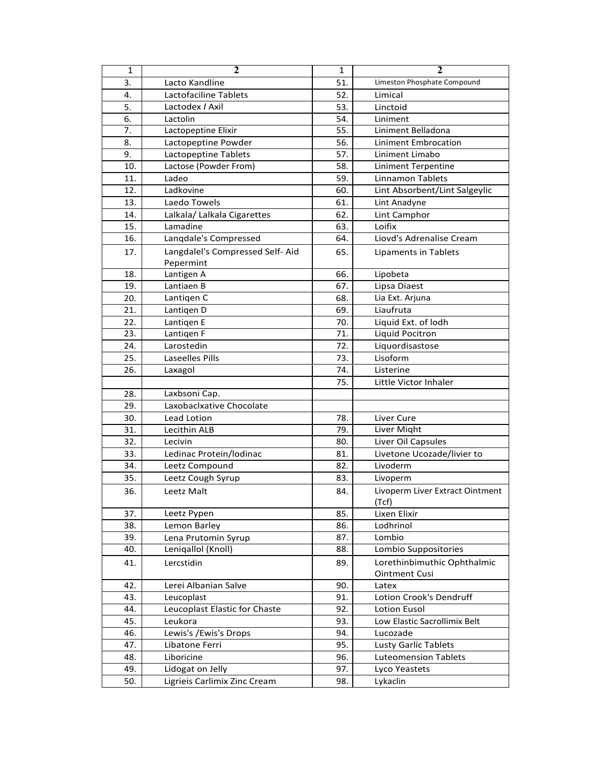| 1 | 2 | 1 | 2 |
|---|---|---|---|
| 3. | Lacto Kandline | 51. | Limeston Phosphate Compound |
| 4. | Lactofaciline Tablets | 52. | Limical |
| 5. | Lactodex / Axil | 53. | Linctoid |
| 6. | Lactolin | 54. | Liniment |
| 7. | Lactopeptine Elixir | 55. | Liniment Belladona |
| 8. | Lactopeptine Powder | 56. | Liniment Embrocation |
| 9. | Lactopeptine Tablets | 57. | Liniment Limabo |
| 10. | Lactose (Powder From) | 58. | Liniment Terpentine |
| 11. | Ladeo | 59. | Linnamon Tablets |
| 12. | Ladkovine | 60. | Lint Absorbent/Lint Salgeylic |
| 13. | Laedo Towels | 61. | Lint Anadyne |
| 14. | Lalkala/ Lalkala Cigarettes | 62. | Lint Camphor |
| 15. | Lamadine | 63. | Loifix |
| 16. | Lanqdale's Compressed | 64. | Liovd's Adrenalise Cream |
| 17. | Langdalel's Compressed Self- Aid Pepermint | 65. | Lipaments in Tablets |
| 18. | Lantigen A | 66. | Lipobeta |
| 19. | Lantiaen B | 67. | Lipsa Diaest |
| 20. | Lantiqen C | 68. | Lia Ext. Arjuna |
| 21. | Lantiqen D | 69. | Liaufruta |
| 22. | Lantiqen E | 70. | Liquid Ext. of lodh |
| 23. | Lantiqen F | 71. | Liquid Pocitron |
| 24. | Larostedin | 72. | Liquordisastose |
| 25. | Laseelles Pills | 73. | Lisoform |
| 26. | Laxagol | 74. | Listerine |
| | | 75. | Little Victor Inhaler |
| 28. | Laxbsoni Cap. | | |
| 29. | Laxobaclxative Chocolate | | |
| 30. | Lead Lotion | 78. | Liver Cure |
| 31. | Lecithin ALB | 79. | Liver Miqht |
| 32. | Lecivin | 80. | Liver Oil Capsules |
| 33. | Ledinac Protein/lodinac | 81. | Livetone Ucozade/livier to |
| 34. | Leetz Compound | 82. | Livoderm |
| 35. | Leetz Cough Syrup | 83. | Livoperm |
| 36. | Leetz Malt | 84. | Livoperm Liver Extract Ointment (Tcf) |
| 37. | Leetz Pypen | 85. | Lixen Elixir |
| 38. | Lemon Barley | 86. | Lodhrinol |
| 39. | Lena Prutomin Syrup | 87. | Lombio |
| 40. | Leniqallol (Knoll) | 88. | Lombio Suppositories |
| 41. | Lercstidin | 89. | Lorethinbimuthic Ophthalmic Ointment Cusi |
| 42. | Lerei Albanian Salve | 90. | Latex |
| 43. | Leucoplast | 91. | Lotion Crook's Dendruff |
| 44. | Leucoplast Elastic for Chaste | 92. | Lotion Eusol |
| 45. | Leukora | 93. | Low Elastic Sacrollimix Belt |
| 46. | Lewis's /Ewis's Drops | 94. | Lucozade |
| 47. | Libatone Ferri | 95. | Lusty Garlic Tablets |
| 48. | Liboricine | 96. | Luteomension Tablets |
| 49. | Lidogat on Jelly | 97. | Lyco Yeastets |
| 50. | Ligrieis Carlimix Zinc Cream | 98. | Lykaclin |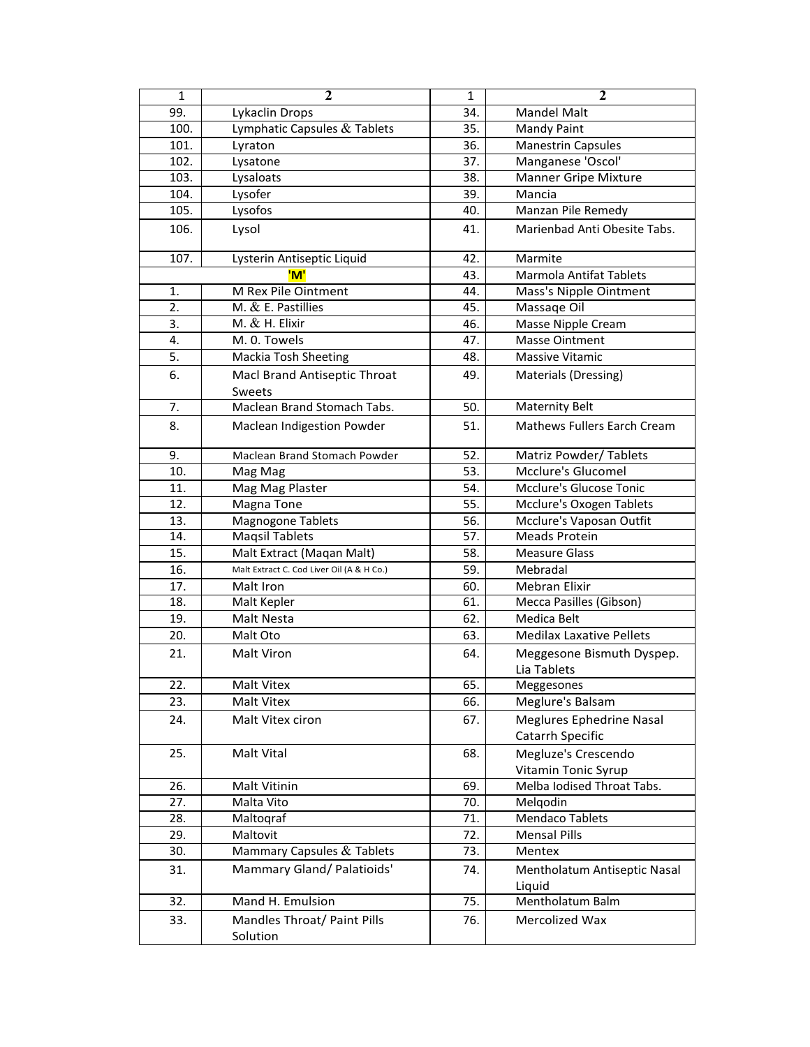| 1 | 2 | 1 | 2 |
|---|---|---|---|
| 99. | Lykaclin Drops | 34. | Mandel Malt |
| 100. | Lymphatic Capsules & Tablets | 35. | Mandy Paint |
| 101. | Lyraton | 36. | Manestrin Capsules |
| 102. | Lysatone | 37. | Manganese 'Oscol' |
| 103. | Lysaloats | 38. | Manner Gripe Mixture |
| 104. | Lysofer | 39. | Mancia |
| 105. | Lysofos | 40. | Manzan Pile Remedy |
| 106. | Lysol | 41. | Marienbad Anti Obesite Tabs. |
| 107. | Lysterin Antiseptic Liquid | 42. | Marmite |
| **'M'** | | 43. | Marmola Antifat Tablets |
| 1. | M Rex Pile Ointment | 44. | Mass's Nipple Ointment |
| 2. | M. & E. Pastillies | 45. | Massaqe Oil |
| 3. | M. & H. Elixir | 46. | Masse Nipple Cream |
| 4. | M. 0. Towels | 47. | Masse Ointment |
| 5. | Mackia Tosh Sheeting | 48. | Massive Vitamic |
| 6. | Macl Brand Antiseptic Throat Sweets | 49. | Materials (Dressing) |
| 7. | Maclean Brand Stomach Tabs. | 50. | Maternity Belt |
| 8. | Maclean Indigestion Powder | 51. | Mathews Fullers Earch Cream |
| 9. | Maclean Brand Stomach Powder | 52. | Matriz Powder/ Tablets |
| 10. | Mag Mag | 53. | Mcclure's Glucomel |
| 11. | Mag Mag Plaster | 54. | Mcclure's Glucose Tonic |
| 12. | Magna Tone | 55. | Mcclure's Oxogen Tablets |
| 13. | Magnogone Tablets | 56. | Mcclure's Vaposan Outfit |
| 14. | Maqsil Tablets | 57. | Meads Protein |
| 15. | Malt Extract (Maqan Malt) | 58. | Measure Glass |
| 16. | Malt Extract C. Cod Liver Oil (A & H Co.) | 59. | Mebradal |
| 17. | Malt Iron | 60. | Mebran Elixir |
| 18. | Malt Kepler | 61. | Mecca Pasilles (Gibson) |
| 19. | Malt Nesta | 62. | Medica Belt |
| 20. | Malt Oto | 63. | Medilax Laxative Pellets |
| 21. | Malt Viron | 64. | Meggesone Bismuth Dyspep. Lia Tablets |
| 22. | Malt Vitex | 65. | Meggesones |
| 23. | Malt Vitex | 66. | Meglure's Balsam |
| 24. | Malt Vitex ciron | 67. | Meglures Ephedrine Nasal Catarrh Specific |
| 25. | Malt Vital | 68. | Megluze's Crescendo Vitamin Tonic Syrup |
| 26. | Malt Vitinin | 69. | Melba Iodised Throat Tabs. |
| 27. | Malta Vito | 70. | Melqodin |
| 28. | Maltoqraf | 71. | Mendaco Tablets |
| 29. | Maltovit | 72. | Mensal Pills |
| 30. | Mammary Capsules & Tablets | 73. | Mentex |
| 31. | Mammary Gland/ Palatioids' | 74. | Mentholatum Antiseptic Nasal Liquid |
| 32. | Mand H. Emulsion | 75. | Mentholatum Balm |
| 33. | Mandles Throat/ Paint Pills Solution | 76. | Mercolized Wax |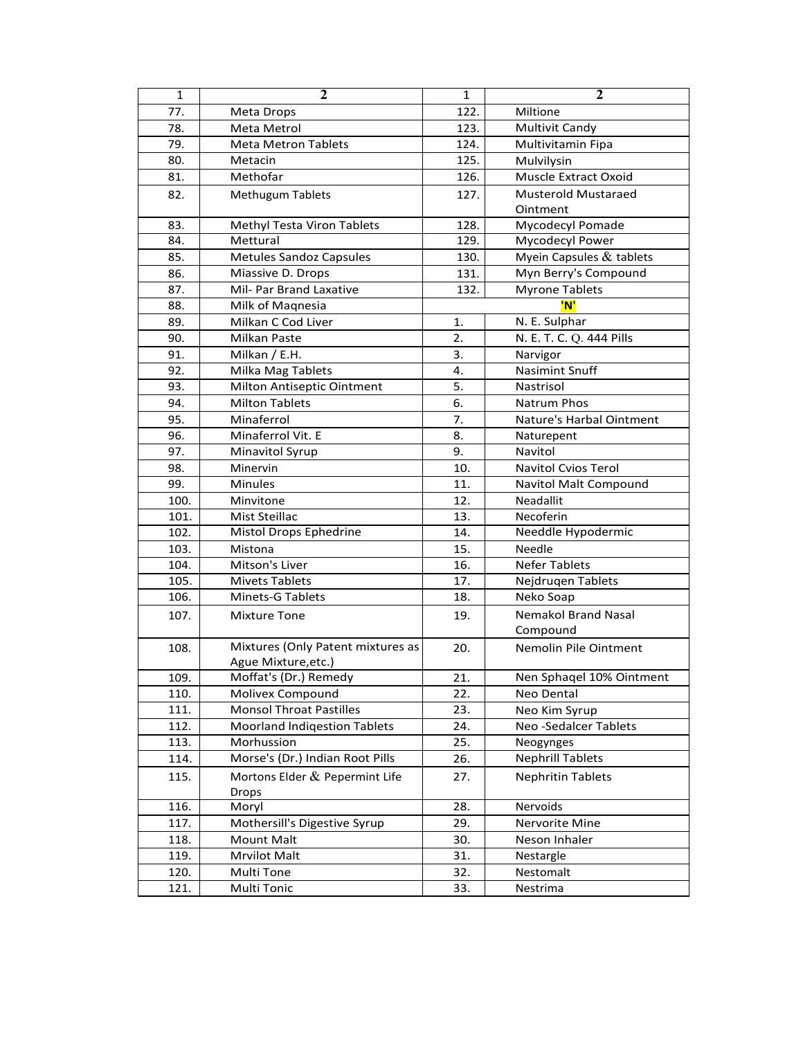| 1 | 2 | 1 | 2 |
|---|---|---|---|
| 77. | Meta Drops | 122. | Miltione |
| 78. | Meta Metrol | 123. | Multivit Candy |
| 79. | Meta Metron Tablets | 124. | Multivitamin Fipa |
| 80. | Metacin | 125. | Mulvilysin |
| 81. | Methofar | 126. | Muscle Extract Oxoid |
| 82. | Methugum Tablets | 127. | Musterold Mustaraed Ointment |
| 83. | Methyl Testa Viron Tablets | 128. | Mycodecyl Pomade |
| 84. | Mettural | 129. | Mycodecyl Power |
| 85. | Metules Sandoz Capsules | 130. | Myein Capsules & tablets |
| 86. | Miassive D. Drops | 131. | Myn Berry's Compound |
| 87. | Mil- Par Brand Laxative | 132. | Myrone Tablets |
| 88. | Milk of Maqnesia | | **'N'** |
| 89. | Milkan C Cod Liver | 1. | N. E. Sulphar |
| 90. | Milkan Paste | 2. | N. E. T. C. Q. 444 Pills |
| 91. | Milkan / E.H. | 3. | Narvigor |
| 92. | Milka Mag Tablets | 4. | Nasimint Snuff |
| 93. | Milton Antiseptic Ointment | 5. | Nastrisol |
| 94. | Milton Tablets | 6. | Natrum Phos |
| 95. | Minaferrol | 7. | Nature's Harbal Ointment |
| 96. | Minaferrol Vit. E | 8. | Naturepent |
| 97. | Minavitol Syrup | 9. | Navitol |
| 98. | Minervin | 10. | Navitol Cvios Terol |
| 99. | Minules | 11. | Navitol Malt Compound |
| 100. | Minvitone | 12. | Neadallit |
| 101. | Mist Steillac | 13. | Necoferin |
| 102. | Mistol Drops Ephedrine | 14. | Needdle Hypodermic |
| 103. | Mistona | 15. | Needle |
| 104. | Mitson's Liver | 16. | Nefer Tablets |
| 105. | Mivets Tablets | 17. | Nejdruqen Tablets |
| 106. | Minets-G Tablets | 18. | Neko Soap |
| 107. | Mixture Tone | 19. | Nemakol Brand Nasal Compound |
| 108. | Mixtures (Only Patent mixtures as Ague Mixture,etc.) | 20. | Nemolin Pile Ointment |
| 109. | Moffat's (Dr.) Remedy | 21. | Nen Sphaqel 10% Ointment |
| 110. | Molivex Compound | 22. | Neo Dental |
| 111. | Monsol Throat Pastilles | 23. | Neo Kim Syrup |
| 112. | Moorland lndiqestion Tablets | 24. | Neo -Sedalcer Tablets |
| 113. | Morhussion | 25. | Neogynges |
| 114. | Morse's (Dr.) Indian Root Pills | 26. | Nephrill Tablets |
| 115. | Mortons Elder & Pepermint Life Drops | 27. | Nephritin Tablets |
| 116. | Moryl | 28. | Nervoids |
| 117. | Mothersill's Digestive Syrup | 29. | Nervorite Mine |
| 118. | Mount Malt | 30. | Neson Inhaler |
| 119. | Mrvilot Malt | 31. | Nestargle |
| 120. | Multi Tone | 32. | Nestomalt |
| 121. | Multi Tonic | 33. | Nestrima |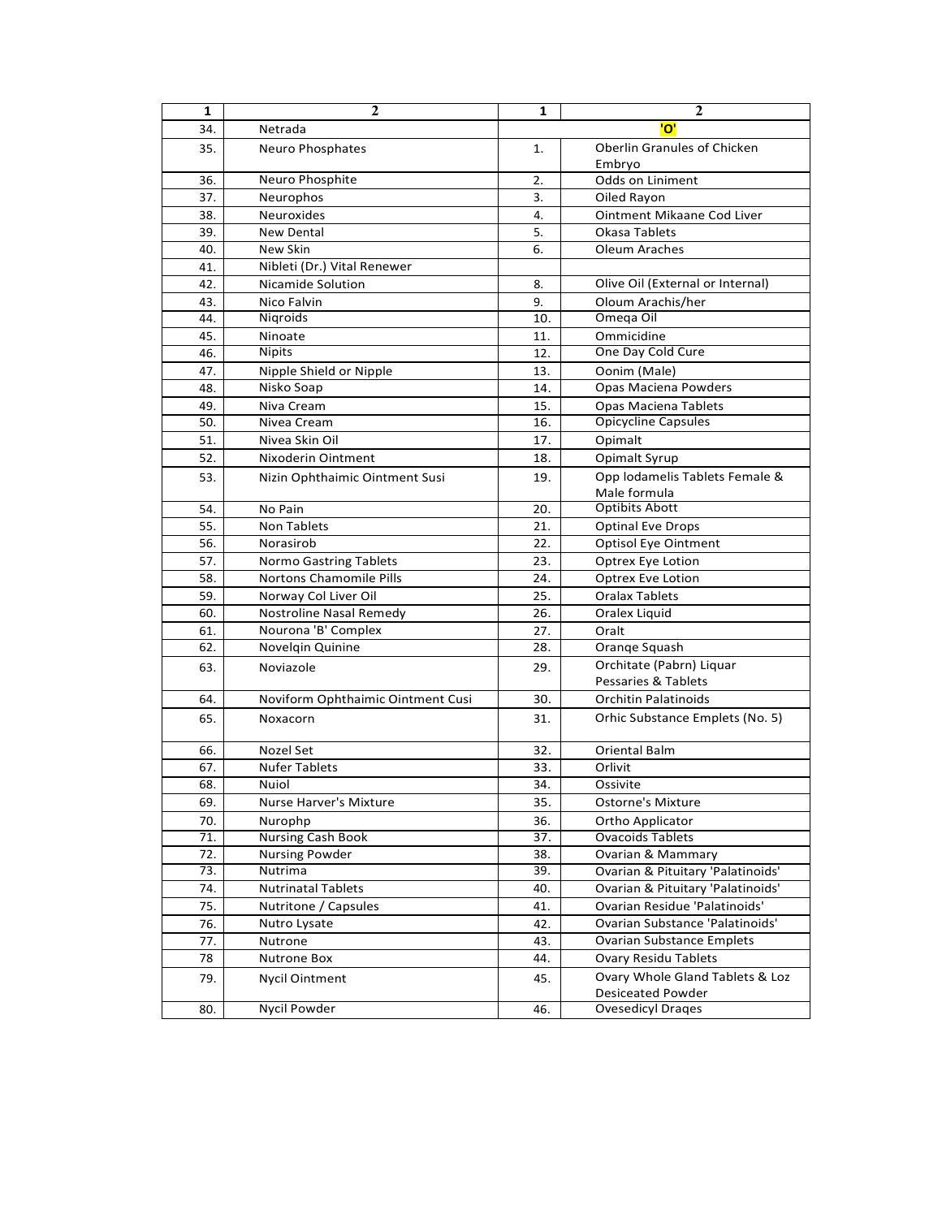| 1 | 2 | 1 | 2 |
|---|---|---|---|
| 34. | Netrada | 'O' | |
| 35. | Neuro Phosphates | 1. | Oberlin Granules of Chicken Embryo |
| 36. | Neuro Phosphite | 2. | Odds on Liniment |
| 37. | Neurophos | 3. | Oiled Rayon |
| 38. | Neuroxides | 4. | Ointment Mikaane Cod Liver |
| 39. | New Dental | 5. | Okasa Tablets |
| 40. | New Skin | 6. | Oleum Araches |
| 41. | Nibleti (Dr.) Vital Renewer | | |
| 42. | Nicamide Solution | 8. | Olive Oil (External or Internal) |
| 43. | Nico Falvin | 9. | Oloum Arachis/her |
| 44. | Niqroids | 10. | Omeqa Oil |
| 45. | Ninoate | 11. | Ommicidine |
| 46. | Nipits | 12. | One Day Cold Cure |
| 47. | Nipple Shield or Nipple | 13. | Oonim (Male) |
| 48. | Nisko Soap | 14. | Opas Maciena Powders |
| 49. | Niva Cream | 15. | Opas Maciena Tablets |
| 50. | Nivea Cream | 16. | Opicycline Capsules |
| 51. | Nivea Skin Oil | 17. | Opimalt |
| 52. | Nixoderin Ointment | 18. | Opimalt Syrup |
| 53. | Nizin Ophthaimic Ointment Susi | 19. | Opp Iodamelis Tablets Female & Male formula |
| 54. | No Pain | 20. | Optibits Abott |
| 55. | Non Tablets | 21. | Optinal Eve Drops |
| 56. | Norasirob | 22. | Optisol Eye Ointment |
| 57. | Normo Gastring Tablets | 23. | Optrex Eye Lotion |
| 58. | Nortons Chamomile Pills | 24. | Optrex Eve Lotion |
| 59. | Norway Col Liver Oil | 25. | Oralax Tablets |
| 60. | Nostroline Nasal Remedy | 26. | Oralex Liquid |
| 61. | Nourona 'B' Complex | 27. | Oralt |
| 62. | Novelqin Quinine | 28. | Oranqe Squash |
| 63. | Noviazole | 29. | Orchitate (Pabrn) Liquar Pessaries & Tablets |
| 64. | Noviform Ophthaimic Ointment Cusi | 30. | Orchitin Palatinoids |
| 65. | Noxacorn | 31. | Orhic Substance Emplets (No. 5) |
| 66. | Nozel Set | 32. | Oriental Balm |
| 67. | Nufer Tablets | 33. | Orlivit |
| 68. | Nuiol | 34. | Ossivite |
| 69. | Nurse Harver's Mixture | 35. | Ostorne's Mixture |
| 70. | Nurophp | 36. | Ortho Applicator |
| 71. | Nursing Cash Book | 37. | Ovacoids Tablets |
| 72. | Nursing Powder | 38. | Ovarian & Mammary |
| 73. | Nutrima | 39. | Ovarian & Pituitary 'Palatinoids' |
| 74. | Nutrinatal Tablets | 40. | Ovarian & Pituitary 'Palatinoids' |
| 75. | Nutritone / Capsules | 41. | Ovarian Residue 'Palatinoids' |
| 76. | Nutro Lysate | 42. | Ovarian Substance 'Palatinoids' |
| 77. | Nutrone | 43. | Ovarian Substance Emplets |
| 78 | Nutrone Box | 44. | Ovary Residu Tablets |
| 79. | Nycil Ointment | 45. | Ovary Whole Gland Tablets & Loz Desiceated Powder |
| 80. | Nycil Powder | 46. | Ovesedicyl Draqes |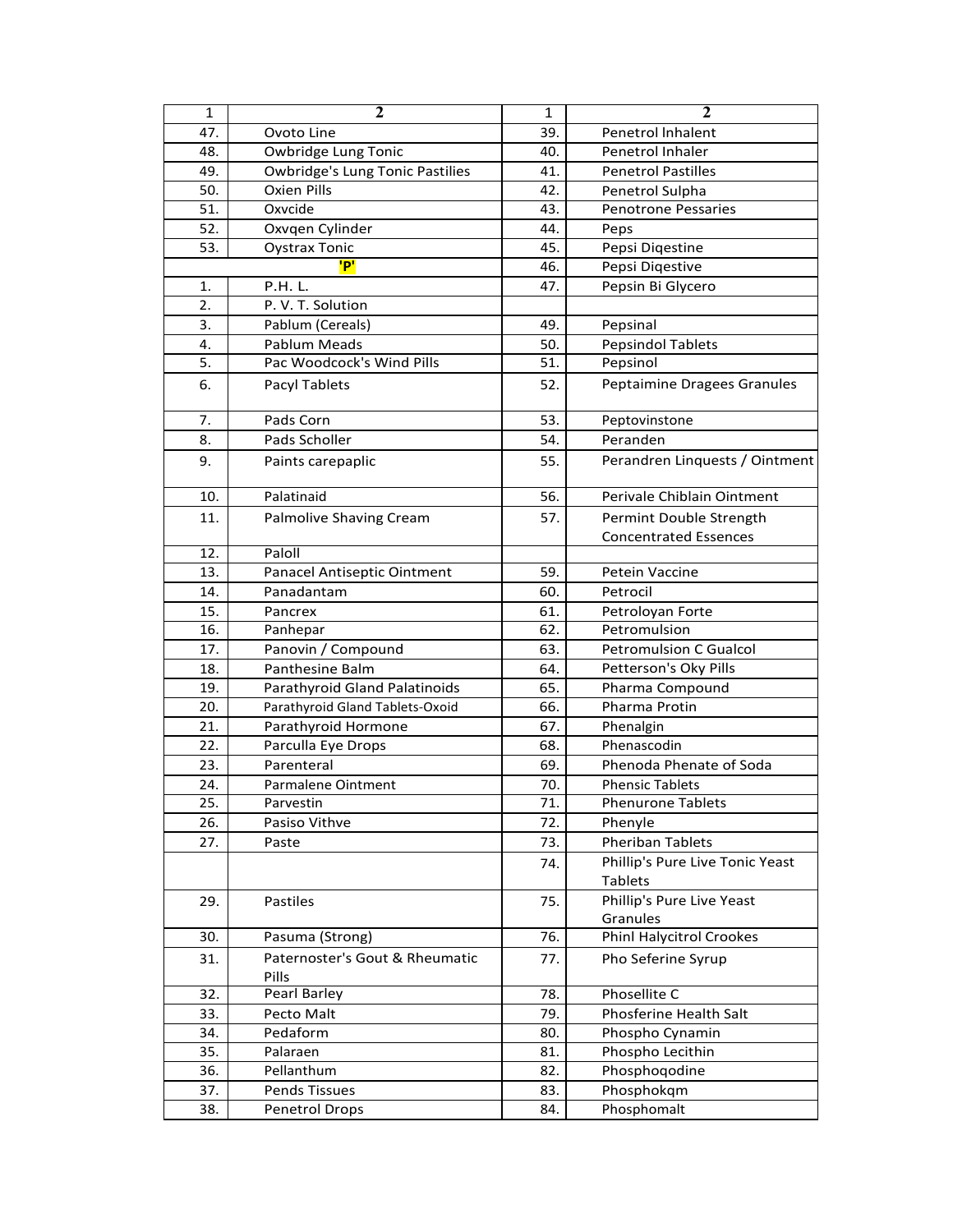| 1 | 2 | 1 | 2 |
|---|---|---|---|
| 47. | Ovoto Line | 39. | Penetrol lnhalent |
| 48. | Owbridge Lung Tonic | 40. | Penetrol Inhaler |
| 49. | Owbridge's Lung Tonic Pastilies | 41. | Penetrol Pastilles |
| 50. | Oxien Pills | 42. | Penetrol Sulpha |
| 51. | Oxvcide | 43. | Penotrone Pessaries |
| 52. | Oxvqen Cylinder | 44. | Peps |
| 53. | Oystrax Tonic | 45. | Pepsi Diqestine |
| 'P' | | 46. | Pepsi Diqestive |
| 1. | P.H. L. | 47. | Pepsin Bi Glycero |
| 2. | P. V. T. Solution | | |
| 3. | Pablum (Cereals) | 49. | Pepsinal |
| 4. | Pablum Meads | 50. | Pepsindol Tablets |
| 5. | Pac Woodcock's Wind Pills | 51. | Pepsinol |
| 6. | Pacyl Tablets | 52. | Peptaimine Dragees Granules |
| 7. | Pads Corn | 53. | Peptovinstone |
| 8. | Pads Scholler | 54. | Peranden |
| 9. | Paints carepaplic | 55. | Perandren Linquests / Ointment |
| 10. | Palatinaid | 56. | Perivale Chiblain Ointment |
| 11. | Palmolive Shaving Cream | 57. | Permint Double Strength Concentrated Essences |
| 12. | Paloll | | |
| 13. | Panacel Antiseptic Ointment | 59. | Petein Vaccine |
| 14. | Panadantam | 60. | Petrocil |
| 15. | Pancrex | 61. | Petroloyan Forte |
| 16. | Panhepar | 62. | Petromulsion |
| 17. | Panovin / Compound | 63. | Petromulsion C Gualcol |
| 18. | Panthesine Balm | 64. | Petterson's Oky Pills |
| 19. | Parathyroid Gland Palatinoids | 65. | Pharma Compound |
| 20. | Parathyroid Gland Tablets-Oxoid | 66. | Pharma Protin |
| 21. | Parathyroid Hormone | 67. | Phenalgin |
| 22. | Parculla Eye Drops | 68. | Phenascodin |
| 23. | Parenteral | 69. | Phenoda Phenate of Soda |
| 24. | Parmalene Ointment | 70. | Phensic Tablets |
| 25. | Parvestin | 71. | Phenurone Tablets |
| 26. | Pasiso Vithve | 72. | Phenyle |
| 27. | Paste | 73. | Pheriban Tablets |
| | | 74. | Phillip's Pure Live Tonic Yeast Tablets |
| 29. | Pastiles | 75. | Phillip's Pure Live Yeast Granules |
| 30. | Pasuma (Strong) | 76. | Phinl Halycitrol Crookes |
| 31. | Paternoster's Gout & Rheumatic Pills | 77. | Pho Seferine Syrup |
| 32. | Pearl Barley | 78. | Phosellite C |
| 33. | Pecto Malt | 79. | Phosferine Health Salt |
| 34. | Pedaform | 80. | Phospho Cynamin |
| 35. | Palaraen | 81. | Phospho Lecithin |
| 36. | Pellanthum | 82. | Phosphoqodine |
| 37. | Pends Tissues | 83. | Phosphokqm |
| 38. | Penetrol Drops | 84. | Phosphomalt |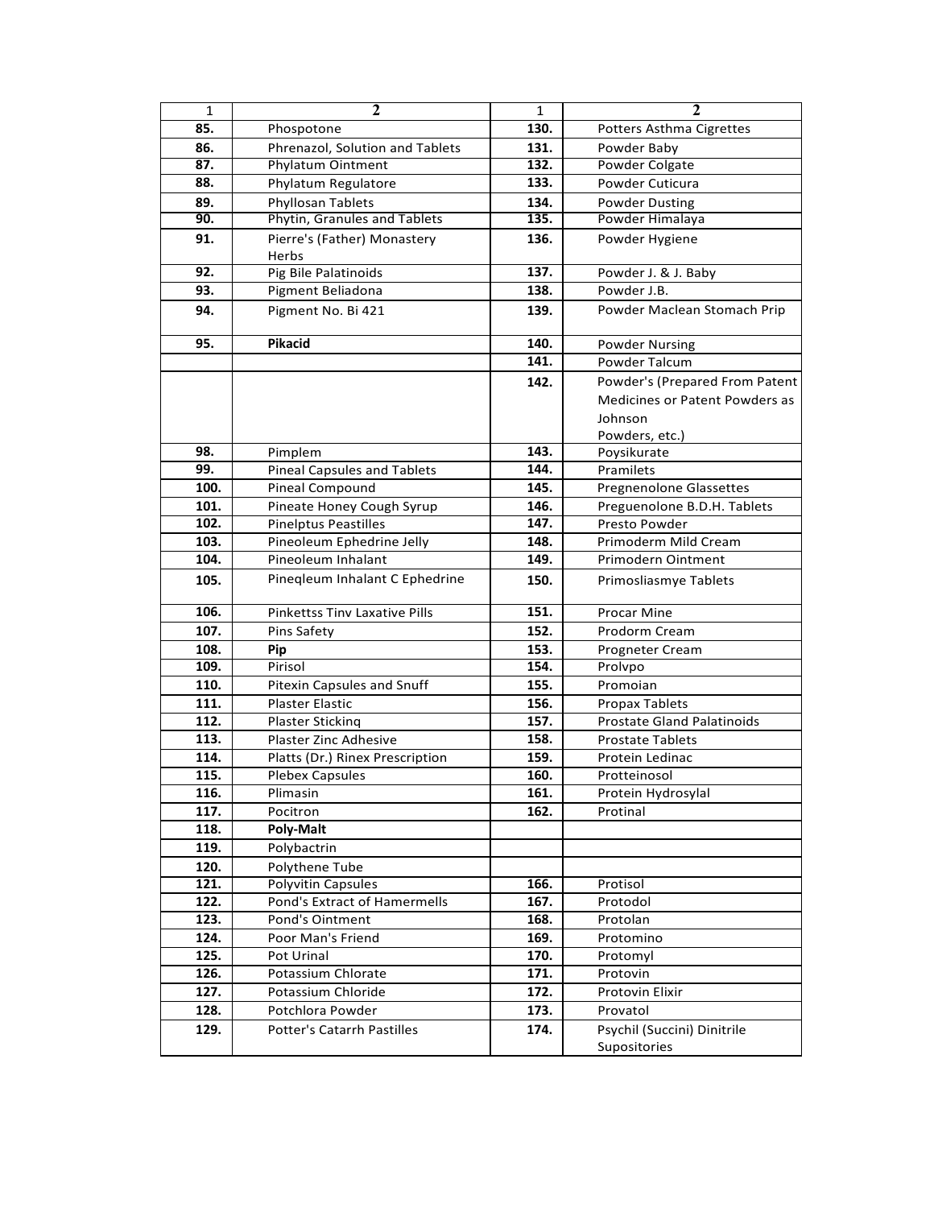| 1 | 2 | 1 | 2 |
|---|---|---|---|
| 85. | Phospotone | 130. | Potters Asthma Cigrettes |
| 86. | Phrenazol, Solution and Tablets | 131. | Powder Baby |
| 87. | Phylatum Ointment | 132. | Powder Colgate |
| 88. | Phylatum Regulatore | 133. | Powder Cuticura |
| 89. | Phyllosan Tablets | 134. | Powder Dusting |
| 90. | Phytin, Granules and Tablets | 135. | Powder Himalaya |
| 91. | Pierre's (Father) Monastery Herbs | 136. | Powder Hygiene |
| 92. | Pig Bile Palatinoids | 137. | Powder J. & J. Baby |
| 93. | Pigment Beliadona | 138. | Powder J.B. |
| 94. | Pigment No. Bi 421 | 139. | Powder Maclean Stomach Prip |
| 95. | **Pikacid** | 140. | Powder Nursing |
| | | 141. | Powder Talcum |
| | | 142. | Powder's (Prepared From Patent Medicines or Patent Powders as Johnson Powders, etc.) |
| 98. | Pimplem | 143. | Poysikurate |
| 99. | Pineal Capsules and Tablets | 144. | Pramilets |
| 100. | Pineal Compound | 145. | Pregnenolone Glassettes |
| 101. | Pineate Honey Cough Syrup | 146. | Preguenolone B.D.H. Tablets |
| 102. | Pinelptus Peastilles | 147. | Presto Powder |
| 103. | Pineoleum Ephedrine Jelly | 148. | Primoderm Mild Cream |
| 104. | Pineoleum Inhalant | 149. | Primodern Ointment |
| 105. | Pineqleum Inhalant C Ephedrine | 150. | Primosliasmye Tablets |
| 106. | Pinkettss Tinv Laxative Pills | 151. | Procar Mine |
| 107. | Pins Safety | 152. | Prodorm Cream |
| 108. | **Pip** | 153. | Progneter Cream |
| 109. | Pirisol | 154. | Prolvpo |
| 110. | Pitexin Capsules and Snuff | 155. | Promoian |
| 111. | Plaster Elastic | 156. | Propax Tablets |
| 112. | Plaster Stickinq | 157. | Prostate Gland Palatinoids |
| 113. | Plaster Zinc Adhesive | 158. | Prostate Tablets |
| 114. | Platts (Dr.) Rinex Prescription | 159. | Protein Ledinac |
| 115. | Plebex Capsules | 160. | Protteinosol |
| 116. | Plimasin | 161. | Protein Hydrosylal |
| 117. | Pocitron | 162. | Protinal |
| 118. | **Poly-Malt** | | |
| 119. | Polybactrin | | |
| 120. | Polythene Tube | | |
| 121. | Polyvitin Capsules | 166. | Protisol |
| 122. | Pond's Extract of Hamermells | 167. | Protodol |
| 123. | Pond's Ointment | 168. | Protolan |
| 124. | Poor Man's Friend | 169. | Protomino |
| 125. | Pot Urinal | 170. | Protomyl |
| 126. | Potassium Chlorate | 171. | Protovin |
| 127. | Potassium Chloride | 172. | Protovin Elixir |
| 128. | Potchlora Powder | 173. | Provatol |
| 129. | Potter's Catarrh Pastilles | 174. | Psychil (Succini) Dinitrile Supositories |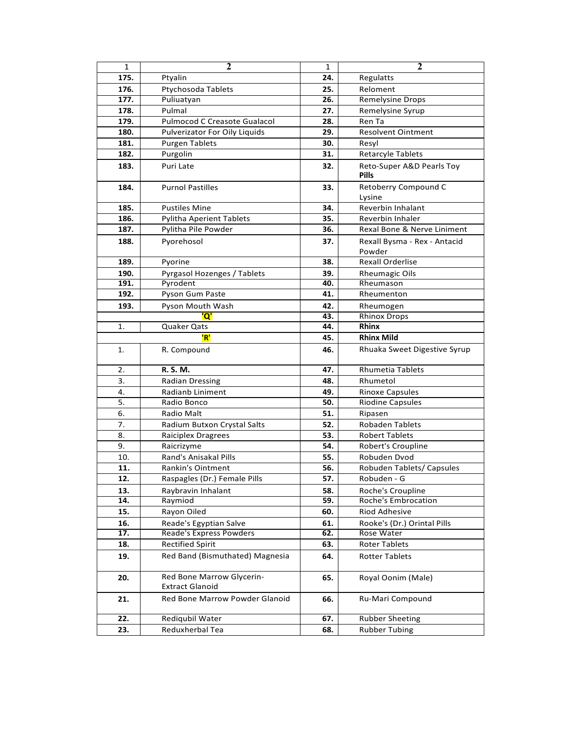| 1 | 2 | 1 | 2 |
|---|---|---|---|
| **175.** | Ptyalin | **24.** | Regulatts |
| **176.** | Ptychosoda Tablets | **25.** | Reloment |
| **177.** | Puliuatyan | **26.** | Remelysine Drops |
| **178.** | Pulmal | **27.** | Remelysine Syrup |
| **179.** | Pulmocod C Creasote Gualacol | **28.** | Ren Ta |
| **180.** | Pulverizator For Oily Liquids | **29.** | Resolvent Ointment |
| **181.** | Purgen Tablets | **30.** | Resyl |
| **182.** | Purgolin | **31.** | Retarcyle Tablets |
| **183.** | Puri Late | **32.** | Reto-Super A&D Pearls Toy **Pills** |
| **184.** | Purnol Pastilles | **33.** | Retoberry Compound C Lysine |
| **185.** | Pustiles Mine | **34.** | Reverbin Inhalant |
| **186.** | Pylitha Aperient Tablets | **35.** | Reverbin Inhaler |
| **187.** | Pylitha Pile Powder | **36.** | Rexal Bone & Nerve Liniment |
| **188.** | Pyorehosol | **37.** | Rexall Bysma - Rex - Antacid Powder |
| **189.** | Pyorine | **38.** | Rexall Orderlise |
| **190.** | Pyrgasol Hozenges / Tablets | **39.** | Rheumagic Oils |
| **191.** | Pyrodent | **40.** | Rheumason |
| **192.** | Pyson Gum Paste | **41.** | Rheumenton |
| **193.** | Pyson Mouth Wash | **42.** | Rheumogen |
| | **'Q'** | **43.** | Rhinox Drops |
| 1. | Quaker Qats | **44.** | **Rhinx** |
| | **'R'** | **45.** | **Rhinx Mild** |
| 1. | R. Compound | **46.** | Rhuaka Sweet Digestive Syrup |
| 2. | **R. S. M.** | **47.** | Rhumetia Tablets |
| 3. | Radian Dressing | **48.** | Rhumetol |
| 4. | Radianb Liniment | **49.** | Rinoxe Capsules |
| 5. | Radio Bonco | **50.** | Riodine Capsules |
| 6. | Radio Malt | **51.** | Ripasen |
| 7. | Radium Butxon Crystal Salts | **52.** | Robaden Tablets |
| 8. | Raiciplex Dragrees | **53.** | Robert Tablets |
| 9. | Raicrizyme | **54.** | Robert's Croupline |
| 10. | Rand's Anisakal Pills | **55.** | Robuden Dvod |
| **11.** | Rankin's Ointment | **56.** | Robuden Tablets/ Capsules |
| **12.** | Raspagles (Dr.) Female Pills | **57.** | Robuden - G |
| **13.** | Raybravin Inhalant | **58.** | Roche's Croupline |
| **14.** | Raymiod | **59.** | Roche's Embrocation |
| **15.** | Rayon Oiled | **60.** | Riod Adhesive |
| **16.** | Reade's Egyptian Salve | **61.** | Rooke's (Dr.) Orintal Pills |
| **17.** | Reade's Express Powders | **62.** | Rose Water |
| **18.** | Rectified Spirit | **63.** | Roter Tablets |
| **19.** | Red Band (Bismuthated) Magnesia | **64.** | Rotter Tablets |
| **20.** | Red Bone Marrow Glycerin-Extract Glanoid | **65.** | Royal Oonim (Male) |
| **21.** | Red Bone Marrow Powder Glanoid | **66.** | Ru-Mari Compound |
| **22.** | Rediqubil Water | **67.** | Rubber Sheeting |
| **23.** | Reduxherbal Tea | **68.** | Rubber Tubing |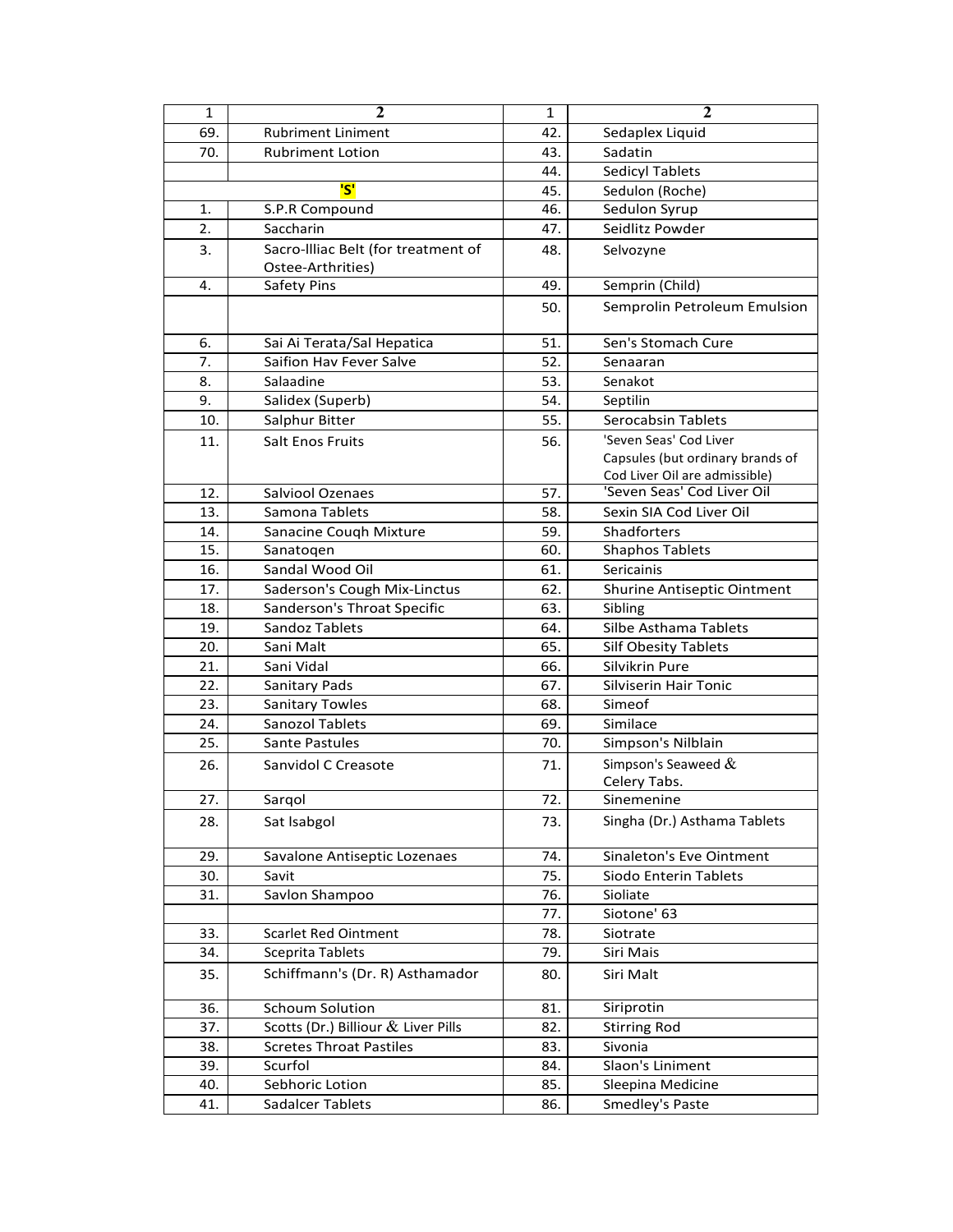| 1 | 2 | 1 | 2 |
|---|---|---|---|
| 69. | Rubriment Liniment | 42. | Sedaplex Liquid |
| 70. | Rubriment Lotion | 43. | Sadatin |
| | | 44. | Sedicyl Tablets |
| **'S'** | | 45. | Sedulon (Roche) |
| 1. | S.P.R Compound | 46. | Sedulon Syrup |
| 2. | Saccharin | 47. | Seidlitz Powder |
| 3. | Sacro-llliac Belt (for treatment of Ostee-Arthrities) | 48. | Selvozyne |
| 4. | Safety Pins | 49. | Semprin (Child) |
| | | 50. | Semprolin Petroleum Emulsion |
| 6. | Sai Ai Terata/Sal Hepatica | 51. | Sen's Stomach Cure |
| 7. | Saifion Hav Fever Salve | 52. | Senaaran |
| 8. | Salaadine | 53. | Senakot |
| 9. | Salidex (Superb) | 54. | Septilin |
| 10. | Salphur Bitter | 55. | Serocabsin Tablets |
| 11. | Salt Enos Fruits | 56. | 'Seven Seas' Cod Liver Capsules (but ordinary brands of Cod Liver Oil are admissible) |
| 12. | Salviool Ozenaes | 57. | 'Seven Seas' Cod Liver Oil |
| 13. | Samona Tablets | 58. | Sexin SIA Cod Liver Oil |
| 14. | Sanacine Cough Mixture | 59. | Shadforters |
| 15. | Sanatoqen | 60. | Shaphos Tablets |
| 16. | Sandal Wood Oil | 61. | Sericainis |
| 17. | Saderson's Cough Mix-Linctus | 62. | Shurine Antiseptic Ointment |
| 18. | Sanderson's Throat Specific | 63. | Sibling |
| 19. | Sandoz Tablets | 64. | Silbe Asthama Tablets |
| 20. | Sani Malt | 65. | Silf Obesity Tablets |
| 21. | Sani Vidal | 66. | Silvikrin Pure |
| 22. | Sanitary Pads | 67. | Silviserin Hair Tonic |
| 23. | Sanitary Towles | 68. | Simeof |
| 24. | Sanozol Tablets | 69. | Similace |
| 25. | Sante Pastules | 70. | Simpson's Nilblain |
| 26. | Sanvidol C Creasote | 71. | Simpson's Seaweed & Celery Tabs. |
| 27. | Sarqol | 72. | Sinemenine |
| 28. | Sat Isabgol | 73. | Singha (Dr.) Asthama Tablets |
| 29. | Savalone Antiseptic Lozenaes | 74. | Sinaleton's Eve Ointment |
| 30. | Savit | 75. | Siodo Enterin Tablets |
| 31. | Savlon Shampoo | 76. | Sioliate |
| | | 77. | Siotone' 63 |
| 33. | Scarlet Red Ointment | 78. | Siotrate |
| 34. | Sceprita Tablets | 79. | Siri Mais |
| 35. | Schiffmann's (Dr. R) Asthamador | 80. | Siri Malt |
| 36. | Schoum Solution | 81. | Siriprotin |
| 37. | Scotts (Dr.) Billiour & Liver Pills | 82. | Stirring Rod |
| 38. | Scretes Throat Pastiles | 83. | Sivonia |
| 39. | Scurfol | 84. | Slaon's Liniment |
| 40. | Sebhoric Lotion | 85. | Sleepina Medicine |
| 41. | Sadalcer Tablets | 86. | Smedley's Paste |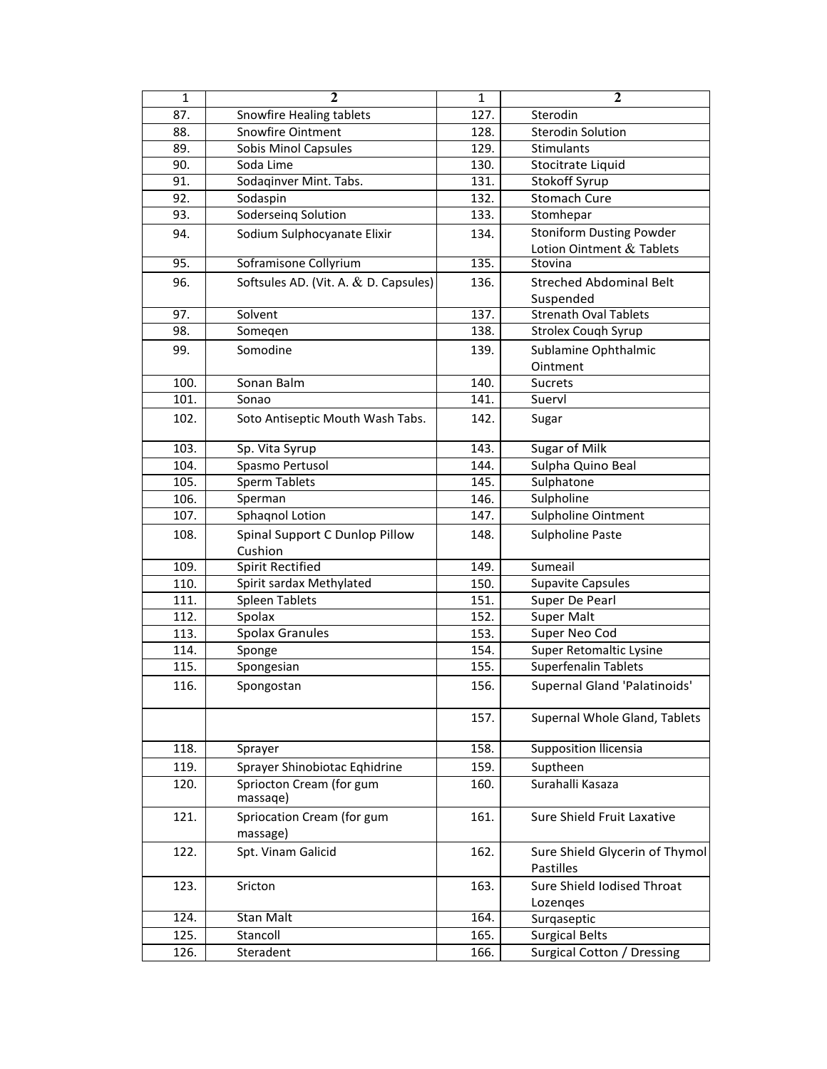| 1 | 2 | 1 | 2 |
|---|---|---|---|
| 87. | Snowfire Healing tablets | 127. | Sterodin |
| 88. | Snowfire Ointment | 128. | Sterodin Solution |
| 89. | Sobis Minol Capsules | 129. | Stimulants |
| 90. | Soda Lime | 130. | Stocitrate Liquid |
| 91. | Sodaqinver Mint. Tabs. | 131. | Stokoff Syrup |
| 92. | Sodaspin | 132. | Stomach Cure |
| 93. | Soderseinq Solution | 133. | Stomhepar |
| 94. | Sodium Sulphocyanate Elixir | 134. | Stoniform Dusting Powder Lotion Ointment & Tablets |
| 95. | Soframisone Collyrium | 135. | Stovina |
| 96. | Softsules AD. (Vit. A. & D. Capsules) | 136. | Streched Abdominal Belt Suspended |
| 97. | Solvent | 137. | Strenath Oval Tablets |
| 98. | Someqen | 138. | Strolex Couqh Syrup |
| 99. | Somodine | 139. | Sublamine Ophthalmic Ointment |
| 100. | Sonan Balm | 140. | Sucrets |
| 101. | Sonao | 141. | Suervl |
| 102. | Soto Antiseptic Mouth Wash Tabs. | 142. | Sugar |
| 103. | Sp. Vita Syrup | 143. | Sugar of Milk |
| 104. | Spasmo Pertusol | 144. | Sulpha Quino Beal |
| 105. | Sperm Tablets | 145. | Sulphatone |
| 106. | Sperman | 146. | Sulpholine |
| 107. | Sphaqnol Lotion | 147. | Sulpholine Ointment |
| 108. | Spinal Support C Dunlop Pillow Cushion | 148. | Sulpholine Paste |
| 109. | Spirit Rectified | 149. | Sumeail |
| 110. | Spirit sardax Methylated | 150. | Supavite Capsules |
| 111. | Spleen Tablets | 151. | Super De Pearl |
| 112. | Spolax | 152. | Super Malt |
| 113. | Spolax Granules | 153. | Super Neo Cod |
| 114. | Sponge | 154. | Super Retomaltic Lysine |
| 115. | Spongesian | 155. | Superfenalin Tablets |
| 116. | Spongostan | 156. | Supernal Gland 'Palatinoids' |
| | | 157. | Supernal Whole Gland, Tablets |
| 118. | Sprayer | 158. | Supposition llicensia |
| 119. | Sprayer Shinobiotac Eqhidrine | 159. | Suptheen |
| 120. | Spriocton Cream (for gum massaqe) | 160. | Surahalli Kasaza |
| 121. | Spriocation Cream (for gum massage) | 161. | Sure Shield Fruit Laxative |
| 122. | Spt. Vinam Galicid | 162. | Sure Shield Glycerin of Thymol Pastilles |
| 123. | Sricton | 163. | Sure Shield Iodised Throat Lozenqes |
| 124. | Stan Malt | 164. | Surqaseptic |
| 125. | Stancoll | 165. | Surgical Belts |
| 126. | Steradent | 166. | Surgical Cotton / Dressing |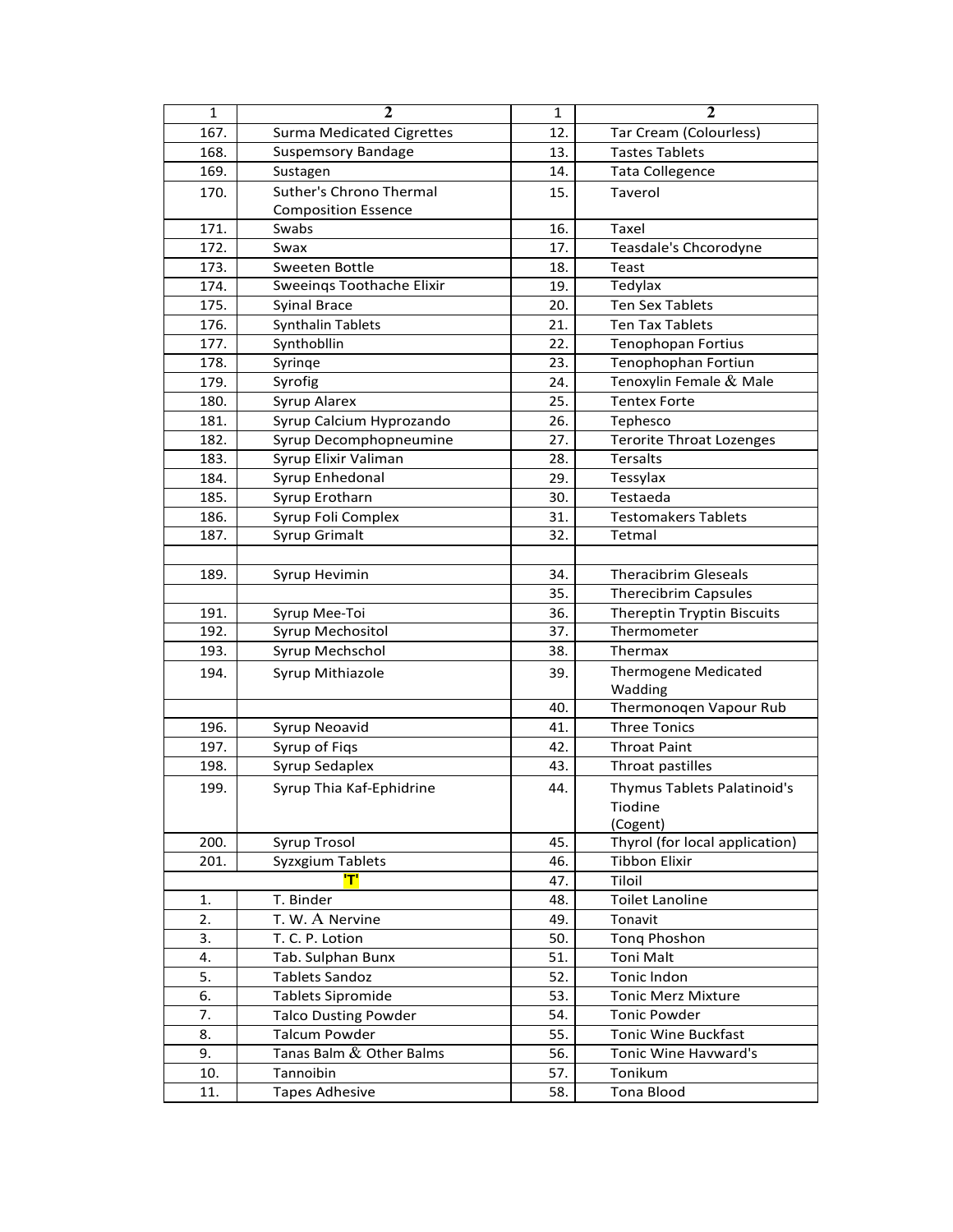| 1 | 2 | 1 | 2 |
|---|---|---|---|
| 167. | Surma Medicated Cigrettes | 12. | Tar Cream (Colourless) |
| 168. | Suspemsory Bandage | 13. | Tastes Tablets |
| 169. | Sustagen | 14. | Tata Collegence |
| 170. | Suther's Chrono Thermal Composition Essence | 15. | Taverol |
| 171. | Swabs | 16. | Taxel |
| 172. | Swax | 17. | Teasdale's Chcorodyne |
| 173. | Sweeten Bottle | 18. | Teast |
| 174. | Sweeinqs Toothache Elixir | 19. | Tedylax |
| 175. | Syinal Brace | 20. | Ten Sex Tablets |
| 176. | Synthalin Tablets | 21. | Ten Tax Tablets |
| 177. | Synthobllin | 22. | Tenophopan Fortius |
| 178. | Syrinqe | 23. | Tenophophan Fortiun |
| 179. | Syrofig | 24. | Tenoxylin Female & Male |
| 180. | Syrup Alarex | 25. | Tentex Forte |
| 181. | Syrup Calcium Hyprozando | 26. | Tephesco |
| 182. | Syrup Decomphopneumine | 27. | Terorite Throat Lozenges |
| 183. | Syrup Elixir Valiman | 28. | Tersalts |
| 184. | Syrup Enhedonal | 29. | Tessylax |
| 185. | Syrup Erotharn | 30. | Testaeda |
| 186. | Syrup Foli Complex | 31. | Testomakers Tablets |
| 187. | Syrup Grimalt | 32. | Tetmal |
| | | | |
| 189. | Syrup Hevimin | 34. | Theracibrim Gleseals |
| | | 35. | Therecibrim Capsules |
| 191. | Syrup Mee-Toi | 36. | Thereptin Tryptin Biscuits |
| 192. | Syrup Mechositol | 37. | Thermometer |
| 193. | Syrup Mechschol | 38. | Thermax |
| 194. | Syrup Mithiazole | 39. | Thermogene Medicated Wadding |
| | | 40. | Thermonoqen Vapour Rub |
| 196. | Syrup Neoavid | 41. | Three Tonics |
| 197. | Syrup of Fiqs | 42. | Throat Paint |
| 198. | Syrup Sedaplex | 43. | Throat pastilles |
| 199. | Syrup Thia Kaf-Ephidrine | 44. | Thymus Tablets Palatinoid's Tiodine (Cogent) |
| 200. | Syrup Trosol | 45. | Thyrol (for local application) |
| 201. | Syzxgium Tablets | 46. | Tibbon Elixir |
| 'T' | | 47. | Tiloil |
| 1. | T. Binder | 48. | Toilet Lanoline |
| 2. | T. W. A Nervine | 49. | Tonavit |
| 3. | T. C. P. Lotion | 50. | Tonq Phoshon |
| 4. | Tab. Sulphan Bunx | 51. | Toni Malt |
| 5. | Tablets Sandoz | 52. | Tonic Indon |
| 6. | Tablets Sipromide | 53. | Tonic Merz Mixture |
| 7. | Talco Dusting Powder | 54. | Tonic Powder |
| 8. | Talcum Powder | 55. | Tonic Wine Buckfast |
| 9. | Tanas Balm & Other Balms | 56. | Tonic Wine Havward's |
| 10. | Tannoibin | 57. | Tonikum |
| 11. | Tapes Adhesive | 58. | Tona Blood |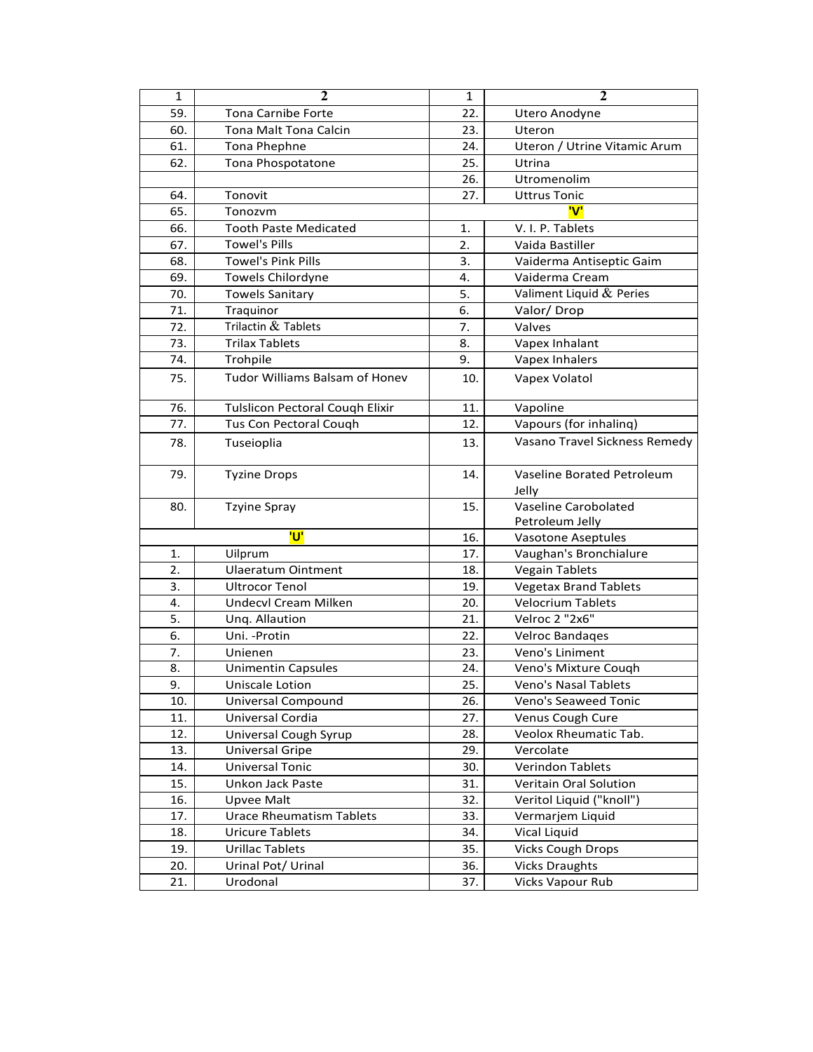| 1 | 2 | 1 | 2 |
|---|---|---|---|
| 59. | Tona Carnibe Forte | 22. | Utero Anodyne |
| 60. | Tona Malt Tona Calcin | 23. | Uteron |
| 61. | Tona Phephne | 24. | Uteron / Utrine Vitamic Arum |
| 62. | Tona Phospotatone | 25. | Utrina |
| | | 26. | Utromenolim |
| 64. | Tonovit | 27. | Uttrus Tonic |
| 65. | Tonozvm | | 'V' |
| 66. | Tooth Paste Medicated | 1. | V. I. P. Tablets |
| 67. | Towel's Pills | 2. | Vaida Bastiller |
| 68. | Towel's Pink Pills | 3. | Vaiderma Antiseptic Gaim |
| 69. | Towels Chilordyne | 4. | Vaiderma Cream |
| 70. | Towels Sanitary | 5. | Valiment Liquid & Peries |
| 71. | Traquinor | 6. | Valor/ Drop |
| 72. | Trilactin & Tablets | 7. | Valves |
| 73. | Trilax Tablets | 8. | Vapex Inhalant |
| 74. | Trohpile | 9. | Vapex Inhalers |
| 75. | Tudor Williams Balsam of Honev | 10. | Vapex Volatol |
| 76. | Tulslicon Pectoral Couqh Elixir | 11. | Vapoline |
| 77. | Tus Con Pectoral Couqh | 12. | Vapours (for inhalinq) |
| 78. | Tuseioplia | 13. | Vasano Travel Sickness Remedy |
| 79. | Tyzine Drops | 14. | Vaseline Borated Petroleum Jelly |
| 80. | Tzyine Spray | 15. | Vaseline Carobolated Petroleum Jelly |
| | 'U' | 16. | Vasotone Aseptules |
| 1. | Uilprum | 17. | Vaughan's Bronchialure |
| 2. | Ulaeratum Ointment | 18. | Vegain Tablets |
| 3. | Ultrocor Tenol | 19. | Vegetax Brand Tablets |
| 4. | Undecvl Cream Milken | 20. | Velocrium Tablets |
| 5. | Unq. Allaution | 21. | Velroc 2 "2x6" |
| 6. | Uni. -Protin | 22. | Velroc Bandaqes |
| 7. | Unienen | 23. | Veno's Liniment |
| 8. | Unimentin Capsules | 24. | Veno's Mixture Couqh |
| 9. | Uniscale Lotion | 25. | Veno's Nasal Tablets |
| 10. | Universal Compound | 26. | Veno's Seaweed Tonic |
| 11. | Universal Cordia | 27. | Venus Cough Cure |
| 12. | Universal Cough Syrup | 28. | Veolox Rheumatic Tab. |
| 13. | Universal Gripe | 29. | Vercolate |
| 14. | Universal Tonic | 30. | Verindon Tablets |
| 15. | Unkon Jack Paste | 31. | Veritain Oral Solution |
| 16. | Upvee Malt | 32. | Veritol Liquid ("knoll") |
| 17. | Urace Rheumatism Tablets | 33. | Vermarjem Liquid |
| 18. | Uricure Tablets | 34. | Vical Liquid |
| 19. | Urillac Tablets | 35. | Vicks Cough Drops |
| 20. | Urinal Pot/ Urinal | 36. | Vicks Draughts |
| 21. | Urodonal | 37. | Vicks Vapour Rub |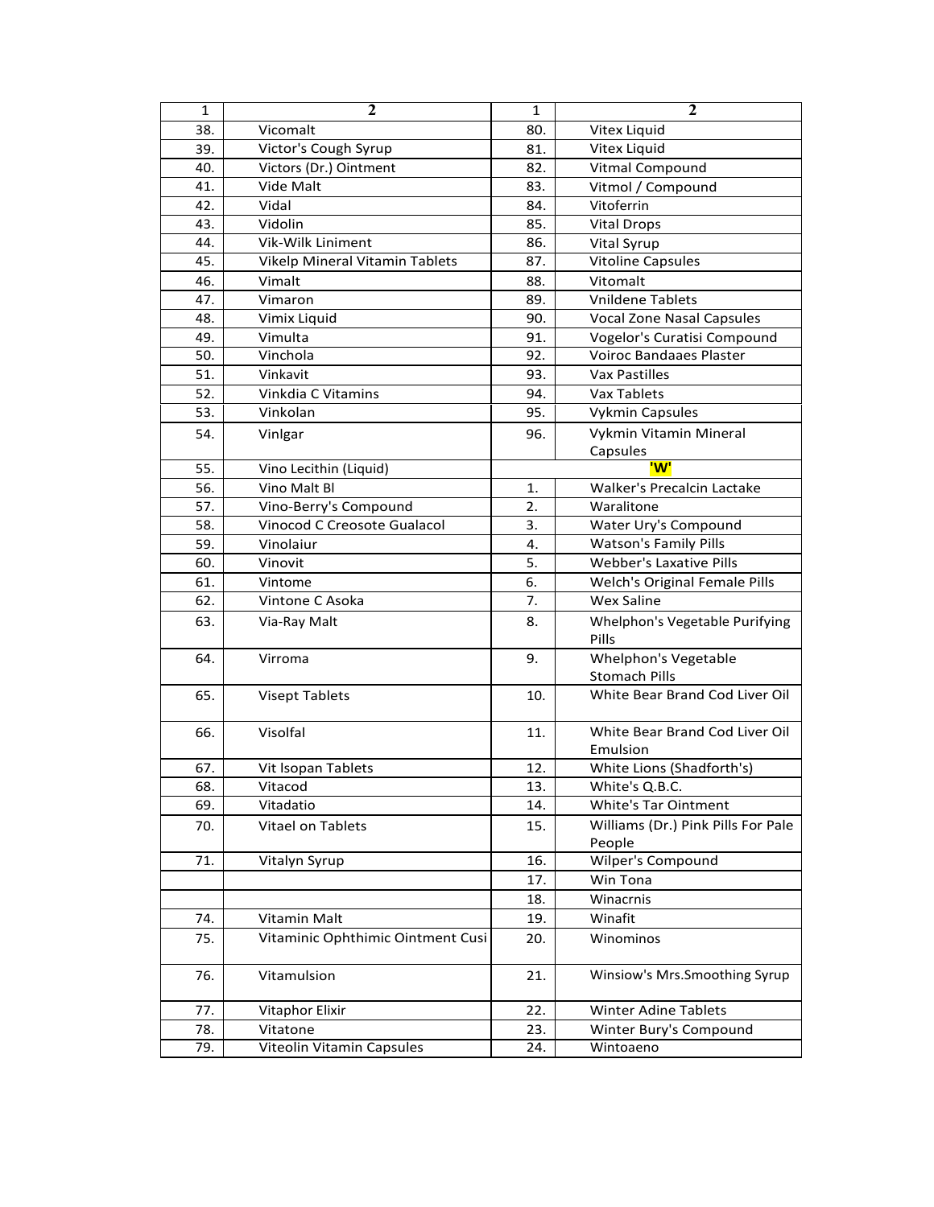| 1 | 2 | 1 | 2 |
|---|---|---|---|
| 38. | Vicomalt | 80. | Vitex Liquid |
| 39. | Victor's Cough Syrup | 81. | Vitex Liquid |
| 40. | Victors (Dr.) Ointment | 82. | Vitmal Compound |
| 41. | Vide Malt | 83. | Vitmol / Compound |
| 42. | Vidal | 84. | Vitoferrin |
| 43. | Vidolin | 85. | Vital Drops |
| 44. | Vik-Wilk Liniment | 86. | Vital Syrup |
| 45. | Vikelp Mineral Vitamin Tablets | 87. | Vitoline Capsules |
| 46. | Vimalt | 88. | Vitomalt |
| 47. | Vimaron | 89. | Vnildene Tablets |
| 48. | Vimix Liquid | 90. | Vocal Zone Nasal Capsules |
| 49. | Vimulta | 91. | Vogelor's Curatisi Compound |
| 50. | Vinchola | 92. | Voiroc Bandaaes Plaster |
| 51. | Vinkavit | 93. | Vax Pastilles |
| 52. | Vinkdia C Vitamins | 94. | Vax Tablets |
| 53. | Vinkolan | 95. | Vykmin Capsules |
| 54. | Vinlgar | 96. | Vykmin Vitamin Mineral Capsules |
| 55. | Vino Lecithin (Liquid) | | **'W'** |
| 56. | Vino Malt Bl | 1. | Walker's Precalcin Lactake |
| 57. | Vino-Berry's Compound | 2. | Waralitone |
| 58. | Vinocod C Creosote Gualacol | 3. | Water Ury's Compound |
| 59. | Vinolaiur | 4. | Watson's Family Pills |
| 60. | Vinovit | 5. | Webber's Laxative Pills |
| 61. | Vintome | 6. | Welch's Original Female Pills |
| 62. | Vintone C Asoka | 7. | Wex Saline |
| 63. | Via-Ray Malt | 8. | Whelphon's Vegetable Purifying Pills |
| 64. | Virroma | 9. | Whelphon's Vegetable Stomach Pills |
| 65. | Visept Tablets | 10. | White Bear Brand Cod Liver Oil |
| 66. | Visolfal | 11. | White Bear Brand Cod Liver Oil Emulsion |
| 67. | Vit Isopan Tablets | 12. | White Lions (Shadforth's) |
| 68. | Vitacod | 13. | White's Q.B.C. |
| 69. | Vitadatio | 14. | White's Tar Ointment |
| 70. | Vitael on Tablets | 15. | Williams (Dr.) Pink Pills For Pale People |
| 71. | Vitalyn Syrup | 16. | Wilper's Compound |
| | | 17. | Win Tona |
| | | 18. | Winacrnis |
| 74. | Vitamin Malt | 19. | Winafit |
| 75. | Vitaminic Ophthimic Ointment Cusi | 20. | Winominos |
| 76. | Vitamulsion | 21. | Winsiow's Mrs.Smoothing Syrup |
| 77. | Vitaphor Elixir | 22. | Winter Adine Tablets |
| 78. | Vitatone | 23. | Winter Bury's Compound |
| 79. | Viteolin Vitamin Capsules | 24. | Wintoaeno |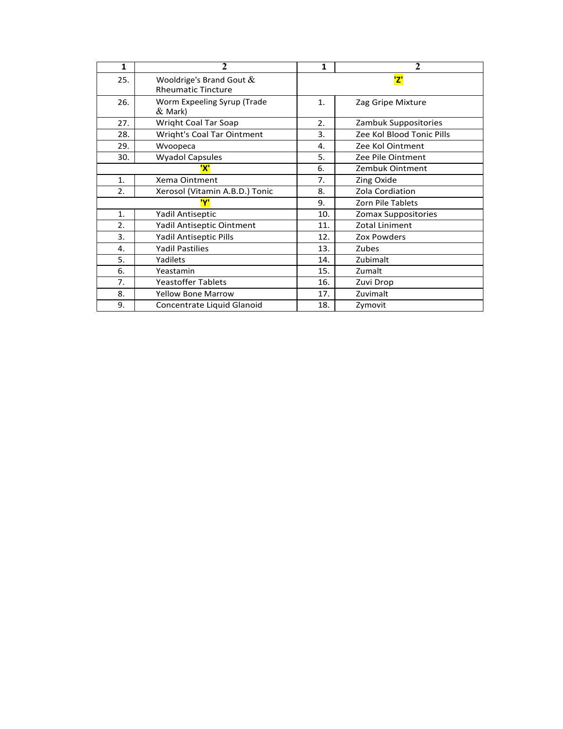| 1 | 2 | 1 | 2 |
|---|---|---|---|
| 25. | Wooldrige's Brand Gout & Rheumatic Tincture | | 'Z' |
| 26. | Worm Expeeling Syrup (Trade & Mark) | 1. | Zag Gripe Mixture |
| 27. | Wriqht Coal Tar Soap | 2. | Zambuk Suppositories |
| 28. | Wriqht's Coal Tar Ointment | 3. | Zee Kol Blood Tonic Pills |
| 29. | Wvoopeca | 4. | Zee Kol Ointment |
| 30. | Wyadol Capsules | 5. | Zee Pile Ointment |
| | 'X' | 6. | Zembuk Ointment |
| 1. | Xema Ointment | 7. | Zing Oxide |
| 2. | Xerosol (Vitamin A.B.D.) Tonic | 8. | Zola Cordiation |
| | 'Y' | 9. | Zorn Pile Tablets |
| 1. | Yadil Antiseptic | 10. | Zomax Suppositories |
| 2. | Yadil Antiseptic Ointment | 11. | Zotal Liniment |
| 3. | Yadil Antiseptic Pills | 12. | Zox Powders |
| 4. | Yadil Pastilies | 13. | Zubes |
| 5. | Yadilets | 14. | Zubimalt |
| 6. | Yeastamin | 15. | Zumalt |
| 7. | Yeastoffer Tablets | 16. | Zuvi Drop |
| 8. | Yellow Bone Marrow | 17. | Zuvimalt |
| 9. | Concentrate Liquid Glanoid | 18. | Zymovit |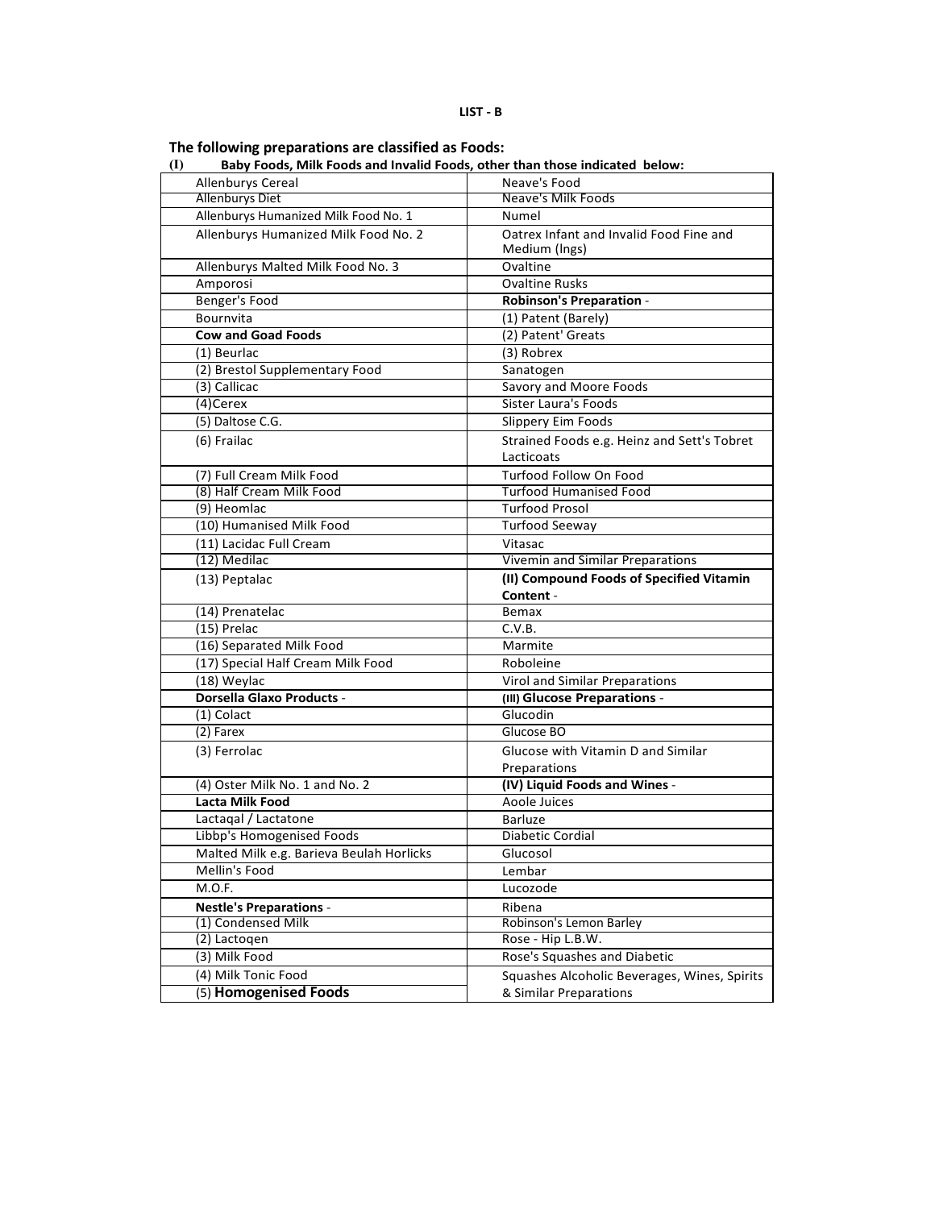**LIST - B**

**The following preparations are classified as Foods:**

**(I) Baby Foods, Milk Foods and Invalid Foods, other than those indicated below:**

| | |
|---|---|
| Allenburys Cereal | Neave's Food |
| Allenburys Diet | Neave's Milk Foods |
| Allenburys Humanized Milk Food No. 1 | Numel |
| Allenburys Humanized Milk Food No. 2 | Oatrex Infant and Invalid Food Fine and Medium (Ings) |
| Allenburys Malted Milk Food No. 3 | Ovaltine |
| Amporosi | Ovaltine Rusks |
| Benger's Food | **Robinson's Preparation** - |
| Bournvita | (1) Patent (Barely) |
| **Cow and Goad Foods** | (2) Patent' Greats |
| (1) Beurlac | (3) Robrex |
| (2) Brestol Supplementary Food | Sanatogen |
| (3) Callicac | Savory and Moore Foods |
| (4)Cerex | Sister Laura's Foods |
| (5) Daltose C.G. | Slippery Eim Foods |
| (6) Frailac | Strained Foods e.g. Heinz and Sett's Tobret Lacticoats |
| (7) Full Cream Milk Food | Turfood Follow On Food |
| (8) Half Cream Milk Food | Turfood Humanised Food |
| (9) Heomlac | Turfood Prosol |
| (10) Humanised Milk Food | Turfood Seeway |
| (11) Lacidac Full Cream | Vitasac |
| (12) Medilac | Vivemin and Similar Preparations |
| (13) Peptalac | **(II) Compound Foods of Specified Vitamin Content** - |
| (14) Prenatelac | Bemax |
| (15) Prelac | C.V.B. |
| (16) Separated Milk Food | Marmite |
| (17) Special Half Cream Milk Food | Roboleine |
| (18) Weylac | Virol and Similar Preparations |
| **Dorsella Glaxo Products** - | **(III) Glucose Preparations** - |
| (1) Colact | Glucodin |
| (2) Farex | Glucose BO |
| (3) Ferrolac | Glucose with Vitamin D and Similar Preparations |
| (4) Oster Milk No. 1 and No. 2 | **(IV) Liquid Foods and Wines** - |
| **Lacta Milk Food** | Aoole Juices |
| Lactaqal / Lactatone | Barluze |
| Libbp's Homogenised Foods | Diabetic Cordial |
| Malted Milk e.g. Barieva Beulah Horlicks | Glucosol |
| Mellin's Food | Lembar |
| M.O.F. | Lucozode |
| **Nestle's Preparations** - | Ribena |
| (1) Condensed Milk | Robinson's Lemon Barley |
| (2) Lactoqen | Rose - Hip L.B.W. |
| (3) Milk Food | Rose's Squashes and Diabetic |
| (4) Milk Tonic Food | Squashes Alcoholic Beverages, Wines, Spirits & Similar Preparations |
| (5) **Homogenised Foods** | |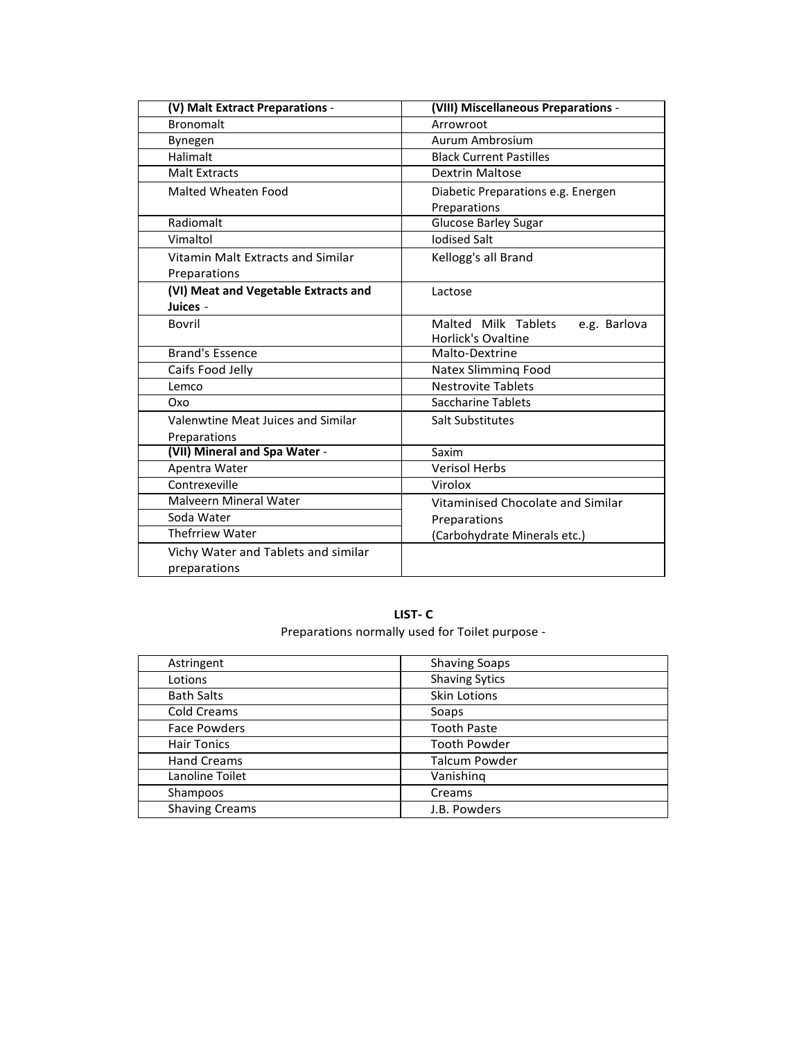| | |
|---|---|
| **(V) Malt Extract Preparations** - | **(VIII) Miscellaneous Preparations** - |
| Bronomalt | Arrowroot |
| Bynegen | Aurum Ambrosium |
| Halimalt | Black Current Pastilles |
| Malt Extracts | Dextrin Maltose |
| Malted Wheaten Food | Diabetic Preparations e.g. Energen Preparations |
| Radiomalt | Glucose Barley Sugar |
| Vimaltol | Iodised Salt |
| Vitamin Malt Extracts and Similar Preparations | Kellogg's all Brand |
| **(VI) Meat and Vegetable Extracts and Juices** - | Lactose |
| Bovril | Malted Milk Tablets e.g. Barlova Horlick's Ovaltine |
| Brand's Essence | Malto-Dextrine |
| Caifs Food Jelly | Natex Slimminq Food |
| Lemco | Nestrovite Tablets |
| Oxo | Saccharine Tablets |
| Valenwtine Meat Juices and Similar Preparations | Salt Substitutes |
| **(VII) Mineral and Spa Water** - | Saxim |
| Apentra Water | Verisol Herbs |
| Contrexeville | Virolox |
| Malveern Mineral Water | Vitaminised Chocolate and Similar Preparations (Carbohydrate Minerals etc.) |
| Soda Water | |
| Thefrriew Water | |
| Vichy Water and Tablets and similar preparations | |

**LIST- C**

Preparations normally used for Toilet purpose -

| | |
|---|---|
| Astringent | Shaving Soaps |
| Lotions | Shaving Sytics |
| Bath Salts | Skin Lotions |
| Cold Creams | Soaps |
| Face Powders | Tooth Paste |
| Hair Tonics | Tooth Powder |
| Hand Creams | Talcum Powder |
| Lanoline Toilet | Vanishinq |
| Shampoos | Creams |
| Shaving Creams | J.B. Powders |